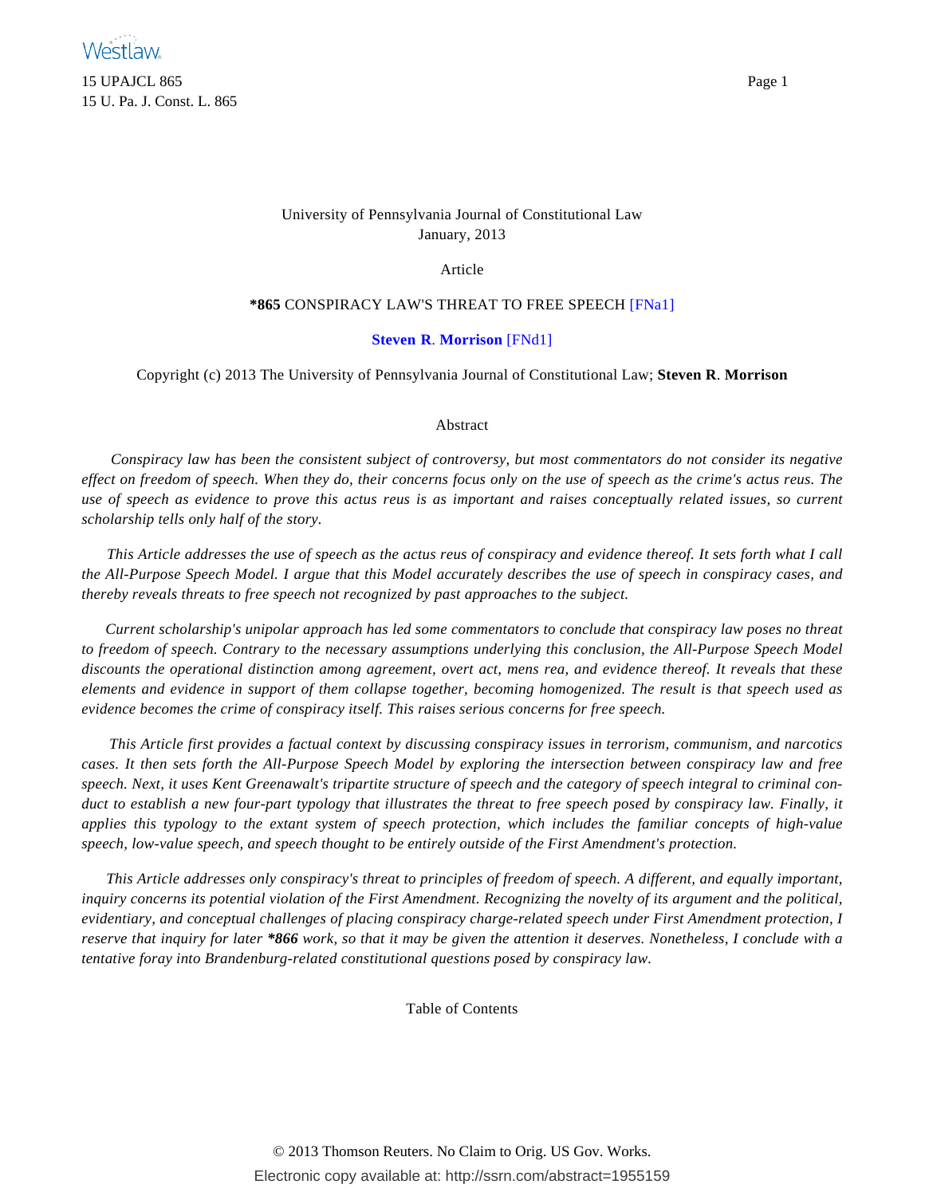University of Pennsylvania Journal of Constitutional Law
January, 2013

Article

# *865 CONSPIRACY LAW'S THREAT TO FREE SPEECH [FNa1]

**Steven R. Morrison** [FNd1]

Copyright (c) 2013 The University of Pennsylvania Journal of Constitutional Law; **Steven R. Morrison**

## Abstract

*Conspiracy law has been the consistent subject of controversy, but most commentators do not consider its negative effect on freedom of speech. When they do, their concerns focus only on the use of speech as the crime's actus reus. The use of speech as evidence to prove this actus reus is as important and raises conceptually related issues, so current scholarship tells only half of the story.*

*This Article addresses the use of speech as the actus reus of conspiracy and evidence thereof. It sets forth what I call the All-Purpose Speech Model. I argue that this Model accurately describes the use of speech in conspiracy cases, and thereby reveals threats to free speech not recognized by past approaches to the subject.*

*Current scholarship's unipolar approach has led some commentators to conclude that conspiracy law poses no threat to freedom of speech. Contrary to the necessary assumptions underlying this conclusion, the All-Purpose Speech Model discounts the operational distinction among agreement, overt act, mens rea, and evidence thereof. It reveals that these elements and evidence in support of them collapse together, becoming homogenized. The result is that speech used as evidence becomes the crime of conspiracy itself. This raises serious concerns for free speech.*

*This Article first provides a factual context by discussing conspiracy issues in terrorism, communism, and narcotics cases. It then sets forth the All-Purpose Speech Model by exploring the intersection between conspiracy law and free speech. Next, it uses Kent Greenawalt's tripartite structure of speech and the category of speech integral to criminal conduct to establish a new four-part typology that illustrates the threat to free speech posed by conspiracy law. Finally, it applies this typology to the extant system of speech protection, which includes the familiar concepts of high-value speech, low-value speech, and speech thought to be entirely outside of the First Amendment's protection.*

*This Article addresses only conspiracy's threat to principles of freedom of speech. A different, and equally important, inquiry concerns its potential violation of the First Amendment. Recognizing the novelty of its argument and the political, evidentiary, and conceptual challenges of placing conspiracy charge-related speech under First Amendment protection, I reserve that inquiry for later* ***\*866*** *work, so that it may be given the attention it deserves. Nonetheless, I conclude with a tentative foray into Brandenburg-related constitutional questions posed by conspiracy law.*

Table of Contents

Electronic copy available at: http://ssrn.com/abstract=1955159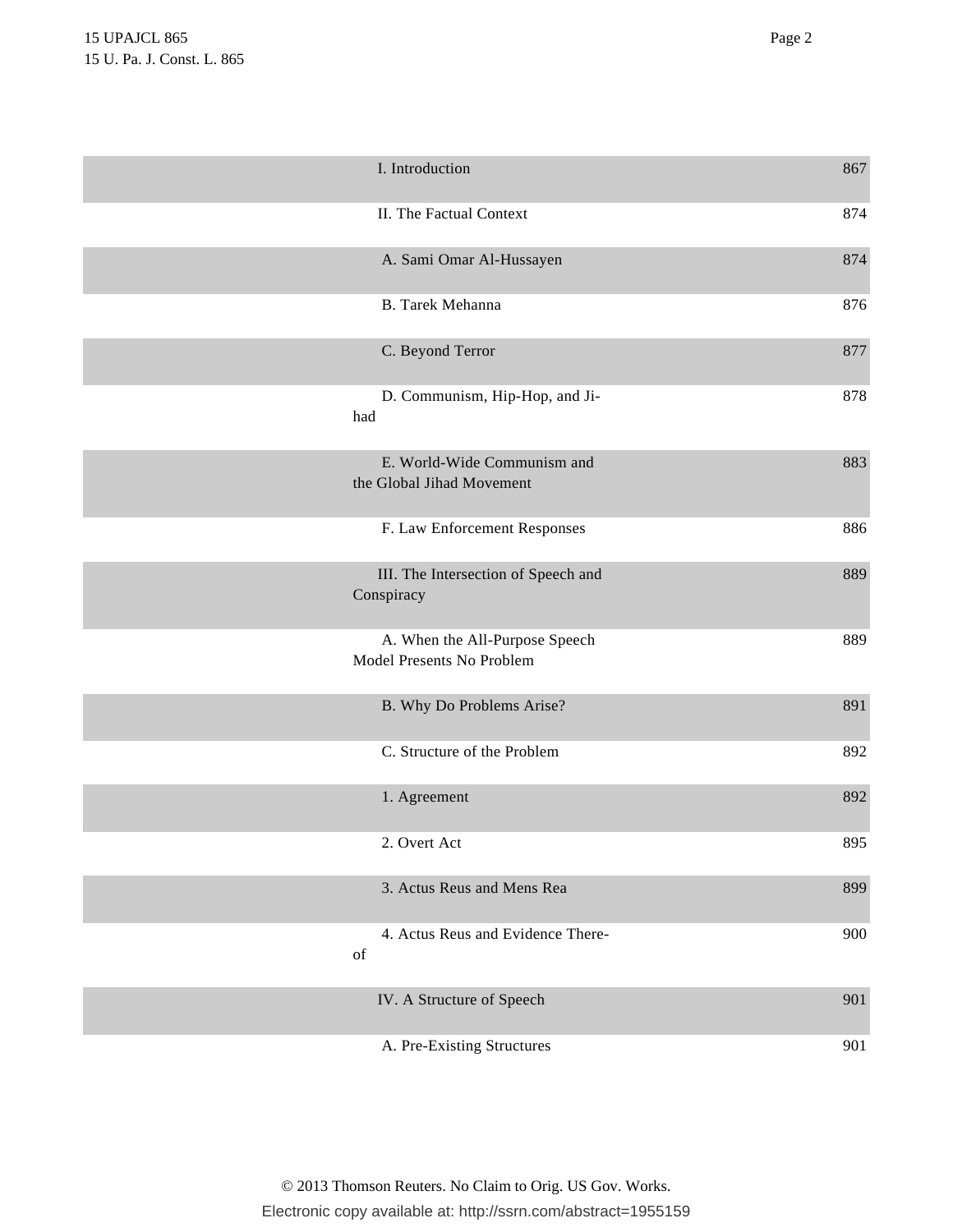| | |
|---|---|
| I. Introduction | 867 |
| II. The Factual Context | 874 |
| A. Sami Omar Al-Hussayen | 874 |
| B. Tarek Mehanna | 876 |
| C. Beyond Terror | 877 |
| D. Communism, Hip-Hop, and Jihad | 878 |
| E. World-Wide Communism and the Global Jihad Movement | 883 |
| F. Law Enforcement Responses | 886 |
| III. The Intersection of Speech and Conspiracy | 889 |
| A. When the All-Purpose Speech Model Presents No Problem | 889 |
| B. Why Do Problems Arise? | 891 |
| C. Structure of the Problem | 892 |
| 1. Agreement | 892 |
| 2. Overt Act | 895 |
| 3. Actus Reus and Mens Rea | 899 |
| 4. Actus Reus and Evidence Thereof | 900 |
| IV. A Structure of Speech | 901 |
| A. Pre-Existing Structures | 901 |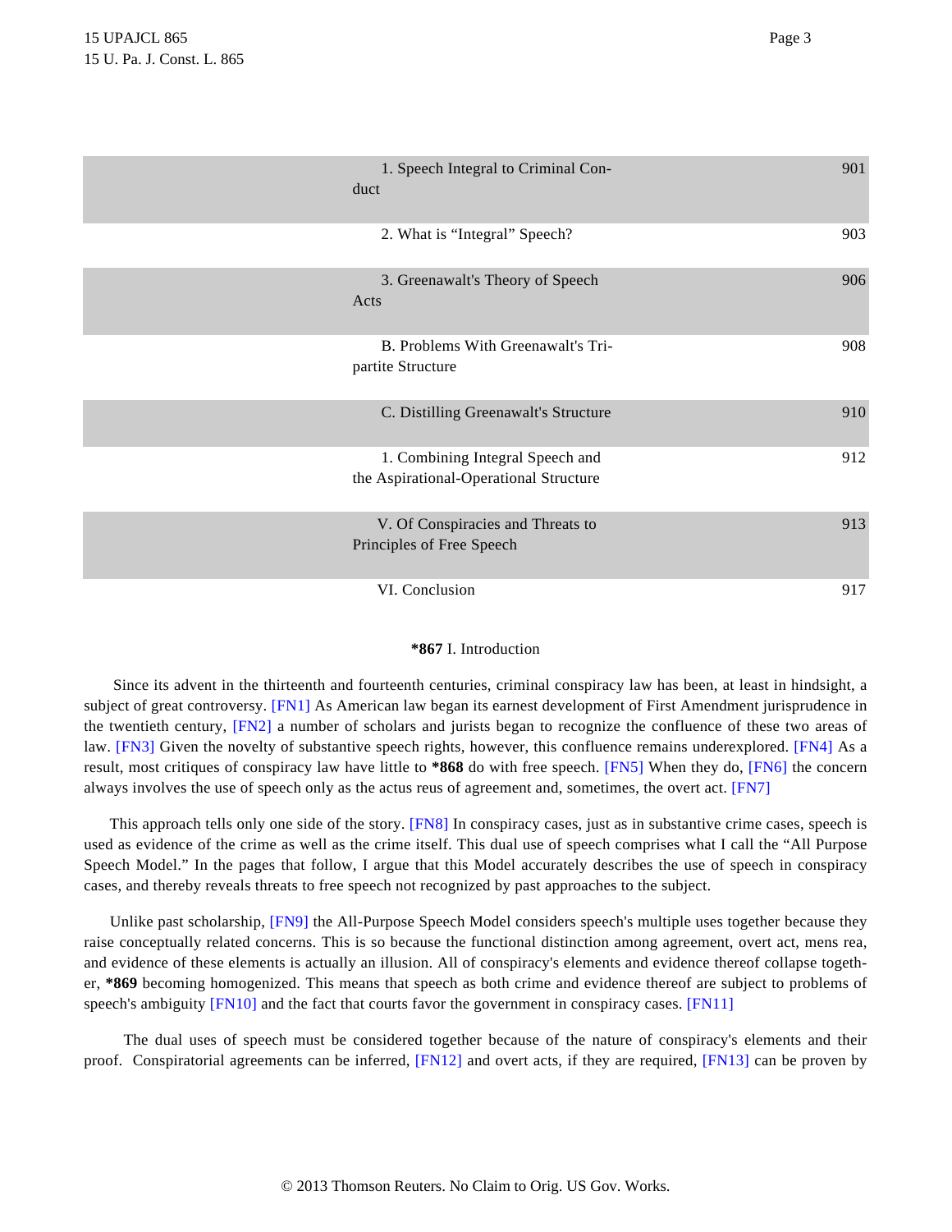| | |
|---|---|
| 1. Speech Integral to Criminal Conduct | 901 |
| 2. What is "Integral" Speech? | 903 |
| 3. Greenawalt's Theory of Speech Acts | 906 |
| B. Problems With Greenawalt's Tripartite Structure | 908 |
| C. Distilling Greenawalt's Structure | 910 |
| 1. Combining Integral Speech and the Aspirational-Operational Structure | 912 |
| V. Of Conspiracies and Threats to Principles of Free Speech | 913 |
| VI. Conclusion | 917 |

## **\*867** I. Introduction

Since its advent in the thirteenth and fourteenth centuries, criminal conspiracy law has been, at least in hindsight, a subject of great controversy. [FN1] As American law began its earnest development of First Amendment jurisprudence in the twentieth century, [FN2] a number of scholars and jurists began to recognize the confluence of these two areas of law. [FN3] Given the novelty of substantive speech rights, however, this confluence remains underexplored. [FN4] As a result, most critiques of conspiracy law have little to **\*868** do with free speech. [FN5] When they do, [FN6] the concern always involves the use of speech only as the actus reus of agreement and, sometimes, the overt act. [FN7]

This approach tells only one side of the story. [FN8] In conspiracy cases, just as in substantive crime cases, speech is used as evidence of the crime as well as the crime itself. This dual use of speech comprises what I call the "All Purpose Speech Model." In the pages that follow, I argue that this Model accurately describes the use of speech in conspiracy cases, and thereby reveals threats to free speech not recognized by past approaches to the subject.

Unlike past scholarship, [FN9] the All-Purpose Speech Model considers speech's multiple uses together because they raise conceptually related concerns. This is so because the functional distinction among agreement, overt act, mens rea, and evidence of these elements is actually an illusion. All of conspiracy's elements and evidence thereof collapse together, **\*869** becoming homogenized. This means that speech as both crime and evidence thereof are subject to problems of speech's ambiguity [FN10] and the fact that courts favor the government in conspiracy cases. [FN11]

The dual uses of speech must be considered together because of the nature of conspiracy's elements and their proof. Conspiratorial agreements can be inferred, [FN12] and overt acts, if they are required, [FN13] can be proven by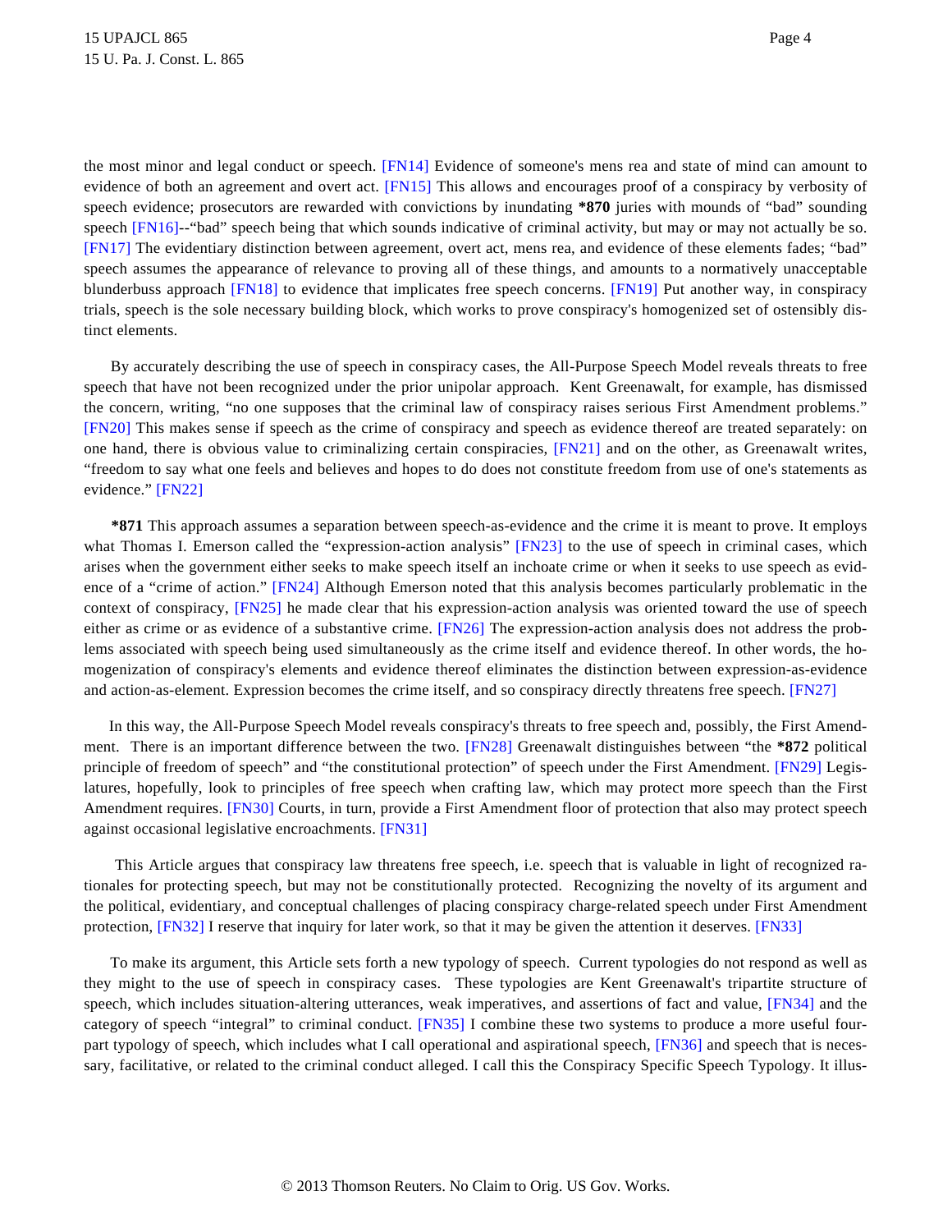the most minor and legal conduct or speech. [FN14] Evidence of someone's mens rea and state of mind can amount to evidence of both an agreement and overt act. [FN15] This allows and encourages proof of a conspiracy by verbosity of speech evidence; prosecutors are rewarded with convictions by inundating **\*870** juries with mounds of "bad" sounding speech [FN16]--"bad" speech being that which sounds indicative of criminal activity, but may or may not actually be so. [FN17] The evidentiary distinction between agreement, overt act, mens rea, and evidence of these elements fades; "bad" speech assumes the appearance of relevance to proving all of these things, and amounts to a normatively unacceptable blunderbuss approach [FN18] to evidence that implicates free speech concerns. [FN19] Put another way, in conspiracy trials, speech is the sole necessary building block, which works to prove conspiracy's homogenized set of ostensibly distinct elements.

By accurately describing the use of speech in conspiracy cases, the All-Purpose Speech Model reveals threats to free speech that have not been recognized under the prior unipolar approach. Kent Greenawalt, for example, has dismissed the concern, writing, "no one supposes that the criminal law of conspiracy raises serious First Amendment problems." [FN20] This makes sense if speech as the crime of conspiracy and speech as evidence thereof are treated separately: on one hand, there is obvious value to criminalizing certain conspiracies, [FN21] and on the other, as Greenawalt writes, "freedom to say what one feels and believes and hopes to do does not constitute freedom from use of one's statements as evidence." [FN22]

**\*871** This approach assumes a separation between speech-as-evidence and the crime it is meant to prove. It employs what Thomas I. Emerson called the "expression-action analysis" [FN23] to the use of speech in criminal cases, which arises when the government either seeks to make speech itself an inchoate crime or when it seeks to use speech as evidence of a "crime of action." [FN24] Although Emerson noted that this analysis becomes particularly problematic in the context of conspiracy, [FN25] he made clear that his expression-action analysis was oriented toward the use of speech either as crime or as evidence of a substantive crime. [FN26] The expression-action analysis does not address the problems associated with speech being used simultaneously as the crime itself and evidence thereof. In other words, the homogenization of conspiracy's elements and evidence thereof eliminates the distinction between expression-as-evidence and action-as-element. Expression becomes the crime itself, and so conspiracy directly threatens free speech. [FN27]

In this way, the All-Purpose Speech Model reveals conspiracy's threats to free speech and, possibly, the First Amendment. There is an important difference between the two. [FN28] Greenawalt distinguishes between "the **\*872** political principle of freedom of speech" and "the constitutional protection" of speech under the First Amendment. [FN29] Legislatures, hopefully, look to principles of free speech when crafting law, which may protect more speech than the First Amendment requires. [FN30] Courts, in turn, provide a First Amendment floor of protection that also may protect speech against occasional legislative encroachments. [FN31]

This Article argues that conspiracy law threatens free speech, i.e. speech that is valuable in light of recognized rationales for protecting speech, but may not be constitutionally protected. Recognizing the novelty of its argument and the political, evidentiary, and conceptual challenges of placing conspiracy charge-related speech under First Amendment protection, [FN32] I reserve that inquiry for later work, so that it may be given the attention it deserves. [FN33]

To make its argument, this Article sets forth a new typology of speech. Current typologies do not respond as well as they might to the use of speech in conspiracy cases. These typologies are Kent Greenawalt's tripartite structure of speech, which includes situation-altering utterances, weak imperatives, and assertions of fact and value, [FN34] and the category of speech "integral" to criminal conduct. [FN35] I combine these two systems to produce a more useful four-part typology of speech, which includes what I call operational and aspirational speech, [FN36] and speech that is necessary, facilitative, or related to the criminal conduct alleged. I call this the Conspiracy Specific Speech Typology. It illus-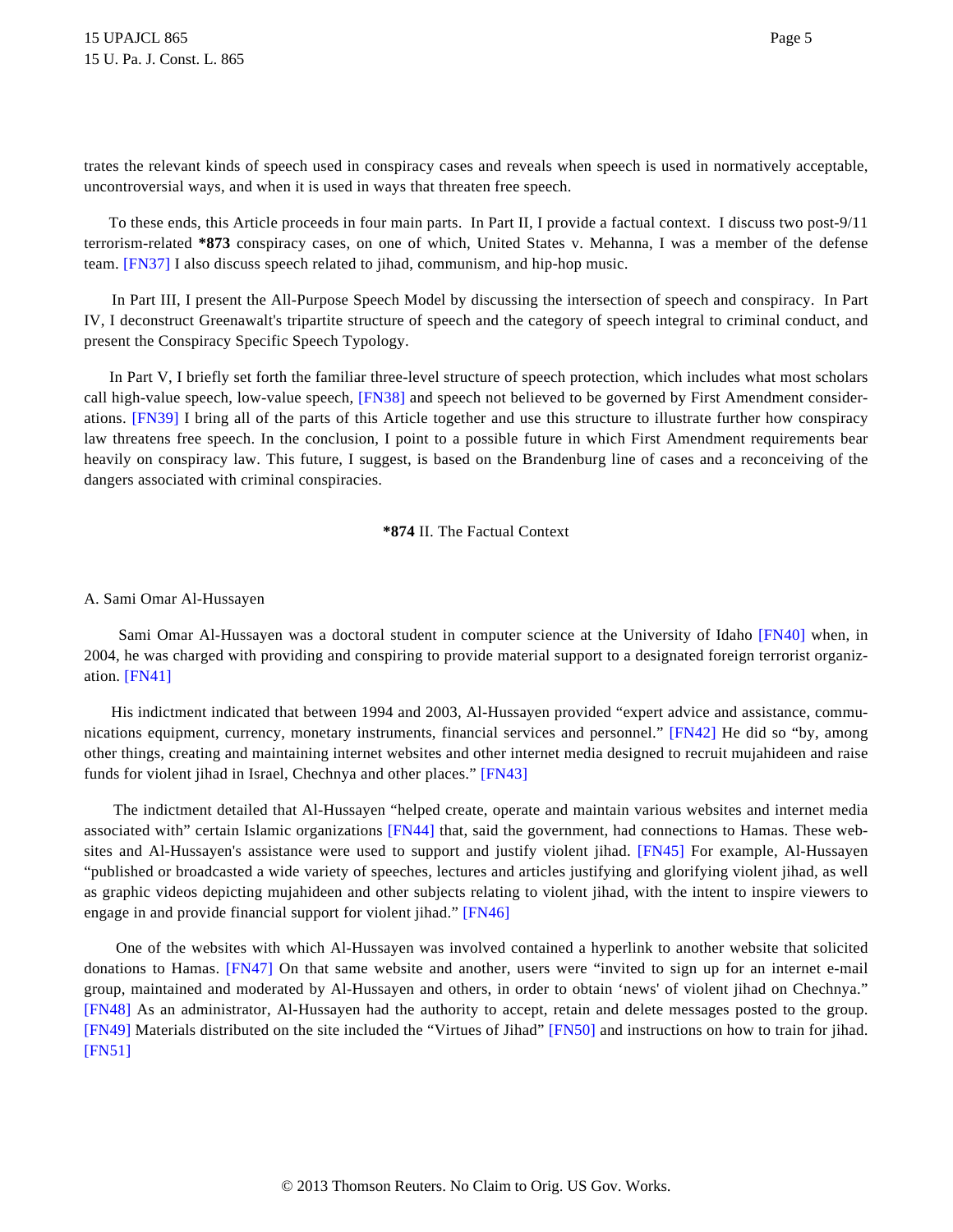trates the relevant kinds of speech used in conspiracy cases and reveals when speech is used in normatively acceptable, uncontroversial ways, and when it is used in ways that threaten free speech.

To these ends, this Article proceeds in four main parts. In Part II, I provide a factual context. I discuss two post-9/11 terrorism-related **\*873** conspiracy cases, on one of which, United States v. Mehanna, I was a member of the defense team. [FN37] I also discuss speech related to jihad, communism, and hip-hop music.

In Part III, I present the All-Purpose Speech Model by discussing the intersection of speech and conspiracy. In Part IV, I deconstruct Greenawalt's tripartite structure of speech and the category of speech integral to criminal conduct, and present the Conspiracy Specific Speech Typology.

In Part V, I briefly set forth the familiar three-level structure of speech protection, which includes what most scholars call high-value speech, low-value speech, [FN38] and speech not believed to be governed by First Amendment considerations. [FN39] I bring all of the parts of this Article together and use this structure to illustrate further how conspiracy law threatens free speech. In the conclusion, I point to a possible future in which First Amendment requirements bear heavily on conspiracy law. This future, I suggest, is based on the Brandenburg line of cases and a reconceiving of the dangers associated with criminal conspiracies.

## **\*874** II. The Factual Context

### A. Sami Omar Al-Hussayen

Sami Omar Al-Hussayen was a doctoral student in computer science at the University of Idaho [FN40] when, in 2004, he was charged with providing and conspiring to provide material support to a designated foreign terrorist organization. [FN41]

His indictment indicated that between 1994 and 2003, Al-Hussayen provided "expert advice and assistance, communications equipment, currency, monetary instruments, financial services and personnel." [FN42] He did so "by, among other things, creating and maintaining internet websites and other internet media designed to recruit mujahideen and raise funds for violent jihad in Israel, Chechnya and other places." [FN43]

The indictment detailed that Al-Hussayen "helped create, operate and maintain various websites and internet media associated with" certain Islamic organizations [FN44] that, said the government, had connections to Hamas. These websites and Al-Hussayen's assistance were used to support and justify violent jihad. [FN45] For example, Al-Hussayen "published or broadcasted a wide variety of speeches, lectures and articles justifying and glorifying violent jihad, as well as graphic videos depicting mujahideen and other subjects relating to violent jihad, with the intent to inspire viewers to engage in and provide financial support for violent jihad." [FN46]

One of the websites with which Al-Hussayen was involved contained a hyperlink to another website that solicited donations to Hamas. [FN47] On that same website and another, users were "invited to sign up for an internet e-mail group, maintained and moderated by Al-Hussayen and others, in order to obtain 'news' of violent jihad on Chechnya." [FN48] As an administrator, Al-Hussayen had the authority to accept, retain and delete messages posted to the group. [FN49] Materials distributed on the site included the "Virtues of Jihad" [FN50] and instructions on how to train for jihad. [FN51]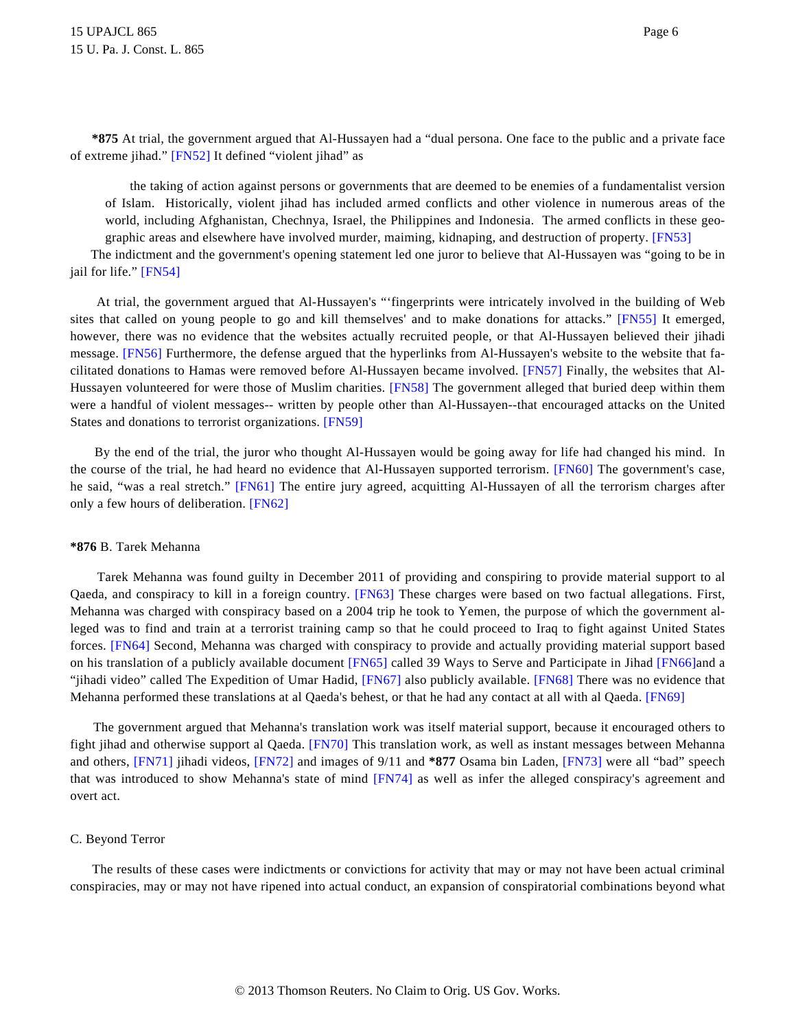**\*875** At trial, the government argued that Al-Hussayen had a "dual persona. One face to the public and a private face of extreme jihad." [FN52] It defined "violent jihad" as

> the taking of action against persons or governments that are deemed to be enemies of a fundamentalist version of Islam. Historically, violent jihad has included armed conflicts and other violence in numerous areas of the world, including Afghanistan, Chechnya, Israel, the Philippines and Indonesia. The armed conflicts in these geographic areas and elsewhere have involved murder, maiming, kidnaping, and destruction of property. [FN53]

The indictment and the government's opening statement led one juror to believe that Al-Hussayen was "going to be in jail for life." [FN54]

At trial, the government argued that Al-Hussayen's "'fingerprints were intricately involved in the building of Web sites that called on young people to go and kill themselves' and to make donations for attacks." [FN55] It emerged, however, there was no evidence that the websites actually recruited people, or that Al-Hussayen believed their jihadi message. [FN56] Furthermore, the defense argued that the hyperlinks from Al-Hussayen's website to the website that facilitated donations to Hamas were removed before Al-Hussayen became involved. [FN57] Finally, the websites that Al-Hussayen volunteered for were those of Muslim charities. [FN58] The government alleged that buried deep within them were a handful of violent messages-- written by people other than Al-Hussayen--that encouraged attacks on the United States and donations to terrorist organizations. [FN59]

By the end of the trial, the juror who thought Al-Hussayen would be going away for life had changed his mind. In the course of the trial, he had heard no evidence that Al-Hussayen supported terrorism. [FN60] The government's case, he said, "was a real stretch." [FN61] The entire jury agreed, acquitting Al-Hussayen of all the terrorism charges after only a few hours of deliberation. [FN62]

**\*876** B. Tarek Mehanna

Tarek Mehanna was found guilty in December 2011 of providing and conspiring to provide material support to al Qaeda, and conspiracy to kill in a foreign country. [FN63] These charges were based on two factual allegations. First, Mehanna was charged with conspiracy based on a 2004 trip he took to Yemen, the purpose of which the government alleged was to find and train at a terrorist training camp so that he could proceed to Iraq to fight against United States forces. [FN64] Second, Mehanna was charged with conspiracy to provide and actually providing material support based on his translation of a publicly available document [FN65] called 39 Ways to Serve and Participate in Jihad [FN66]and a "jihadi video" called The Expedition of Umar Hadid, [FN67] also publicly available. [FN68] There was no evidence that Mehanna performed these translations at al Qaeda's behest, or that he had any contact at all with al Qaeda. [FN69]

The government argued that Mehanna's translation work was itself material support, because it encouraged others to fight jihad and otherwise support al Qaeda. [FN70] This translation work, as well as instant messages between Mehanna and others, [FN71] jihadi videos, [FN72] and images of 9/11 and **\*877** Osama bin Laden, [FN73] were all "bad" speech that was introduced to show Mehanna's state of mind [FN74] as well as infer the alleged conspiracy's agreement and overt act.

C. Beyond Terror

The results of these cases were indictments or convictions for activity that may or may not have been actual criminal conspiracies, may or may not have ripened into actual conduct, an expansion of conspiratorial combinations beyond what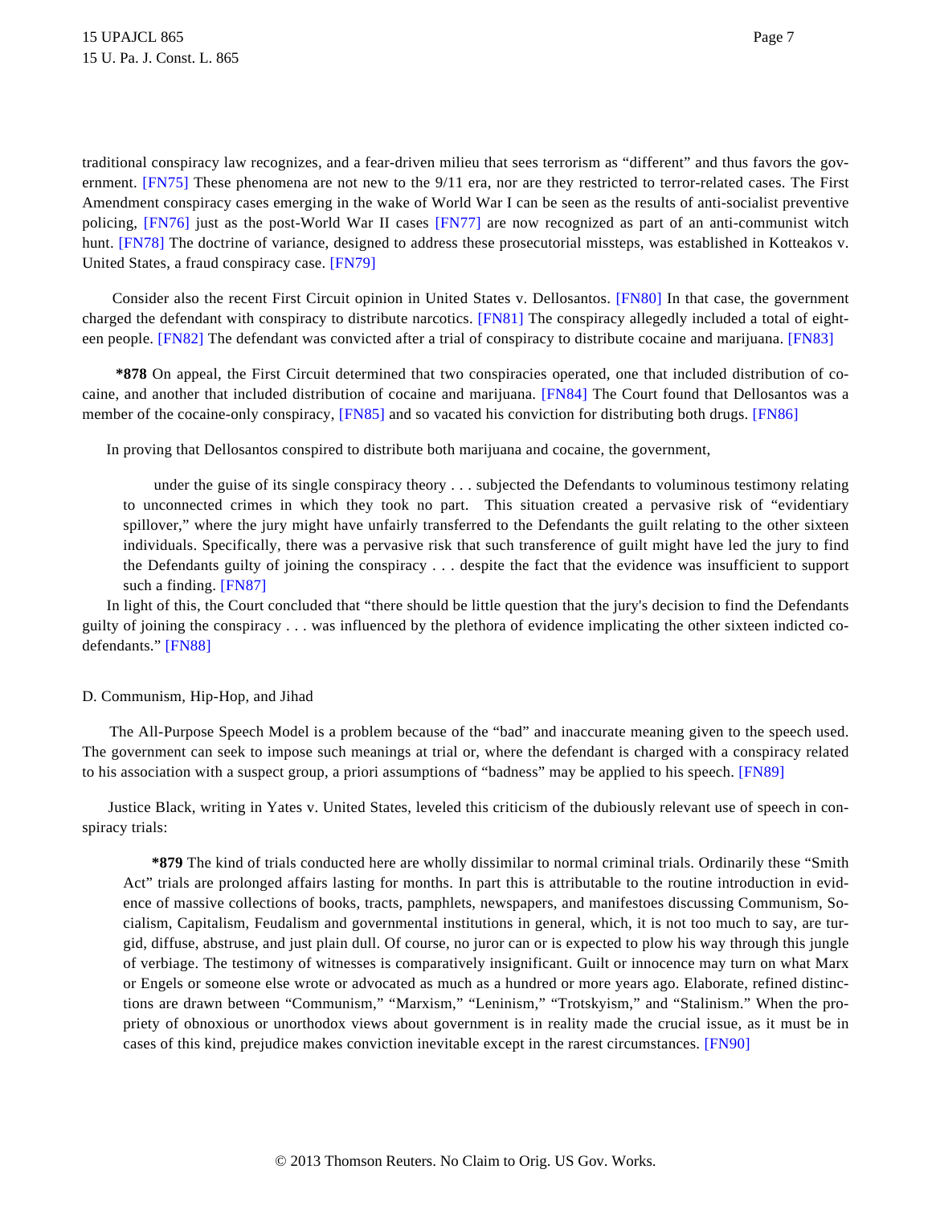traditional conspiracy law recognizes, and a fear-driven milieu that sees terrorism as "different" and thus favors the government. [FN75] These phenomena are not new to the 9/11 era, nor are they restricted to terror-related cases. The First Amendment conspiracy cases emerging in the wake of World War I can be seen as the results of anti-socialist preventive policing, [FN76] just as the post-World War II cases [FN77] are now recognized as part of an anti-communist witch hunt. [FN78] The doctrine of variance, designed to address these prosecutorial missteps, was established in Kotteakos v. United States, a fraud conspiracy case. [FN79]

Consider also the recent First Circuit opinion in United States v. Dellosantos. [FN80] In that case, the government charged the defendant with conspiracy to distribute narcotics. [FN81] The conspiracy allegedly included a total of eighteen people. [FN82] The defendant was convicted after a trial of conspiracy to distribute cocaine and marijuana. [FN83]

**\*878** On appeal, the First Circuit determined that two conspiracies operated, one that included distribution of cocaine, and another that included distribution of cocaine and marijuana. [FN84] The Court found that Dellosantos was a member of the cocaine-only conspiracy, [FN85] and so vacated his conviction for distributing both drugs. [FN86]

In proving that Dellosantos conspired to distribute both marijuana and cocaine, the government,

> under the guise of its single conspiracy theory . . . subjected the Defendants to voluminous testimony relating to unconnected crimes in which they took no part. This situation created a pervasive risk of "evidentiary spillover," where the jury might have unfairly transferred to the Defendants the guilt relating to the other sixteen individuals. Specifically, there was a pervasive risk that such transference of guilt might have led the jury to find the Defendants guilty of joining the conspiracy . . . despite the fact that the evidence was insufficient to support such a finding. [FN87]

In light of this, the Court concluded that "there should be little question that the jury's decision to find the Defendants guilty of joining the conspiracy . . . was influenced by the plethora of evidence implicating the other sixteen indicted co-defendants." [FN88]

D. Communism, Hip-Hop, and Jihad

The All-Purpose Speech Model is a problem because of the "bad" and inaccurate meaning given to the speech used. The government can seek to impose such meanings at trial or, where the defendant is charged with a conspiracy related to his association with a suspect group, a priori assumptions of "badness" may be applied to his speech. [FN89]

Justice Black, writing in Yates v. United States, leveled this criticism of the dubiously relevant use of speech in conspiracy trials:

> **\*879** The kind of trials conducted here are wholly dissimilar to normal criminal trials. Ordinarily these "Smith Act" trials are prolonged affairs lasting for months. In part this is attributable to the routine introduction in evidence of massive collections of books, tracts, pamphlets, newspapers, and manifestoes discussing Communism, Socialism, Capitalism, Feudalism and governmental institutions in general, which, it is not too much to say, are turgid, diffuse, abstruse, and just plain dull. Of course, no juror can or is expected to plow his way through this jungle of verbiage. The testimony of witnesses is comparatively insignificant. Guilt or innocence may turn on what Marx or Engels or someone else wrote or advocated as much as a hundred or more years ago. Elaborate, refined distinctions are drawn between "Communism," "Marxism," "Leninism," "Trotskyism," and "Stalinism." When the propriety of obnoxious or unorthodox views about government is in reality made the crucial issue, as it must be in cases of this kind, prejudice makes conviction inevitable except in the rarest circumstances. [FN90]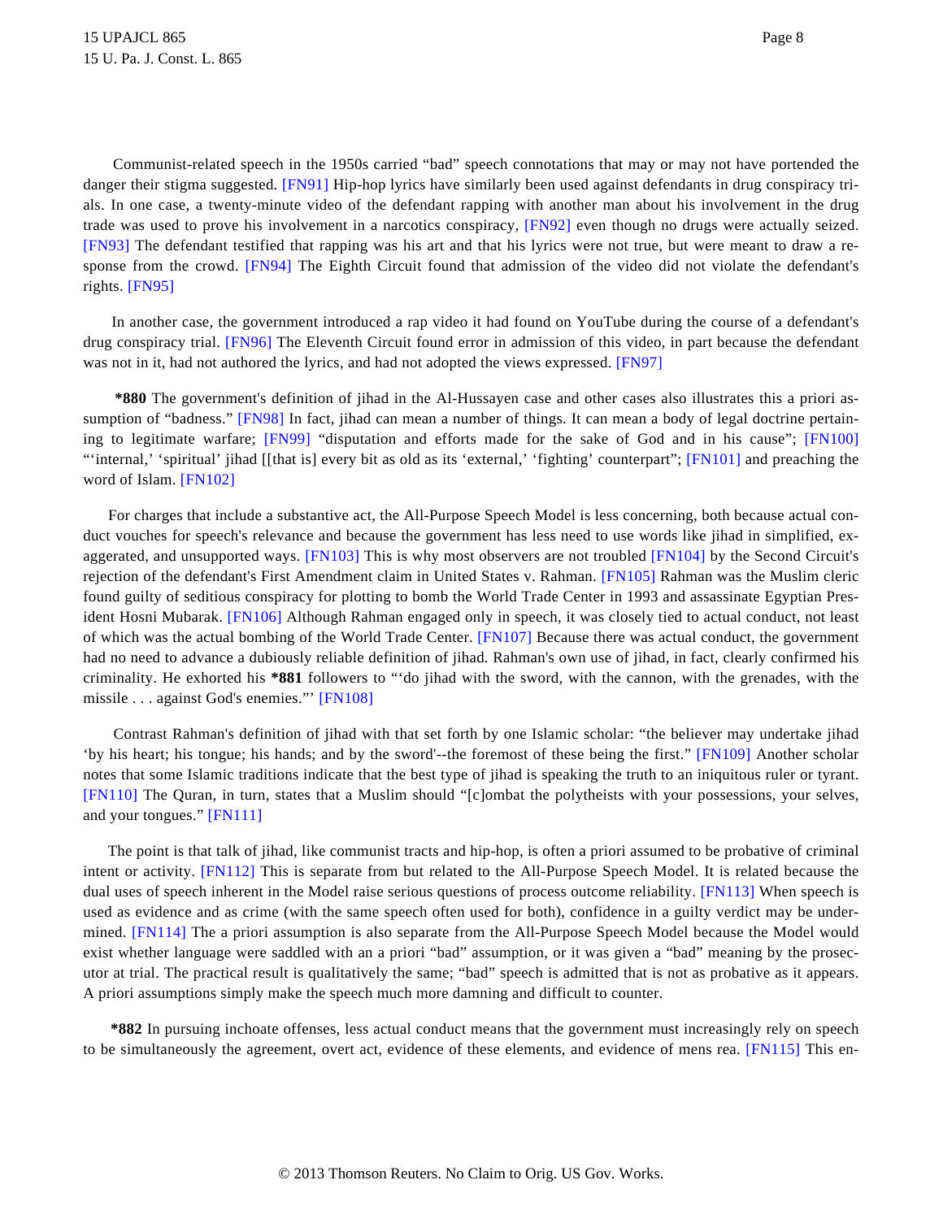Communist-related speech in the 1950s carried "bad" speech connotations that may or may not have portended the danger their stigma suggested. [FN91] Hip-hop lyrics have similarly been used against defendants in drug conspiracy trials. In one case, a twenty-minute video of the defendant rapping with another man about his involvement in the drug trade was used to prove his involvement in a narcotics conspiracy, [FN92] even though no drugs were actually seized. [FN93] The defendant testified that rapping was his art and that his lyrics were not true, but were meant to draw a response from the crowd. [FN94] The Eighth Circuit found that admission of the video did not violate the defendant's rights. [FN95]

In another case, the government introduced a rap video it had found on YouTube during the course of a defendant's drug conspiracy trial. [FN96] The Eleventh Circuit found error in admission of this video, in part because the defendant was not in it, had not authored the lyrics, and had not adopted the views expressed. [FN97]

**\*880** The government's definition of jihad in the Al-Hussayen case and other cases also illustrates this a priori assumption of "badness." [FN98] In fact, jihad can mean a number of things. It can mean a body of legal doctrine pertaining to legitimate warfare; [FN99] "disputation and efforts made for the sake of God and in his cause"; [FN100] "'internal,' 'spiritual' jihad [[that is] every bit as old as its 'external,' 'fighting' counterpart"; [FN101] and preaching the word of Islam. [FN102]

For charges that include a substantive act, the All-Purpose Speech Model is less concerning, both because actual conduct vouches for speech's relevance and because the government has less need to use words like jihad in simplified, exaggerated, and unsupported ways. [FN103] This is why most observers are not troubled [FN104] by the Second Circuit's rejection of the defendant's First Amendment claim in United States v. Rahman. [FN105] Rahman was the Muslim cleric found guilty of seditious conspiracy for plotting to bomb the World Trade Center in 1993 and assassinate Egyptian President Hosni Mubarak. [FN106] Although Rahman engaged only in speech, it was closely tied to actual conduct, not least of which was the actual bombing of the World Trade Center. [FN107] Because there was actual conduct, the government had no need to advance a dubiously reliable definition of jihad. Rahman's own use of jihad, in fact, clearly confirmed his criminality. He exhorted his **\*881** followers to "'do jihad with the sword, with the cannon, with the grenades, with the missile . . . against God's enemies."' [FN108]

Contrast Rahman's definition of jihad with that set forth by one Islamic scholar: "the believer may undertake jihad 'by his heart; his tongue; his hands; and by the sword'--the foremost of these being the first." [FN109] Another scholar notes that some Islamic traditions indicate that the best type of jihad is speaking the truth to an iniquitous ruler or tyrant. [FN110] The Quran, in turn, states that a Muslim should "[c]ombat the polytheists with your possessions, your selves, and your tongues." [FN111]

The point is that talk of jihad, like communist tracts and hip-hop, is often a priori assumed to be probative of criminal intent or activity. [FN112] This is separate from but related to the All-Purpose Speech Model. It is related because the dual uses of speech inherent in the Model raise serious questions of process outcome reliability. [FN113] When speech is used as evidence and as crime (with the same speech often used for both), confidence in a guilty verdict may be undermined. [FN114] The a priori assumption is also separate from the All-Purpose Speech Model because the Model would exist whether language were saddled with an a priori "bad" assumption, or it was given a "bad" meaning by the prosecutor at trial. The practical result is qualitatively the same; "bad" speech is admitted that is not as probative as it appears. A priori assumptions simply make the speech much more damning and difficult to counter.

**\*882** In pursuing inchoate offenses, less actual conduct means that the government must increasingly rely on speech to be simultaneously the agreement, overt act, evidence of these elements, and evidence of mens rea. [FN115] This en-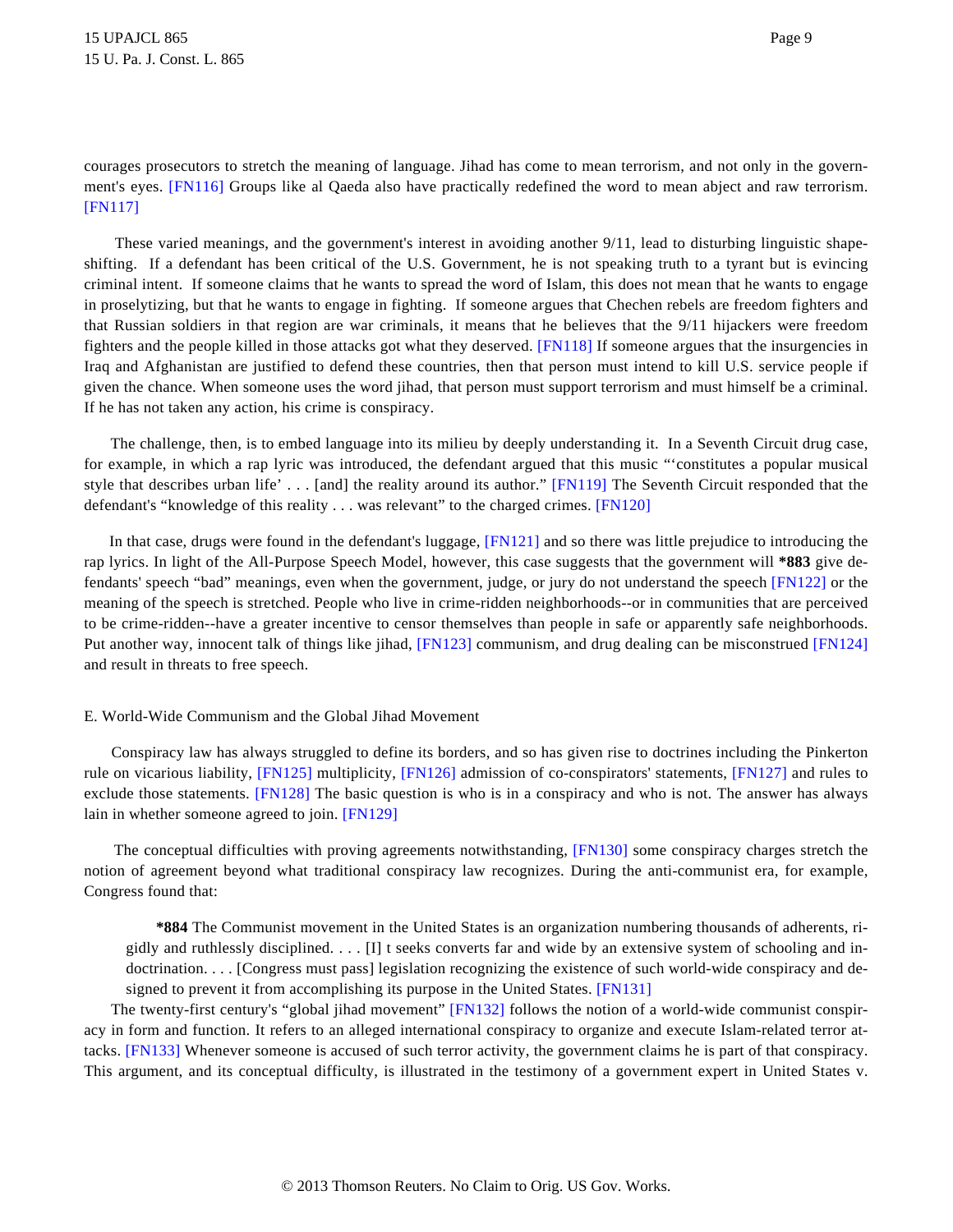courages prosecutors to stretch the meaning of language. Jihad has come to mean terrorism, and not only in the government's eyes. [FN116] Groups like al Qaeda also have practically redefined the word to mean abject and raw terrorism. [FN117]

These varied meanings, and the government's interest in avoiding another 9/11, lead to disturbing linguistic shape-shifting. If a defendant has been critical of the U.S. Government, he is not speaking truth to a tyrant but is evincing criminal intent. If someone claims that he wants to spread the word of Islam, this does not mean that he wants to engage in proselytizing, but that he wants to engage in fighting. If someone argues that Chechen rebels are freedom fighters and that Russian soldiers in that region are war criminals, it means that he believes that the 9/11 hijackers were freedom fighters and the people killed in those attacks got what they deserved. [FN118] If someone argues that the insurgencies in Iraq and Afghanistan are justified to defend these countries, then that person must intend to kill U.S. service people if given the chance. When someone uses the word jihad, that person must support terrorism and must himself be a criminal. If he has not taken any action, his crime is conspiracy.

The challenge, then, is to embed language into its milieu by deeply understanding it. In a Seventh Circuit drug case, for example, in which a rap lyric was introduced, the defendant argued that this music "'constitutes a popular musical style that describes urban life' . . . [and] the reality around its author." [FN119] The Seventh Circuit responded that the defendant's "knowledge of this reality . . . was relevant" to the charged crimes. [FN120]

In that case, drugs were found in the defendant's luggage, [FN121] and so there was little prejudice to introducing the rap lyrics. In light of the All-Purpose Speech Model, however, this case suggests that the government will **\*883** give defendants' speech "bad" meanings, even when the government, judge, or jury do not understand the speech [FN122] or the meaning of the speech is stretched. People who live in crime-ridden neighborhoods--or in communities that are perceived to be crime-ridden--have a greater incentive to censor themselves than people in safe or apparently safe neighborhoods. Put another way, innocent talk of things like jihad, [FN123] communism, and drug dealing can be misconstrued [FN124] and result in threats to free speech.

### E. World-Wide Communism and the Global Jihad Movement

Conspiracy law has always struggled to define its borders, and so has given rise to doctrines including the Pinkerton rule on vicarious liability, [FN125] multiplicity, [FN126] admission of co-conspirators' statements, [FN127] and rules to exclude those statements. [FN128] The basic question is who is in a conspiracy and who is not. The answer has always lain in whether someone agreed to join. [FN129]

The conceptual difficulties with proving agreements notwithstanding, [FN130] some conspiracy charges stretch the notion of agreement beyond what traditional conspiracy law recognizes. During the anti-communist era, for example, Congress found that:

> **\*884** The Communist movement in the United States is an organization numbering thousands of adherents, rigidly and ruthlessly disciplined. . . . [I] t seeks converts far and wide by an extensive system of schooling and indoctrination. . . . [Congress must pass] legislation recognizing the existence of such world-wide conspiracy and designed to prevent it from accomplishing its purpose in the United States. [FN131]

The twenty-first century's "global jihad movement" [FN132] follows the notion of a world-wide communist conspiracy in form and function. It refers to an alleged international conspiracy to organize and execute Islam-related terror attacks. [FN133] Whenever someone is accused of such terror activity, the government claims he is part of that conspiracy. This argument, and its conceptual difficulty, is illustrated in the testimony of a government expert in United States v.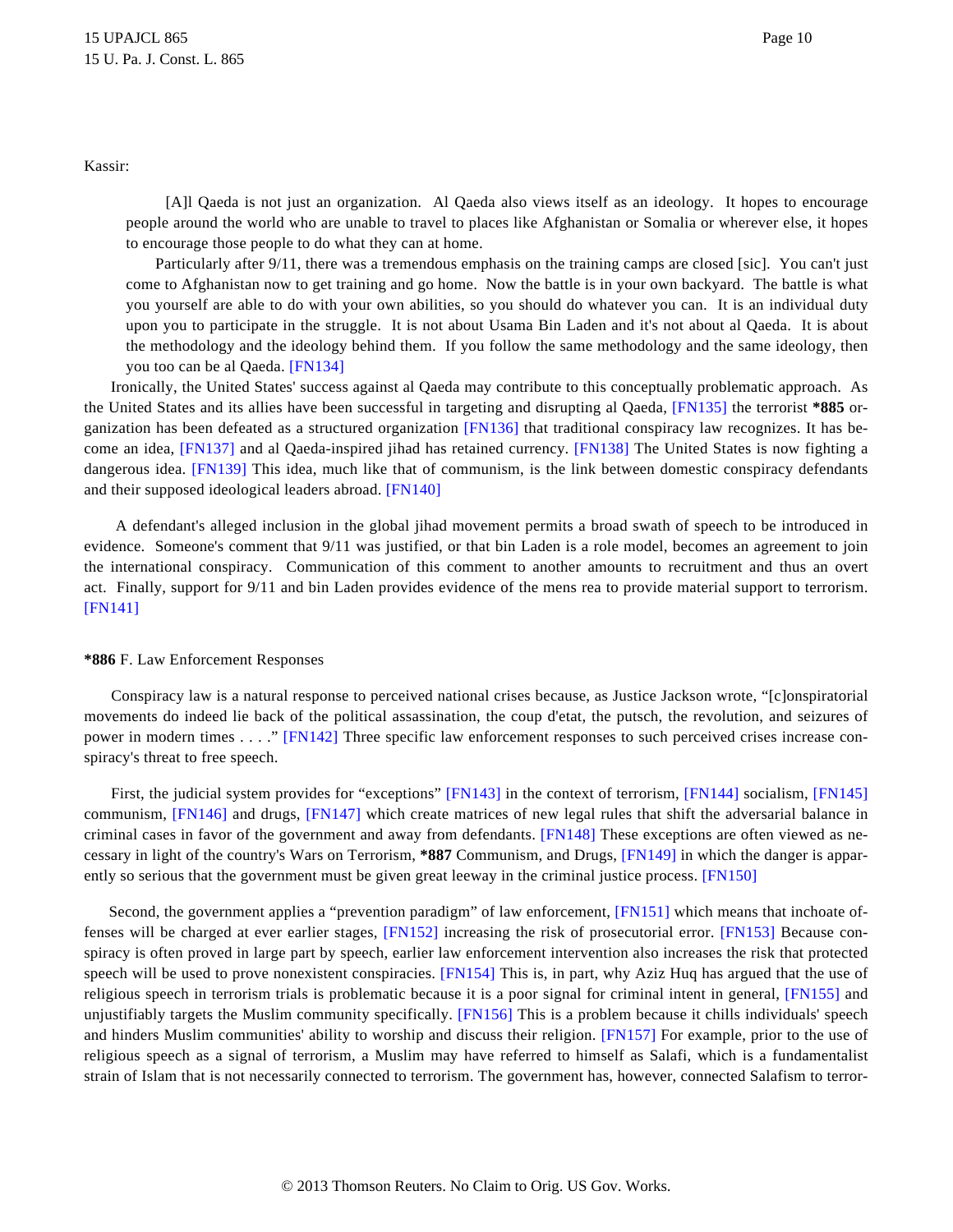Kassir:

> [A]l Qaeda is not just an organization. Al Qaeda also views itself as an ideology. It hopes to encourage people around the world who are unable to travel to places like Afghanistan or Somalia or wherever else, it hopes to encourage those people to do what they can at home.
>
> Particularly after 9/11, there was a tremendous emphasis on the training camps are closed [sic]. You can't just come to Afghanistan now to get training and go home. Now the battle is in your own backyard. The battle is what you yourself are able to do with your own abilities, so you should do whatever you can. It is an individual duty upon you to participate in the struggle. It is not about Usama Bin Laden and it's not about al Qaeda. It is about the methodology and the ideology behind them. If you follow the same methodology and the same ideology, then you too can be al Qaeda. [FN134]

Ironically, the United States' success against al Qaeda may contribute to this conceptually problematic approach. As the United States and its allies have been successful in targeting and disrupting al Qaeda, [FN135] the terrorist **\*885** organization has been defeated as a structured organization [FN136] that traditional conspiracy law recognizes. It has become an idea, [FN137] and al Qaeda-inspired jihad has retained currency. [FN138] The United States is now fighting a dangerous idea. [FN139] This idea, much like that of communism, is the link between domestic conspiracy defendants and their supposed ideological leaders abroad. [FN140]

A defendant's alleged inclusion in the global jihad movement permits a broad swath of speech to be introduced in evidence. Someone's comment that 9/11 was justified, or that bin Laden is a role model, becomes an agreement to join the international conspiracy. Communication of this comment to another amounts to recruitment and thus an overt act. Finally, support for 9/11 and bin Laden provides evidence of the mens rea to provide material support to terrorism. [FN141]

**\*886** F. Law Enforcement Responses

Conspiracy law is a natural response to perceived national crises because, as Justice Jackson wrote, "[c]onspiratorial movements do indeed lie back of the political assassination, the coup d'etat, the putsch, the revolution, and seizures of power in modern times . . . ." [FN142] Three specific law enforcement responses to such perceived crises increase conspiracy's threat to free speech.

First, the judicial system provides for "exceptions" [FN143] in the context of terrorism, [FN144] socialism, [FN145] communism, [FN146] and drugs, [FN147] which create matrices of new legal rules that shift the adversarial balance in criminal cases in favor of the government and away from defendants. [FN148] These exceptions are often viewed as necessary in light of the country's Wars on Terrorism, **\*887** Communism, and Drugs, [FN149] in which the danger is apparently so serious that the government must be given great leeway in the criminal justice process. [FN150]

Second, the government applies a "prevention paradigm" of law enforcement, [FN151] which means that inchoate offenses will be charged at ever earlier stages, [FN152] increasing the risk of prosecutorial error. [FN153] Because conspiracy is often proved in large part by speech, earlier law enforcement intervention also increases the risk that protected speech will be used to prove nonexistent conspiracies. [FN154] This is, in part, why Aziz Huq has argued that the use of religious speech in terrorism trials is problematic because it is a poor signal for criminal intent in general, [FN155] and unjustifiably targets the Muslim community specifically. [FN156] This is a problem because it chills individuals' speech and hinders Muslim communities' ability to worship and discuss their religion. [FN157] For example, prior to the use of religious speech as a signal of terrorism, a Muslim may have referred to himself as Salafi, which is a fundamentalist strain of Islam that is not necessarily connected to terrorism. The government has, however, connected Salafism to terror-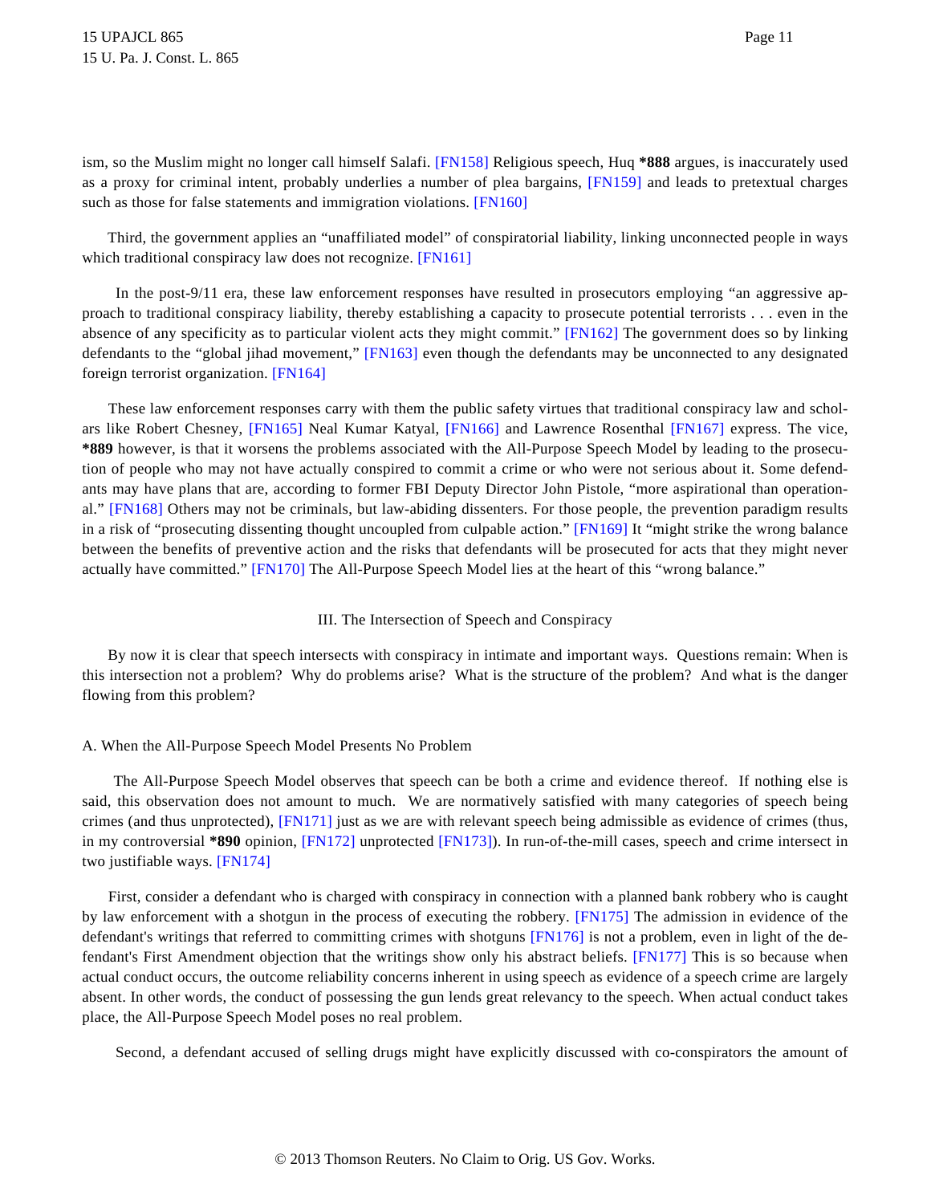ism, so the Muslim might no longer call himself Salafi. [FN158] Religious speech, Huq **\*888** argues, is inaccurately used as a proxy for criminal intent, probably underlies a number of plea bargains, [FN159] and leads to pretextual charges such as those for false statements and immigration violations. [FN160]

Third, the government applies an "unaffiliated model" of conspiratorial liability, linking unconnected people in ways which traditional conspiracy law does not recognize. [FN161]

In the post-9/11 era, these law enforcement responses have resulted in prosecutors employing "an aggressive approach to traditional conspiracy liability, thereby establishing a capacity to prosecute potential terrorists . . . even in the absence of any specificity as to particular violent acts they might commit." [FN162] The government does so by linking defendants to the "global jihad movement," [FN163] even though the defendants may be unconnected to any designated foreign terrorist organization. [FN164]

These law enforcement responses carry with them the public safety virtues that traditional conspiracy law and scholars like Robert Chesney, [FN165] Neal Kumar Katyal, [FN166] and Lawrence Rosenthal [FN167] express. The vice, **\*889** however, is that it worsens the problems associated with the All-Purpose Speech Model by leading to the prosecution of people who may not have actually conspired to commit a crime or who were not serious about it. Some defendants may have plans that are, according to former FBI Deputy Director John Pistole, "more aspirational than operational." [FN168] Others may not be criminals, but law-abiding dissenters. For those people, the prevention paradigm results in a risk of "prosecuting dissenting thought uncoupled from culpable action." [FN169] It "might strike the wrong balance between the benefits of preventive action and the risks that defendants will be prosecuted for acts that they might never actually have committed." [FN170] The All-Purpose Speech Model lies at the heart of this "wrong balance."

## III. The Intersection of Speech and Conspiracy

By now it is clear that speech intersects with conspiracy in intimate and important ways. Questions remain: When is this intersection not a problem? Why do problems arise? What is the structure of the problem? And what is the danger flowing from this problem?

### A. When the All-Purpose Speech Model Presents No Problem

The All-Purpose Speech Model observes that speech can be both a crime and evidence thereof. If nothing else is said, this observation does not amount to much. We are normatively satisfied with many categories of speech being crimes (and thus unprotected), [FN171] just as we are with relevant speech being admissible as evidence of crimes (thus, in my controversial **\*890** opinion, [FN172] unprotected [FN173]). In run-of-the-mill cases, speech and crime intersect in two justifiable ways. [FN174]

First, consider a defendant who is charged with conspiracy in connection with a planned bank robbery who is caught by law enforcement with a shotgun in the process of executing the robbery. [FN175] The admission in evidence of the defendant's writings that referred to committing crimes with shotguns [FN176] is not a problem, even in light of the defendant's First Amendment objection that the writings show only his abstract beliefs. [FN177] This is so because when actual conduct occurs, the outcome reliability concerns inherent in using speech as evidence of a speech crime are largely absent. In other words, the conduct of possessing the gun lends great relevancy to the speech. When actual conduct takes place, the All-Purpose Speech Model poses no real problem.

Second, a defendant accused of selling drugs might have explicitly discussed with co-conspirators the amount of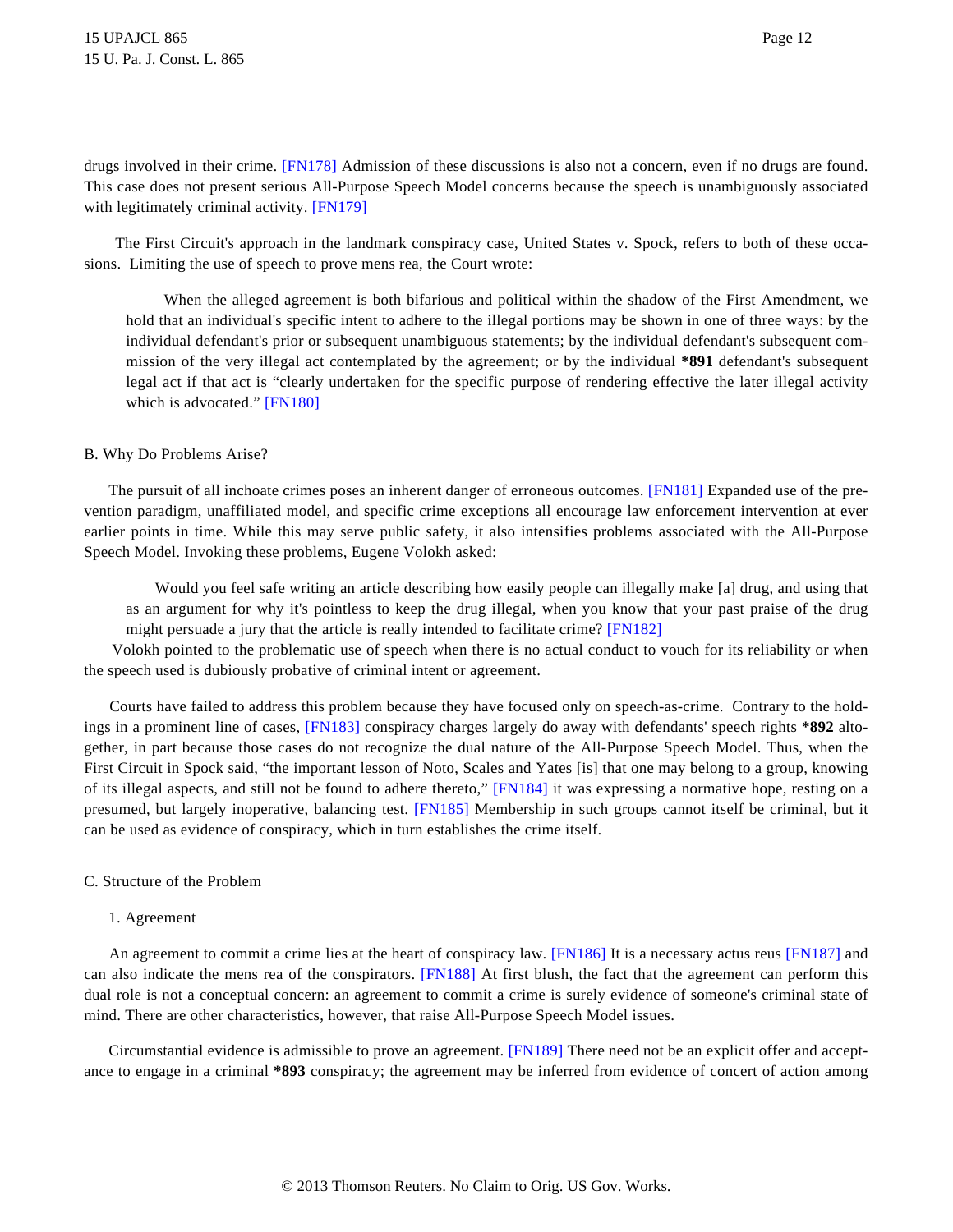drugs involved in their crime. [FN178] Admission of these discussions is also not a concern, even if no drugs are found. This case does not present serious All-Purpose Speech Model concerns because the speech is unambiguously associated with legitimately criminal activity. [FN179]

The First Circuit's approach in the landmark conspiracy case, United States v. Spock, refers to both of these occasions. Limiting the use of speech to prove mens rea, the Court wrote:

> When the alleged agreement is both bifarious and political within the shadow of the First Amendment, we hold that an individual's specific intent to adhere to the illegal portions may be shown in one of three ways: by the individual defendant's prior or subsequent unambiguous statements; by the individual defendant's subsequent commission of the very illegal act contemplated by the agreement; or by the individual **\*891** defendant's subsequent legal act if that act is "clearly undertaken for the specific purpose of rendering effective the later illegal activity which is advocated." [FN180]

B. Why Do Problems Arise?

The pursuit of all inchoate crimes poses an inherent danger of erroneous outcomes. [FN181] Expanded use of the prevention paradigm, unaffiliated model, and specific crime exceptions all encourage law enforcement intervention at ever earlier points in time. While this may serve public safety, it also intensifies problems associated with the All-Purpose Speech Model. Invoking these problems, Eugene Volokh asked:

> Would you feel safe writing an article describing how easily people can illegally make [a] drug, and using that as an argument for why it's pointless to keep the drug illegal, when you know that your past praise of the drug might persuade a jury that the article is really intended to facilitate crime? [FN182]

Volokh pointed to the problematic use of speech when there is no actual conduct to vouch for its reliability or when the speech used is dubiously probative of criminal intent or agreement.

Courts have failed to address this problem because they have focused only on speech-as-crime. Contrary to the holdings in a prominent line of cases, [FN183] conspiracy charges largely do away with defendants' speech rights **\*892** altogether, in part because those cases do not recognize the dual nature of the All-Purpose Speech Model. Thus, when the First Circuit in Spock said, "the important lesson of Noto, Scales and Yates [is] that one may belong to a group, knowing of its illegal aspects, and still not be found to adhere thereto," [FN184] it was expressing a normative hope, resting on a presumed, but largely inoperative, balancing test. [FN185] Membership in such groups cannot itself be criminal, but it can be used as evidence of conspiracy, which in turn establishes the crime itself.

C. Structure of the Problem

1. Agreement

An agreement to commit a crime lies at the heart of conspiracy law. [FN186] It is a necessary actus reus [FN187] and can also indicate the mens rea of the conspirators. [FN188] At first blush, the fact that the agreement can perform this dual role is not a conceptual concern: an agreement to commit a crime is surely evidence of someone's criminal state of mind. There are other characteristics, however, that raise All-Purpose Speech Model issues.

Circumstantial evidence is admissible to prove an agreement. [FN189] There need not be an explicit offer and acceptance to engage in a criminal **\*893** conspiracy; the agreement may be inferred from evidence of concert of action among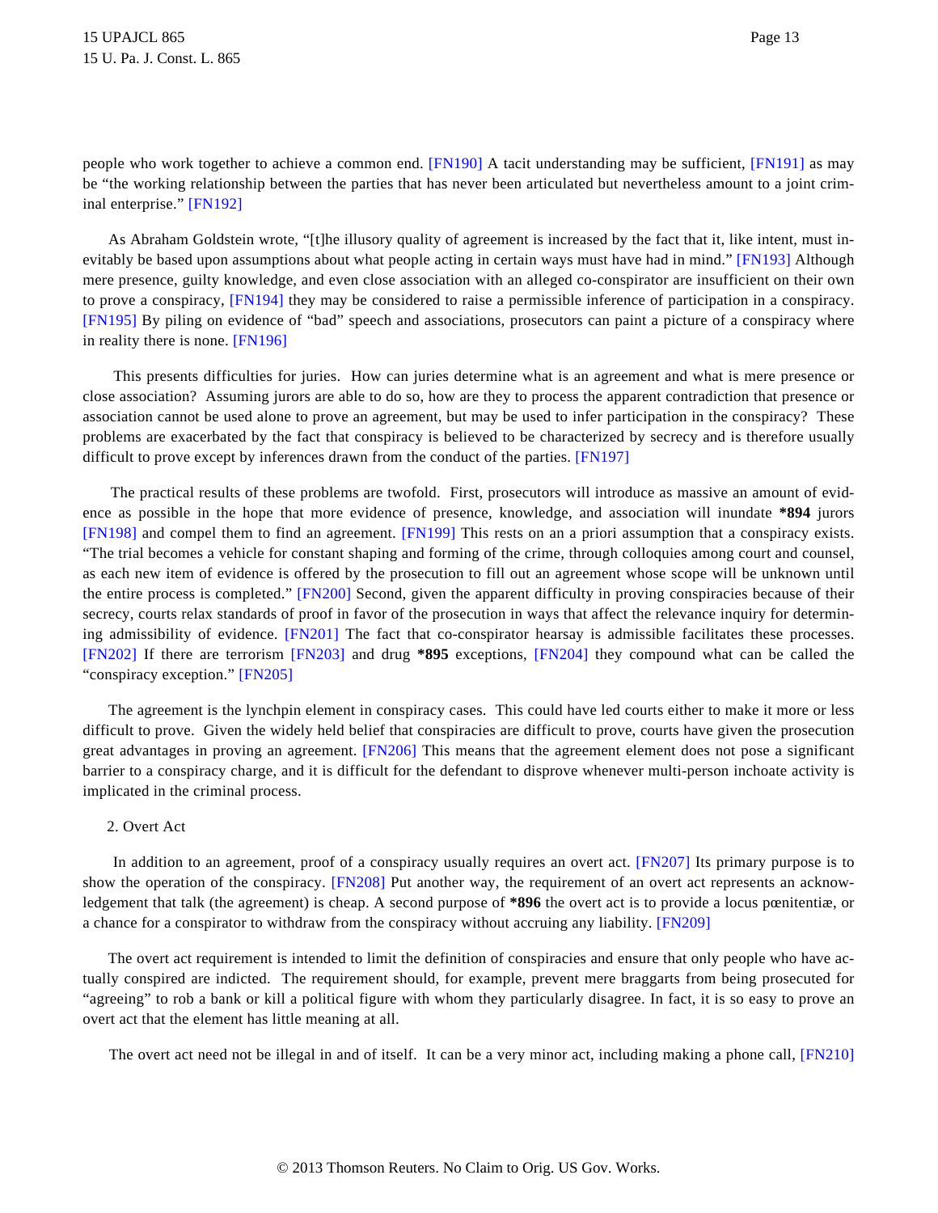people who work together to achieve a common end. [FN190] A tacit understanding may be sufficient, [FN191] as may be "the working relationship between the parties that has never been articulated but nevertheless amount to a joint criminal enterprise." [FN192]

As Abraham Goldstein wrote, "[t]he illusory quality of agreement is increased by the fact that it, like intent, must inevitably be based upon assumptions about what people acting in certain ways must have had in mind." [FN193] Although mere presence, guilty knowledge, and even close association with an alleged co-conspirator are insufficient on their own to prove a conspiracy, [FN194] they may be considered to raise a permissible inference of participation in a conspiracy. [FN195] By piling on evidence of "bad" speech and associations, prosecutors can paint a picture of a conspiracy where in reality there is none. [FN196]

This presents difficulties for juries. How can juries determine what is an agreement and what is mere presence or close association? Assuming jurors are able to do so, how are they to process the apparent contradiction that presence or association cannot be used alone to prove an agreement, but may be used to infer participation in the conspiracy? These problems are exacerbated by the fact that conspiracy is believed to be characterized by secrecy and is therefore usually difficult to prove except by inferences drawn from the conduct of the parties. [FN197]

The practical results of these problems are twofold. First, prosecutors will introduce as massive an amount of evidence as possible in the hope that more evidence of presence, knowledge, and association will inundate **\*894** jurors [FN198] and compel them to find an agreement. [FN199] This rests on an a priori assumption that a conspiracy exists. "The trial becomes a vehicle for constant shaping and forming of the crime, through colloquies among court and counsel, as each new item of evidence is offered by the prosecution to fill out an agreement whose scope will be unknown until the entire process is completed." [FN200] Second, given the apparent difficulty in proving conspiracies because of their secrecy, courts relax standards of proof in favor of the prosecution in ways that affect the relevance inquiry for determining admissibility of evidence. [FN201] The fact that co-conspirator hearsay is admissible facilitates these processes. [FN202] If there are terrorism [FN203] and drug **\*895** exceptions, [FN204] they compound what can be called the "conspiracy exception." [FN205]

The agreement is the lynchpin element in conspiracy cases. This could have led courts either to make it more or less difficult to prove. Given the widely held belief that conspiracies are difficult to prove, courts have given the prosecution great advantages in proving an agreement. [FN206] This means that the agreement element does not pose a significant barrier to a conspiracy charge, and it is difficult for the defendant to disprove whenever multi-person inchoate activity is implicated in the criminal process.

2. Overt Act

In addition to an agreement, proof of a conspiracy usually requires an overt act. [FN207] Its primary purpose is to show the operation of the conspiracy. [FN208] Put another way, the requirement of an overt act represents an acknowledgement that talk (the agreement) is cheap. A second purpose of **\*896** the overt act is to provide a locus pœnitentiæ, or a chance for a conspirator to withdraw from the conspiracy without accruing any liability. [FN209]

The overt act requirement is intended to limit the definition of conspiracies and ensure that only people who have actually conspired are indicted. The requirement should, for example, prevent mere braggarts from being prosecuted for "agreeing" to rob a bank or kill a political figure with whom they particularly disagree. In fact, it is so easy to prove an overt act that the element has little meaning at all.

The overt act need not be illegal in and of itself. It can be a very minor act, including making a phone call, [FN210]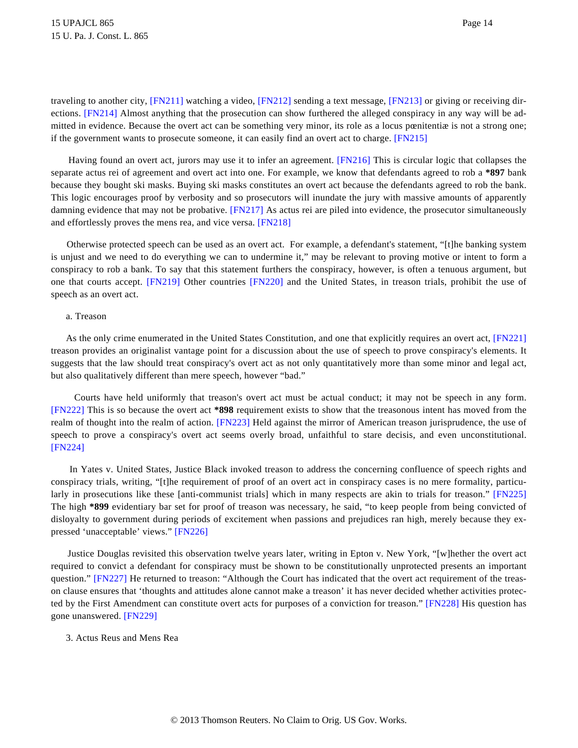traveling to another city, [FN211] watching a video, [FN212] sending a text message, [FN213] or giving or receiving directions. [FN214] Almost anything that the prosecution can show furthered the alleged conspiracy in any way will be admitted in evidence. Because the overt act can be something very minor, its role as a locus pœnitentiæ is not a strong one; if the government wants to prosecute someone, it can easily find an overt act to charge. [FN215]

Having found an overt act, jurors may use it to infer an agreement. [FN216] This is circular logic that collapses the separate actus rei of agreement and overt act into one. For example, we know that defendants agreed to rob a **\*897** bank because they bought ski masks. Buying ski masks constitutes an overt act because the defendants agreed to rob the bank. This logic encourages proof by verbosity and so prosecutors will inundate the jury with massive amounts of apparently damning evidence that may not be probative. [FN217] As actus rei are piled into evidence, the prosecutor simultaneously and effortlessly proves the mens rea, and vice versa. [FN218]

Otherwise protected speech can be used as an overt act. For example, a defendant's statement, "[t]he banking system is unjust and we need to do everything we can to undermine it," may be relevant to proving motive or intent to form a conspiracy to rob a bank. To say that this statement furthers the conspiracy, however, is often a tenuous argument, but one that courts accept. [FN219] Other countries [FN220] and the United States, in treason trials, prohibit the use of speech as an overt act.

a. Treason

As the only crime enumerated in the United States Constitution, and one that explicitly requires an overt act, [FN221] treason provides an originalist vantage point for a discussion about the use of speech to prove conspiracy's elements. It suggests that the law should treat conspiracy's overt act as not only quantitatively more than some minor and legal act, but also qualitatively different than mere speech, however "bad."

Courts have held uniformly that treason's overt act must be actual conduct; it may not be speech in any form. [FN222] This is so because the overt act **\*898** requirement exists to show that the treasonous intent has moved from the realm of thought into the realm of action. [FN223] Held against the mirror of American treason jurisprudence, the use of speech to prove a conspiracy's overt act seems overly broad, unfaithful to stare decisis, and even unconstitutional. [FN224]

In Yates v. United States, Justice Black invoked treason to address the concerning confluence of speech rights and conspiracy trials, writing, "[t]he requirement of proof of an overt act in conspiracy cases is no mere formality, particularly in prosecutions like these [anti-communist trials] which in many respects are akin to trials for treason." [FN225] The high **\*899** evidentiary bar set for proof of treason was necessary, he said, "to keep people from being convicted of disloyalty to government during periods of excitement when passions and prejudices ran high, merely because they expressed 'unacceptable' views." [FN226]

Justice Douglas revisited this observation twelve years later, writing in Epton v. New York, "[w]hether the overt act required to convict a defendant for conspiracy must be shown to be constitutionally unprotected presents an important question." [FN227] He returned to treason: "Although the Court has indicated that the overt act requirement of the treason clause ensures that 'thoughts and attitudes alone cannot make a treason' it has never decided whether activities protected by the First Amendment can constitute overt acts for purposes of a conviction for treason." [FN228] His question has gone unanswered. [FN229]

3. Actus Reus and Mens Rea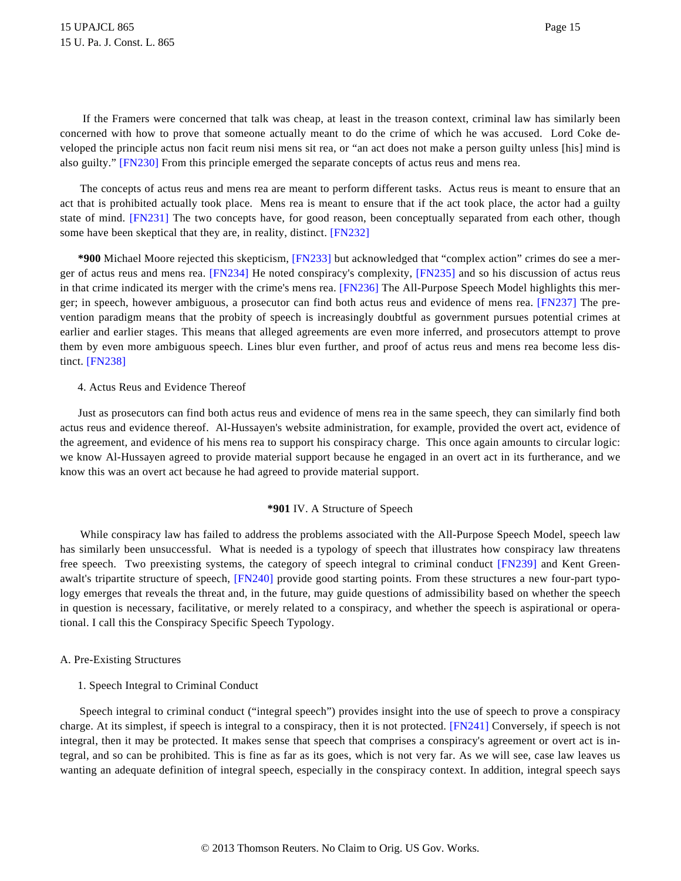If the Framers were concerned that talk was cheap, at least in the treason context, criminal law has similarly been concerned with how to prove that someone actually meant to do the crime of which he was accused. Lord Coke developed the principle actus non facit reum nisi mens sit rea, or "an act does not make a person guilty unless [his] mind is also guilty." [FN230] From this principle emerged the separate concepts of actus reus and mens rea.

The concepts of actus reus and mens rea are meant to perform different tasks. Actus reus is meant to ensure that an act that is prohibited actually took place. Mens rea is meant to ensure that if the act took place, the actor had a guilty state of mind. [FN231] The two concepts have, for good reason, been conceptually separated from each other, though some have been skeptical that they are, in reality, distinct. [FN232]

**\*900** Michael Moore rejected this skepticism, [FN233] but acknowledged that "complex action" crimes do see a merger of actus reus and mens rea. [FN234] He noted conspiracy's complexity, [FN235] and so his discussion of actus reus in that crime indicated its merger with the crime's mens rea. [FN236] The All-Purpose Speech Model highlights this merger; in speech, however ambiguous, a prosecutor can find both actus reus and evidence of mens rea. [FN237] The prevention paradigm means that the probity of speech is increasingly doubtful as government pursues potential crimes at earlier and earlier stages. This means that alleged agreements are even more inferred, and prosecutors attempt to prove them by even more ambiguous speech. Lines blur even further, and proof of actus reus and mens rea become less distinct. [FN238]

4. Actus Reus and Evidence Thereof

Just as prosecutors can find both actus reus and evidence of mens rea in the same speech, they can similarly find both actus reus and evidence thereof. Al-Hussayen's website administration, for example, provided the overt act, evidence of the agreement, and evidence of his mens rea to support his conspiracy charge. This once again amounts to circular logic: we know Al-Hussayen agreed to provide material support because he engaged in an overt act in its furtherance, and we know this was an overt act because he had agreed to provide material support.

## **\*901** IV. A Structure of Speech

While conspiracy law has failed to address the problems associated with the All-Purpose Speech Model, speech law has similarly been unsuccessful. What is needed is a typology of speech that illustrates how conspiracy law threatens free speech. Two preexisting systems, the category of speech integral to criminal conduct [FN239] and Kent Greenawalt's tripartite structure of speech, [FN240] provide good starting points. From these structures a new four-part typology emerges that reveals the threat and, in the future, may guide questions of admissibility based on whether the speech in question is necessary, facilitative, or merely related to a conspiracy, and whether the speech is aspirational or operational. I call this the Conspiracy Specific Speech Typology.

### A. Pre-Existing Structures

#### 1. Speech Integral to Criminal Conduct

Speech integral to criminal conduct ("integral speech") provides insight into the use of speech to prove a conspiracy charge. At its simplest, if speech is integral to a conspiracy, then it is not protected. [FN241] Conversely, if speech is not integral, then it may be protected. It makes sense that speech that comprises a conspiracy's agreement or overt act is integral, and so can be prohibited. This is fine as far as its goes, which is not very far. As we will see, case law leaves us wanting an adequate definition of integral speech, especially in the conspiracy context. In addition, integral speech says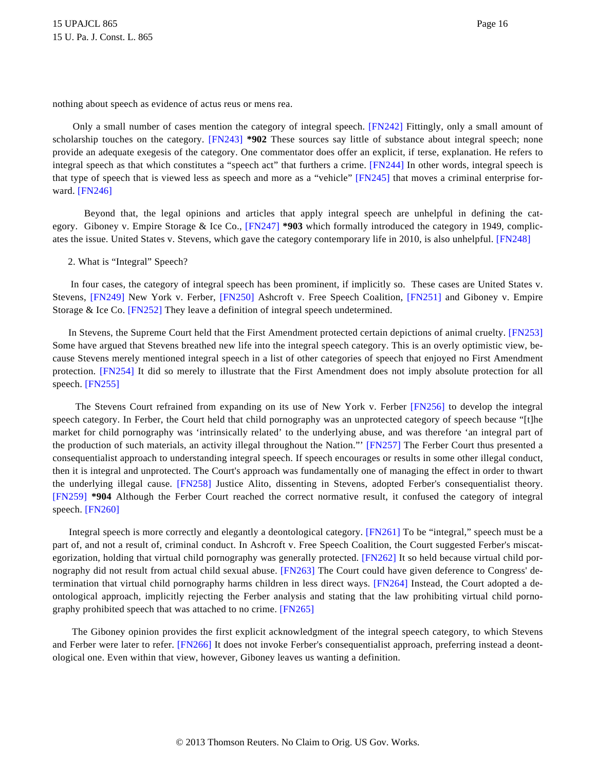nothing about speech as evidence of actus reus or mens rea.

Only a small number of cases mention the category of integral speech. [FN242] Fittingly, only a small amount of scholarship touches on the category. [FN243] **\*902** These sources say little of substance about integral speech; none provide an adequate exegesis of the category. One commentator does offer an explicit, if terse, explanation. He refers to integral speech as that which constitutes a "speech act" that furthers a crime. [FN244] In other words, integral speech is that type of speech that is viewed less as speech and more as a "vehicle" [FN245] that moves a criminal enterprise forward. [FN246]

Beyond that, the legal opinions and articles that apply integral speech are unhelpful in defining the category. Giboney v. Empire Storage & Ice Co., [FN247] **\*903** which formally introduced the category in 1949, complicates the issue. United States v. Stevens, which gave the category contemporary life in 2010, is also unhelpful. [FN248]

2. What is "Integral" Speech?

In four cases, the category of integral speech has been prominent, if implicitly so. These cases are United States v. Stevens, [FN249] New York v. Ferber, [FN250] Ashcroft v. Free Speech Coalition, [FN251] and Giboney v. Empire Storage & Ice Co. [FN252] They leave a definition of integral speech undetermined.

In Stevens, the Supreme Court held that the First Amendment protected certain depictions of animal cruelty. [FN253] Some have argued that Stevens breathed new life into the integral speech category. This is an overly optimistic view, because Stevens merely mentioned integral speech in a list of other categories of speech that enjoyed no First Amendment protection. [FN254] It did so merely to illustrate that the First Amendment does not imply absolute protection for all speech. [FN255]

The Stevens Court refrained from expanding on its use of New York v. Ferber [FN256] to develop the integral speech category. In Ferber, the Court held that child pornography was an unprotected category of speech because "[t]he market for child pornography was 'intrinsically related' to the underlying abuse, and was therefore 'an integral part of the production of such materials, an activity illegal throughout the Nation."' [FN257] The Ferber Court thus presented a consequentialist approach to understanding integral speech. If speech encourages or results in some other illegal conduct, then it is integral and unprotected. The Court's approach was fundamentally one of managing the effect in order to thwart the underlying illegal cause. [FN258] Justice Alito, dissenting in Stevens, adopted Ferber's consequentialist theory. [FN259] **\*904** Although the Ferber Court reached the correct normative result, it confused the category of integral speech. [FN260]

Integral speech is more correctly and elegantly a deontological category. [FN261] To be "integral," speech must be a part of, and not a result of, criminal conduct. In Ashcroft v. Free Speech Coalition, the Court suggested Ferber's miscategorization, holding that virtual child pornography was generally protected. [FN262] It so held because virtual child pornography did not result from actual child sexual abuse. [FN263] The Court could have given deference to Congress' determination that virtual child pornography harms children in less direct ways. [FN264] Instead, the Court adopted a deontological approach, implicitly rejecting the Ferber analysis and stating that the law prohibiting virtual child pornography prohibited speech that was attached to no crime. [FN265]

The Giboney opinion provides the first explicit acknowledgment of the integral speech category, to which Stevens and Ferber were later to refer. [FN266] It does not invoke Ferber's consequentialist approach, preferring instead a deontological one. Even within that view, however, Giboney leaves us wanting a definition.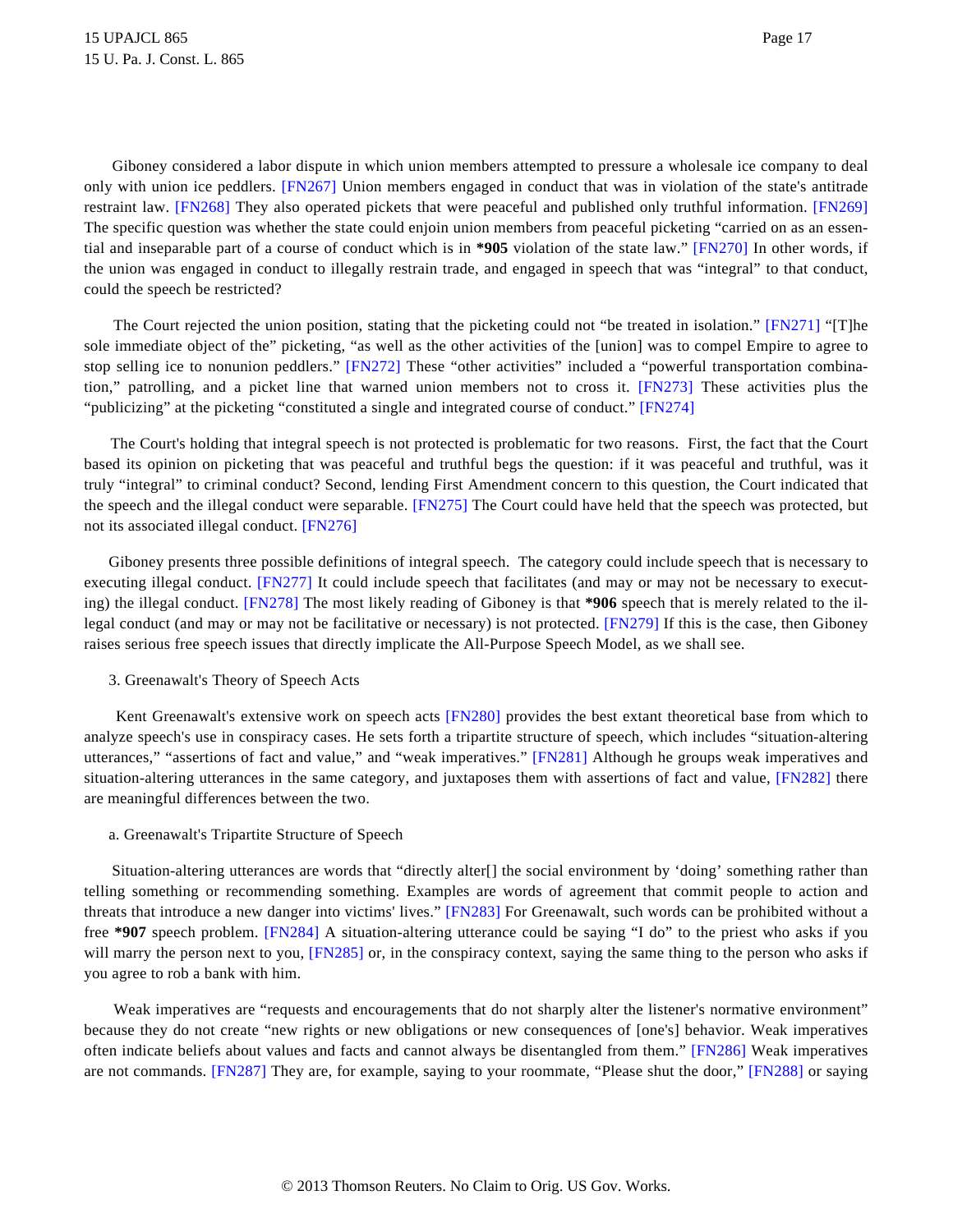Giboney considered a labor dispute in which union members attempted to pressure a wholesale ice company to deal only with union ice peddlers. [FN267] Union members engaged in conduct that was in violation of the state's antitrade restraint law. [FN268] They also operated pickets that were peaceful and published only truthful information. [FN269] The specific question was whether the state could enjoin union members from peaceful picketing "carried on as an essential and inseparable part of a course of conduct which is in **\*905** violation of the state law." [FN270] In other words, if the union was engaged in conduct to illegally restrain trade, and engaged in speech that was "integral" to that conduct, could the speech be restricted?

The Court rejected the union position, stating that the picketing could not "be treated in isolation." [FN271] "[T]he sole immediate object of the" picketing, "as well as the other activities of the [union] was to compel Empire to agree to stop selling ice to nonunion peddlers." [FN272] These "other activities" included a "powerful transportation combination," patrolling, and a picket line that warned union members not to cross it. [FN273] These activities plus the "publicizing" at the picketing "constituted a single and integrated course of conduct." [FN274]

The Court's holding that integral speech is not protected is problematic for two reasons. First, the fact that the Court based its opinion on picketing that was peaceful and truthful begs the question: if it was peaceful and truthful, was it truly "integral" to criminal conduct? Second, lending First Amendment concern to this question, the Court indicated that the speech and the illegal conduct were separable. [FN275] The Court could have held that the speech was protected, but not its associated illegal conduct. [FN276]

Giboney presents three possible definitions of integral speech. The category could include speech that is necessary to executing illegal conduct. [FN277] It could include speech that facilitates (and may or may not be necessary to executing) the illegal conduct. [FN278] The most likely reading of Giboney is that **\*906** speech that is merely related to the illegal conduct (and may or may not be facilitative or necessary) is not protected. [FN279] If this is the case, then Giboney raises serious free speech issues that directly implicate the All-Purpose Speech Model, as we shall see.

### 3. Greenawalt's Theory of Speech Acts

Kent Greenawalt's extensive work on speech acts [FN280] provides the best extant theoretical base from which to analyze speech's use in conspiracy cases. He sets forth a tripartite structure of speech, which includes "situation-altering utterances," "assertions of fact and value," and "weak imperatives." [FN281] Although he groups weak imperatives and situation-altering utterances in the same category, and juxtaposes them with assertions of fact and value, [FN282] there are meaningful differences between the two.

#### a. Greenawalt's Tripartite Structure of Speech

Situation-altering utterances are words that "directly alter[] the social environment by 'doing' something rather than telling something or recommending something. Examples are words of agreement that commit people to action and threats that introduce a new danger into victims' lives." [FN283] For Greenawalt, such words can be prohibited without a free **\*907** speech problem. [FN284] A situation-altering utterance could be saying "I do" to the priest who asks if you will marry the person next to you, [FN285] or, in the conspiracy context, saying the same thing to the person who asks if you agree to rob a bank with him.

Weak imperatives are "requests and encouragements that do not sharply alter the listener's normative environment" because they do not create "new rights or new obligations or new consequences of [one's] behavior. Weak imperatives often indicate beliefs about values and facts and cannot always be disentangled from them." [FN286] Weak imperatives are not commands. [FN287] They are, for example, saying to your roommate, "Please shut the door," [FN288] or saying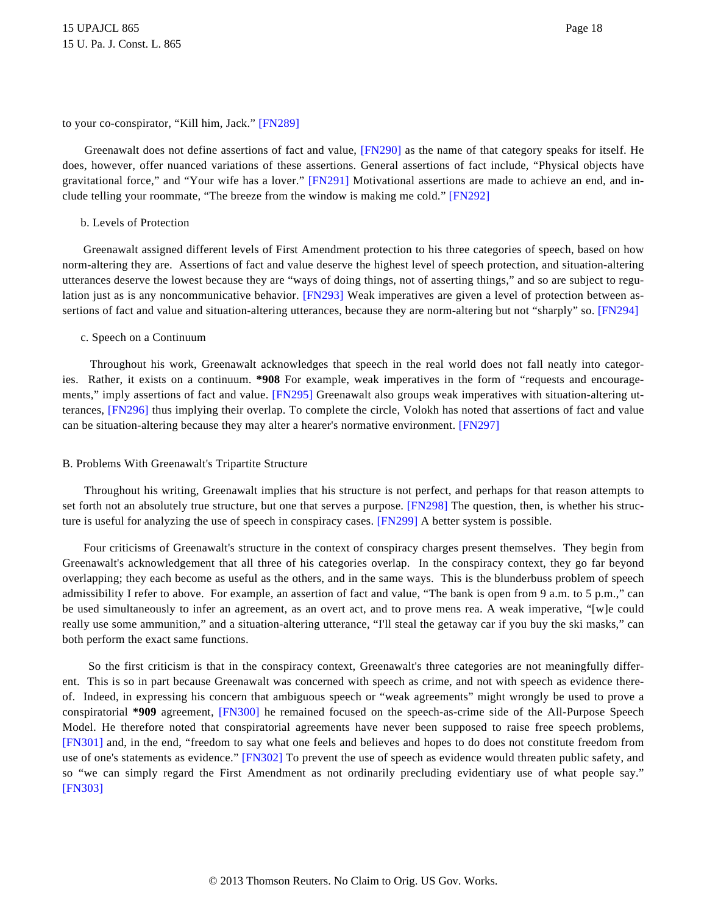to your co-conspirator, "Kill him, Jack." [FN289]

Greenawalt does not define assertions of fact and value, [FN290] as the name of that category speaks for itself. He does, however, offer nuanced variations of these assertions. General assertions of fact include, "Physical objects have gravitational force," and "Your wife has a lover." [FN291] Motivational assertions are made to achieve an end, and include telling your roommate, "The breeze from the window is making me cold." [FN292]

b. Levels of Protection

Greenawalt assigned different levels of First Amendment protection to his three categories of speech, based on how norm-altering they are. Assertions of fact and value deserve the highest level of speech protection, and situation-altering utterances deserve the lowest because they are "ways of doing things, not of asserting things," and so are subject to regulation just as is any noncommunicative behavior. [FN293] Weak imperatives are given a level of protection between assertions of fact and value and situation-altering utterances, because they are norm-altering but not "sharply" so. [FN294]

c. Speech on a Continuum

Throughout his work, Greenawalt acknowledges that speech in the real world does not fall neatly into categories. Rather, it exists on a continuum. **\*908** For example, weak imperatives in the form of "requests and encouragements," imply assertions of fact and value. [FN295] Greenawalt also groups weak imperatives with situation-altering utterances, [FN296] thus implying their overlap. To complete the circle, Volokh has noted that assertions of fact and value can be situation-altering because they may alter a hearer's normative environment. [FN297]

B. Problems With Greenawalt's Tripartite Structure

Throughout his writing, Greenawalt implies that his structure is not perfect, and perhaps for that reason attempts to set forth not an absolutely true structure, but one that serves a purpose. [FN298] The question, then, is whether his structure is useful for analyzing the use of speech in conspiracy cases. [FN299] A better system is possible.

Four criticisms of Greenawalt's structure in the context of conspiracy charges present themselves. They begin from Greenawalt's acknowledgement that all three of his categories overlap. In the conspiracy context, they go far beyond overlapping; they each become as useful as the others, and in the same ways. This is the blunderbuss problem of speech admissibility I refer to above. For example, an assertion of fact and value, "The bank is open from 9 a.m. to 5 p.m.," can be used simultaneously to infer an agreement, as an overt act, and to prove mens rea. A weak imperative, "[w]e could really use some ammunition," and a situation-altering utterance, "I'll steal the getaway car if you buy the ski masks," can both perform the exact same functions.

So the first criticism is that in the conspiracy context, Greenawalt's three categories are not meaningfully different. This is so in part because Greenawalt was concerned with speech as crime, and not with speech as evidence thereof. Indeed, in expressing his concern that ambiguous speech or "weak agreements" might wrongly be used to prove a conspiratorial **\*909** agreement, [FN300] he remained focused on the speech-as-crime side of the All-Purpose Speech Model. He therefore noted that conspiratorial agreements have never been supposed to raise free speech problems, [FN301] and, in the end, "freedom to say what one feels and believes and hopes to do does not constitute freedom from use of one's statements as evidence." [FN302] To prevent the use of speech as evidence would threaten public safety, and so "we can simply regard the First Amendment as not ordinarily precluding evidentiary use of what people say." [FN303]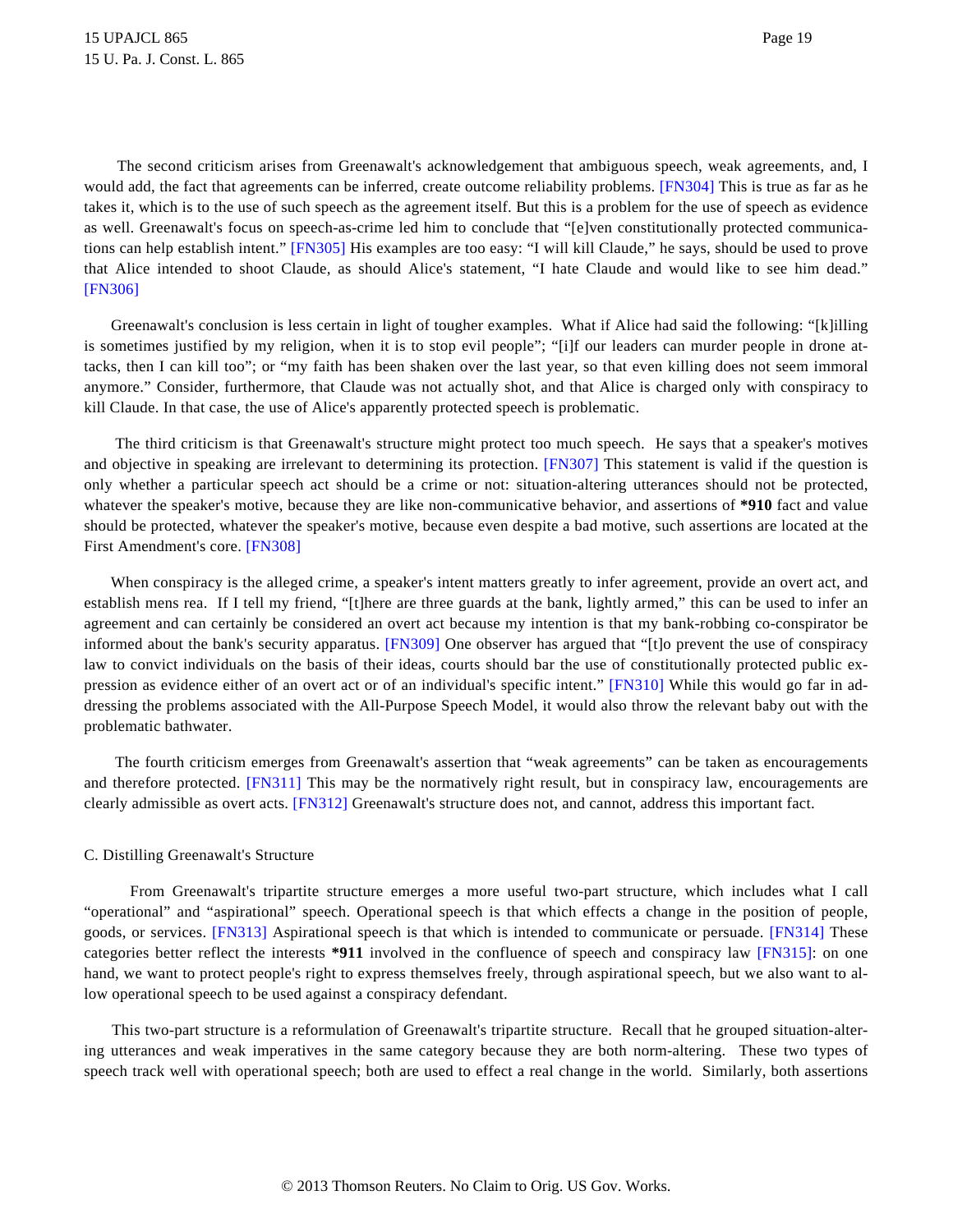The second criticism arises from Greenawalt's acknowledgement that ambiguous speech, weak agreements, and, I would add, the fact that agreements can be inferred, create outcome reliability problems. [FN304] This is true as far as he takes it, which is to the use of such speech as the agreement itself. But this is a problem for the use of speech as evidence as well. Greenawalt's focus on speech-as-crime led him to conclude that "[e]ven constitutionally protected communications can help establish intent." [FN305] His examples are too easy: "I will kill Claude," he says, should be used to prove that Alice intended to shoot Claude, as should Alice's statement, "I hate Claude and would like to see him dead." [FN306]

Greenawalt's conclusion is less certain in light of tougher examples. What if Alice had said the following: "[k]illing is sometimes justified by my religion, when it is to stop evil people"; "[i]f our leaders can murder people in drone attacks, then I can kill too"; or "my faith has been shaken over the last year, so that even killing does not seem immoral anymore." Consider, furthermore, that Claude was not actually shot, and that Alice is charged only with conspiracy to kill Claude. In that case, the use of Alice's apparently protected speech is problematic.

The third criticism is that Greenawalt's structure might protect too much speech. He says that a speaker's motives and objective in speaking are irrelevant to determining its protection. [FN307] This statement is valid if the question is only whether a particular speech act should be a crime or not: situation-altering utterances should not be protected, whatever the speaker's motive, because they are like non-communicative behavior, and assertions of **\*910** fact and value should be protected, whatever the speaker's motive, because even despite a bad motive, such assertions are located at the First Amendment's core. [FN308]

When conspiracy is the alleged crime, a speaker's intent matters greatly to infer agreement, provide an overt act, and establish mens rea. If I tell my friend, "[t]here are three guards at the bank, lightly armed," this can be used to infer an agreement and can certainly be considered an overt act because my intention is that my bank-robbing co-conspirator be informed about the bank's security apparatus. [FN309] One observer has argued that "[t]o prevent the use of conspiracy law to convict individuals on the basis of their ideas, courts should bar the use of constitutionally protected public expression as evidence either of an overt act or of an individual's specific intent." [FN310] While this would go far in addressing the problems associated with the All-Purpose Speech Model, it would also throw the relevant baby out with the problematic bathwater.

The fourth criticism emerges from Greenawalt's assertion that "weak agreements" can be taken as encouragements and therefore protected. [FN311] This may be the normatively right result, but in conspiracy law, encouragements are clearly admissible as overt acts. [FN312] Greenawalt's structure does not, and cannot, address this important fact.

### C. Distilling Greenawalt's Structure

From Greenawalt's tripartite structure emerges a more useful two-part structure, which includes what I call "operational" and "aspirational" speech. Operational speech is that which effects a change in the position of people, goods, or services. [FN313] Aspirational speech is that which is intended to communicate or persuade. [FN314] These categories better reflect the interests **\*911** involved in the confluence of speech and conspiracy law [FN315]: on one hand, we want to protect people's right to express themselves freely, through aspirational speech, but we also want to allow operational speech to be used against a conspiracy defendant.

This two-part structure is a reformulation of Greenawalt's tripartite structure. Recall that he grouped situation-altering utterances and weak imperatives in the same category because they are both norm-altering. These two types of speech track well with operational speech; both are used to effect a real change in the world. Similarly, both assertions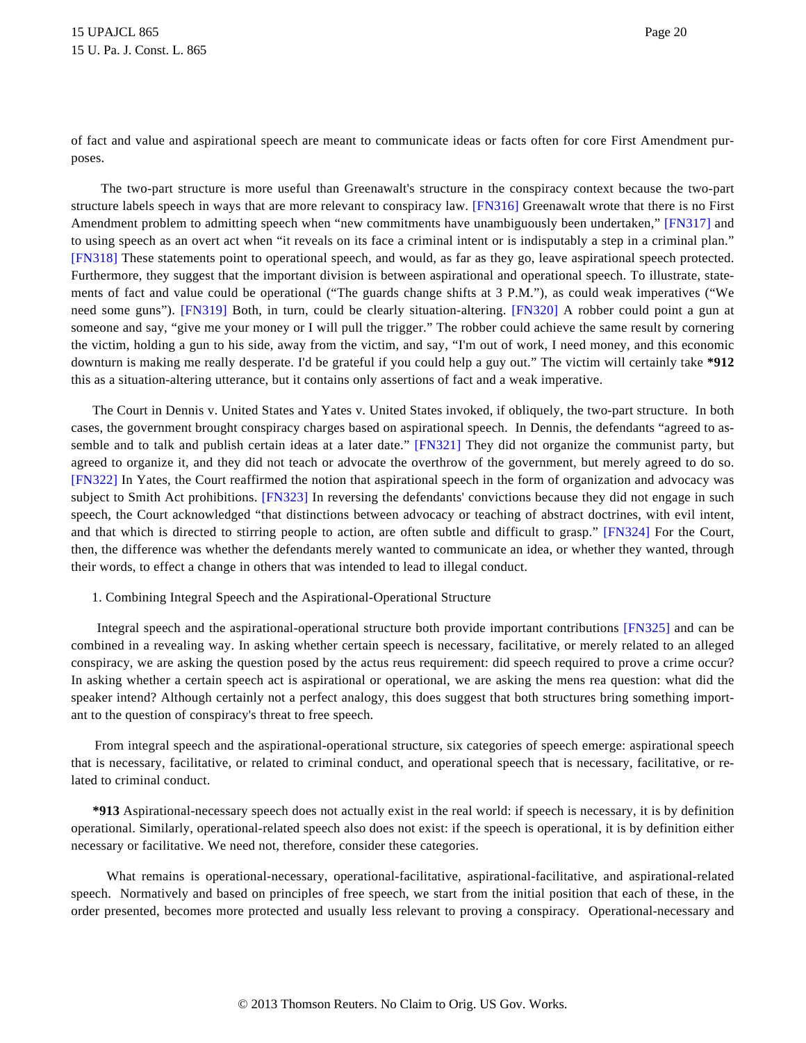of fact and value and aspirational speech are meant to communicate ideas or facts often for core First Amendment purposes.

The two-part structure is more useful than Greenawalt's structure in the conspiracy context because the two-part structure labels speech in ways that are more relevant to conspiracy law. [FN316] Greenawalt wrote that there is no First Amendment problem to admitting speech when "new commitments have unambiguously been undertaken," [FN317] and to using speech as an overt act when "it reveals on its face a criminal intent or is indisputably a step in a criminal plan." [FN318] These statements point to operational speech, and would, as far as they go, leave aspirational speech protected. Furthermore, they suggest that the important division is between aspirational and operational speech. To illustrate, statements of fact and value could be operational ("The guards change shifts at 3 P.M."), as could weak imperatives ("We need some guns"). [FN319] Both, in turn, could be clearly situation-altering. [FN320] A robber could point a gun at someone and say, "give me your money or I will pull the trigger." The robber could achieve the same result by cornering the victim, holding a gun to his side, away from the victim, and say, "I'm out of work, I need money, and this economic downturn is making me really desperate. I'd be grateful if you could help a guy out." The victim will certainly take **\*912** this as a situation-altering utterance, but it contains only assertions of fact and a weak imperative.

The Court in Dennis v. United States and Yates v. United States invoked, if obliquely, the two-part structure. In both cases, the government brought conspiracy charges based on aspirational speech. In Dennis, the defendants "agreed to assemble and to talk and publish certain ideas at a later date." [FN321] They did not organize the communist party, but agreed to organize it, and they did not teach or advocate the overthrow of the government, but merely agreed to do so. [FN322] In Yates, the Court reaffirmed the notion that aspirational speech in the form of organization and advocacy was subject to Smith Act prohibitions. [FN323] In reversing the defendants' convictions because they did not engage in such speech, the Court acknowledged "that distinctions between advocacy or teaching of abstract doctrines, with evil intent, and that which is directed to stirring people to action, are often subtle and difficult to grasp." [FN324] For the Court, then, the difference was whether the defendants merely wanted to communicate an idea, or whether they wanted, through their words, to effect a change in others that was intended to lead to illegal conduct.

1. Combining Integral Speech and the Aspirational-Operational Structure

Integral speech and the aspirational-operational structure both provide important contributions [FN325] and can be combined in a revealing way. In asking whether certain speech is necessary, facilitative, or merely related to an alleged conspiracy, we are asking the question posed by the actus reus requirement: did speech required to prove a crime occur? In asking whether a certain speech act is aspirational or operational, we are asking the mens rea question: what did the speaker intend? Although certainly not a perfect analogy, this does suggest that both structures bring something important to the question of conspiracy's threat to free speech.

From integral speech and the aspirational-operational structure, six categories of speech emerge: aspirational speech that is necessary, facilitative, or related to criminal conduct, and operational speech that is necessary, facilitative, or related to criminal conduct.

**\*913** Aspirational-necessary speech does not actually exist in the real world: if speech is necessary, it is by definition operational. Similarly, operational-related speech also does not exist: if the speech is operational, it is by definition either necessary or facilitative. We need not, therefore, consider these categories.

What remains is operational-necessary, operational-facilitative, aspirational-facilitative, and aspirational-related speech. Normatively and based on principles of free speech, we start from the initial position that each of these, in the order presented, becomes more protected and usually less relevant to proving a conspiracy. Operational-necessary and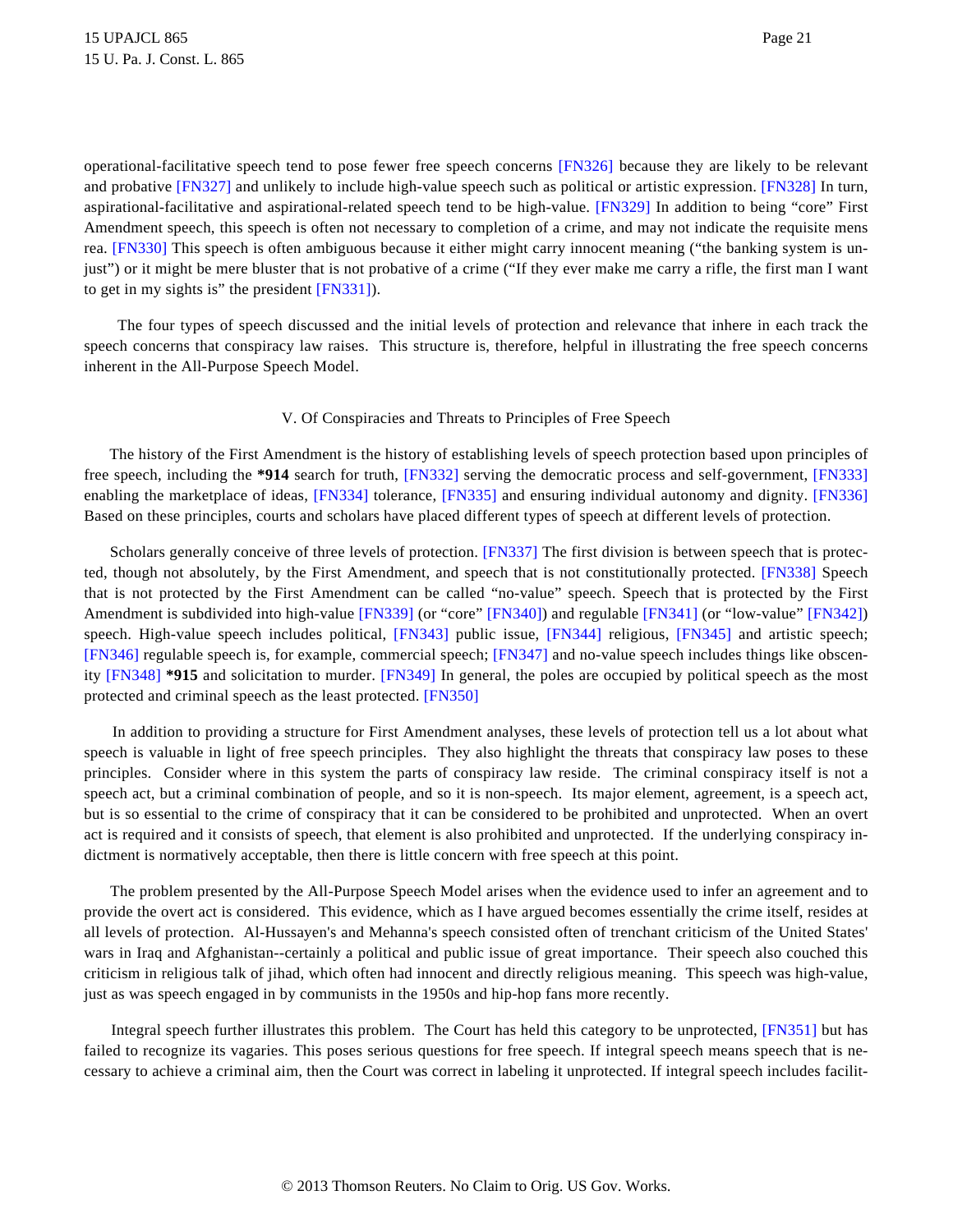operational-facilitative speech tend to pose fewer free speech concerns [FN326] because they are likely to be relevant and probative [FN327] and unlikely to include high-value speech such as political or artistic expression. [FN328] In turn, aspirational-facilitative and aspirational-related speech tend to be high-value. [FN329] In addition to being "core" First Amendment speech, this speech is often not necessary to completion of a crime, and may not indicate the requisite mens rea. [FN330] This speech is often ambiguous because it either might carry innocent meaning ("the banking system is unjust") or it might be mere bluster that is not probative of a crime ("If they ever make me carry a rifle, the first man I want to get in my sights is" the president [FN331]).

The four types of speech discussed and the initial levels of protection and relevance that inhere in each track the speech concerns that conspiracy law raises. This structure is, therefore, helpful in illustrating the free speech concerns inherent in the All-Purpose Speech Model.

## V. Of Conspiracies and Threats to Principles of Free Speech

The history of the First Amendment is the history of establishing levels of speech protection based upon principles of free speech, including the **\*914** search for truth, [FN332] serving the democratic process and self-government, [FN333] enabling the marketplace of ideas, [FN334] tolerance, [FN335] and ensuring individual autonomy and dignity. [FN336] Based on these principles, courts and scholars have placed different types of speech at different levels of protection.

Scholars generally conceive of three levels of protection. [FN337] The first division is between speech that is protected, though not absolutely, by the First Amendment, and speech that is not constitutionally protected. [FN338] Speech that is not protected by the First Amendment can be called "no-value" speech. Speech that is protected by the First Amendment is subdivided into high-value [FN339] (or "core" [FN340]) and regulable [FN341] (or "low-value" [FN342]) speech. High-value speech includes political, [FN343] public issue, [FN344] religious, [FN345] and artistic speech; [FN346] regulable speech is, for example, commercial speech; [FN347] and no-value speech includes things like obscenity [FN348] **\*915** and solicitation to murder. [FN349] In general, the poles are occupied by political speech as the most protected and criminal speech as the least protected. [FN350]

In addition to providing a structure for First Amendment analyses, these levels of protection tell us a lot about what speech is valuable in light of free speech principles. They also highlight the threats that conspiracy law poses to these principles. Consider where in this system the parts of conspiracy law reside. The criminal conspiracy itself is not a speech act, but a criminal combination of people, and so it is non-speech. Its major element, agreement, is a speech act, but is so essential to the crime of conspiracy that it can be considered to be prohibited and unprotected. When an overt act is required and it consists of speech, that element is also prohibited and unprotected. If the underlying conspiracy indictment is normatively acceptable, then there is little concern with free speech at this point.

The problem presented by the All-Purpose Speech Model arises when the evidence used to infer an agreement and to provide the overt act is considered. This evidence, which as I have argued becomes essentially the crime itself, resides at all levels of protection. Al-Hussayen's and Mehanna's speech consisted often of trenchant criticism of the United States' wars in Iraq and Afghanistan--certainly a political and public issue of great importance. Their speech also couched this criticism in religious talk of jihad, which often had innocent and directly religious meaning. This speech was high-value, just as was speech engaged in by communists in the 1950s and hip-hop fans more recently.

Integral speech further illustrates this problem. The Court has held this category to be unprotected, [FN351] but has failed to recognize its vagaries. This poses serious questions for free speech. If integral speech means speech that is necessary to achieve a criminal aim, then the Court was correct in labeling it unprotected. If integral speech includes facilit-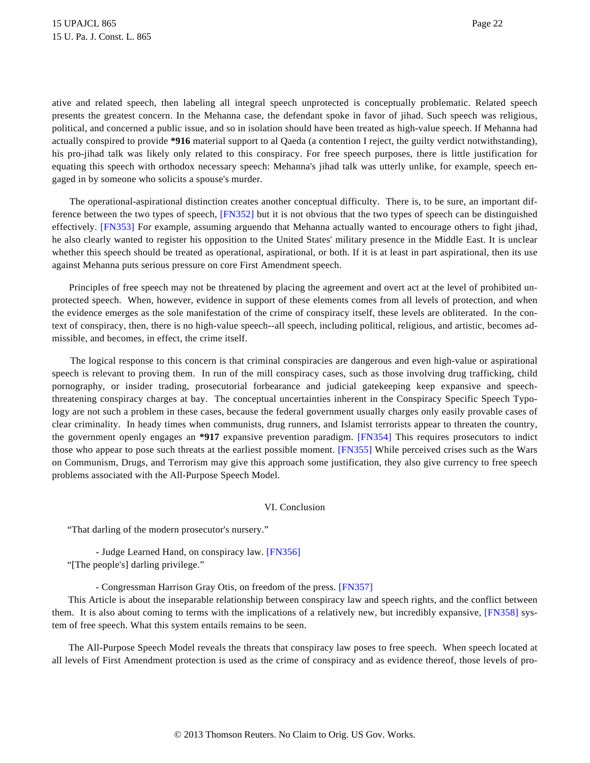ative and related speech, then labeling all integral speech unprotected is conceptually problematic. Related speech presents the greatest concern. In the Mehanna case, the defendant spoke in favor of jihad. Such speech was religious, political, and concerned a public issue, and so in isolation should have been treated as high-value speech. If Mehanna had actually conspired to provide **\*916** material support to al Qaeda (a contention I reject, the guilty verdict notwithstanding), his pro-jihad talk was likely only related to this conspiracy. For free speech purposes, there is little justification for equating this speech with orthodox necessary speech: Mehanna's jihad talk was utterly unlike, for example, speech engaged in by someone who solicits a spouse's murder.

The operational-aspirational distinction creates another conceptual difficulty. There is, to be sure, an important difference between the two types of speech, [FN352] but it is not obvious that the two types of speech can be distinguished effectively. [FN353] For example, assuming arguendo that Mehanna actually wanted to encourage others to fight jihad, he also clearly wanted to register his opposition to the United States' military presence in the Middle East. It is unclear whether this speech should be treated as operational, aspirational, or both. If it is at least in part aspirational, then its use against Mehanna puts serious pressure on core First Amendment speech.

Principles of free speech may not be threatened by placing the agreement and overt act at the level of prohibited unprotected speech. When, however, evidence in support of these elements comes from all levels of protection, and when the evidence emerges as the sole manifestation of the crime of conspiracy itself, these levels are obliterated. In the context of conspiracy, then, there is no high-value speech--all speech, including political, religious, and artistic, becomes admissible, and becomes, in effect, the crime itself.

The logical response to this concern is that criminal conspiracies are dangerous and even high-value or aspirational speech is relevant to proving them. In run of the mill conspiracy cases, such as those involving drug trafficking, child pornography, or insider trading, prosecutorial forbearance and judicial gatekeeping keep expansive and speech-threatening conspiracy charges at bay. The conceptual uncertainties inherent in the Conspiracy Specific Speech Typology are not such a problem in these cases, because the federal government usually charges only easily provable cases of clear criminality. In heady times when communists, drug runners, and Islamist terrorists appear to threaten the country, the government openly engages an **\*917** expansive prevention paradigm. [FN354] This requires prosecutors to indict those who appear to pose such threats at the earliest possible moment. [FN355] While perceived crises such as the Wars on Communism, Drugs, and Terrorism may give this approach some justification, they also give currency to free speech problems associated with the All-Purpose Speech Model.

## VI. Conclusion

"That darling of the modern prosecutor's nursery."

- Judge Learned Hand, on conspiracy law. [FN356]

"[The people's] darling privilege."

- Congressman Harrison Gray Otis, on freedom of the press. [FN357]

This Article is about the inseparable relationship between conspiracy law and speech rights, and the conflict between them. It is also about coming to terms with the implications of a relatively new, but incredibly expansive, [FN358] system of free speech. What this system entails remains to be seen.

The All-Purpose Speech Model reveals the threats that conspiracy law poses to free speech. When speech located at all levels of First Amendment protection is used as the crime of conspiracy and as evidence thereof, those levels of pro-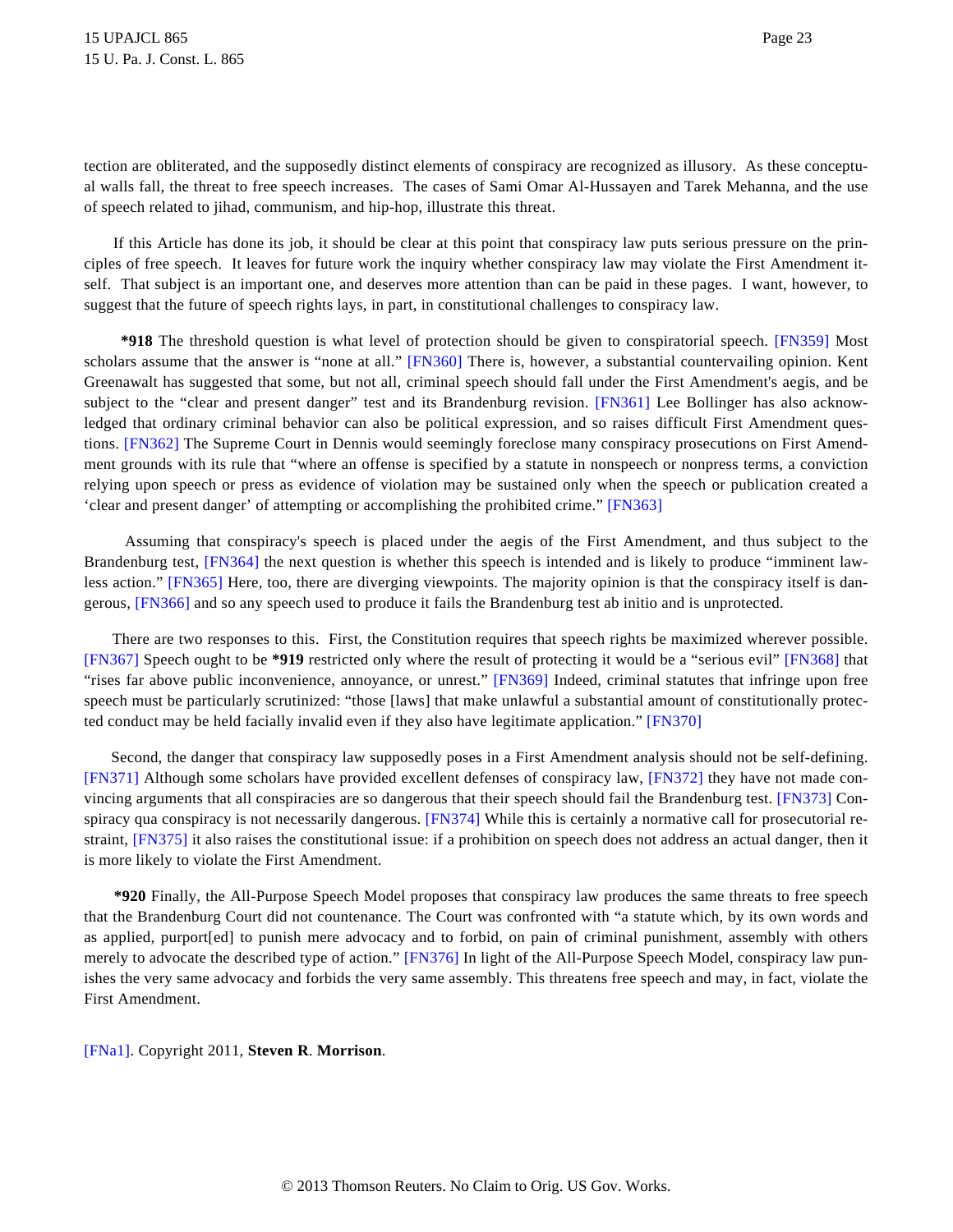tection are obliterated, and the supposedly distinct elements of conspiracy are recognized as illusory. As these conceptual walls fall, the threat to free speech increases. The cases of Sami Omar Al-Hussayen and Tarek Mehanna, and the use of speech related to jihad, communism, and hip-hop, illustrate this threat.

If this Article has done its job, it should be clear at this point that conspiracy law puts serious pressure on the principles of free speech. It leaves for future work the inquiry whether conspiracy law may violate the First Amendment itself. That subject is an important one, and deserves more attention than can be paid in these pages. I want, however, to suggest that the future of speech rights lays, in part, in constitutional challenges to conspiracy law.

**\*918** The threshold question is what level of protection should be given to conspiratorial speech. [FN359] Most scholars assume that the answer is "none at all." [FN360] There is, however, a substantial countervailing opinion. Kent Greenawalt has suggested that some, but not all, criminal speech should fall under the First Amendment's aegis, and be subject to the "clear and present danger" test and its Brandenburg revision. [FN361] Lee Bollinger has also acknowledged that ordinary criminal behavior can also be political expression, and so raises difficult First Amendment questions. [FN362] The Supreme Court in Dennis would seemingly foreclose many conspiracy prosecutions on First Amendment grounds with its rule that "where an offense is specified by a statute in nonspeech or nonpress terms, a conviction relying upon speech or press as evidence of violation may be sustained only when the speech or publication created a 'clear and present danger' of attempting or accomplishing the prohibited crime." [FN363]

Assuming that conspiracy's speech is placed under the aegis of the First Amendment, and thus subject to the Brandenburg test, [FN364] the next question is whether this speech is intended and is likely to produce "imminent lawless action." [FN365] Here, too, there are diverging viewpoints. The majority opinion is that the conspiracy itself is dangerous, [FN366] and so any speech used to produce it fails the Brandenburg test ab initio and is unprotected.

There are two responses to this. First, the Constitution requires that speech rights be maximized wherever possible. [FN367] Speech ought to be **\*919** restricted only where the result of protecting it would be a "serious evil" [FN368] that "rises far above public inconvenience, annoyance, or unrest." [FN369] Indeed, criminal statutes that infringe upon free speech must be particularly scrutinized: "those [laws] that make unlawful a substantial amount of constitutionally protected conduct may be held facially invalid even if they also have legitimate application." [FN370]

Second, the danger that conspiracy law supposedly poses in a First Amendment analysis should not be self-defining. [FN371] Although some scholars have provided excellent defenses of conspiracy law, [FN372] they have not made convincing arguments that all conspiracies are so dangerous that their speech should fail the Brandenburg test. [FN373] Conspiracy qua conspiracy is not necessarily dangerous. [FN374] While this is certainly a normative call for prosecutorial restraint, [FN375] it also raises the constitutional issue: if a prohibition on speech does not address an actual danger, then it is more likely to violate the First Amendment.

**\*920** Finally, the All-Purpose Speech Model proposes that conspiracy law produces the same threats to free speech that the Brandenburg Court did not countenance. The Court was confronted with "a statute which, by its own words and as applied, purport[ed] to punish mere advocacy and to forbid, on pain of criminal punishment, assembly with others merely to advocate the described type of action." [FN376] In light of the All-Purpose Speech Model, conspiracy law punishes the very same advocacy and forbids the very same assembly. This threatens free speech and may, in fact, violate the First Amendment.

[FNa1]. Copyright 2011, **Steven R**. **Morrison**.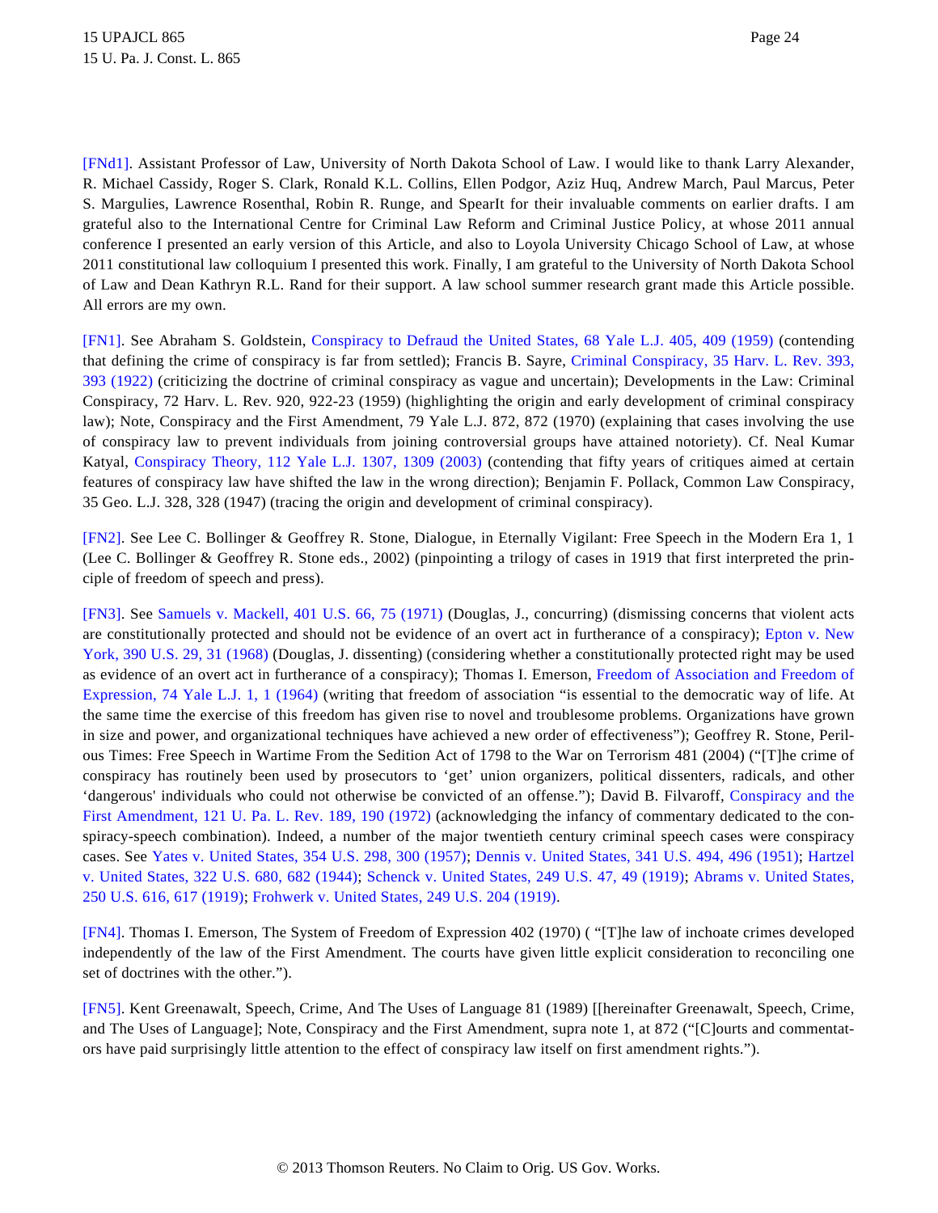[FNd1]. Assistant Professor of Law, University of North Dakota School of Law. I would like to thank Larry Alexander, R. Michael Cassidy, Roger S. Clark, Ronald K.L. Collins, Ellen Podgor, Aziz Huq, Andrew March, Paul Marcus, Peter S. Margulies, Lawrence Rosenthal, Robin R. Runge, and SpearIt for their invaluable comments on earlier drafts. I am grateful also to the International Centre for Criminal Law Reform and Criminal Justice Policy, at whose 2011 annual conference I presented an early version of this Article, and also to Loyola University Chicago School of Law, at whose 2011 constitutional law colloquium I presented this work. Finally, I am grateful to the University of North Dakota School of Law and Dean Kathryn R.L. Rand for their support. A law school summer research grant made this Article possible. All errors are my own.

[FN1]. See Abraham S. Goldstein, Conspiracy to Defraud the United States, 68 Yale L.J. 405, 409 (1959) (contending that defining the crime of conspiracy is far from settled); Francis B. Sayre, Criminal Conspiracy, 35 Harv. L. Rev. 393, 393 (1922) (criticizing the doctrine of criminal conspiracy as vague and uncertain); Developments in the Law: Criminal Conspiracy, 72 Harv. L. Rev. 920, 922-23 (1959) (highlighting the origin and early development of criminal conspiracy law); Note, Conspiracy and the First Amendment, 79 Yale L.J. 872, 872 (1970) (explaining that cases involving the use of conspiracy law to prevent individuals from joining controversial groups have attained notoriety). Cf. Neal Kumar Katyal, Conspiracy Theory, 112 Yale L.J. 1307, 1309 (2003) (contending that fifty years of critiques aimed at certain features of conspiracy law have shifted the law in the wrong direction); Benjamin F. Pollack, Common Law Conspiracy, 35 Geo. L.J. 328, 328 (1947) (tracing the origin and development of criminal conspiracy).

[FN2]. See Lee C. Bollinger & Geoffrey R. Stone, Dialogue, in Eternally Vigilant: Free Speech in the Modern Era 1, 1 (Lee C. Bollinger & Geoffrey R. Stone eds., 2002) (pinpointing a trilogy of cases in 1919 that first interpreted the principle of freedom of speech and press).

[FN3]. See Samuels v. Mackell, 401 U.S. 66, 75 (1971) (Douglas, J., concurring) (dismissing concerns that violent acts are constitutionally protected and should not be evidence of an overt act in furtherance of a conspiracy); Epton v. New York, 390 U.S. 29, 31 (1968) (Douglas, J. dissenting) (considering whether a constitutionally protected right may be used as evidence of an overt act in furtherance of a conspiracy); Thomas I. Emerson, Freedom of Association and Freedom of Expression, 74 Yale L.J. 1, 1 (1964) (writing that freedom of association "is essential to the democratic way of life. At the same time the exercise of this freedom has given rise to novel and troublesome problems. Organizations have grown in size and power, and organizational techniques have achieved a new order of effectiveness"); Geoffrey R. Stone, Perilous Times: Free Speech in Wartime From the Sedition Act of 1798 to the War on Terrorism 481 (2004) ("[T]he crime of conspiracy has routinely been used by prosecutors to 'get' union organizers, political dissenters, radicals, and other 'dangerous' individuals who could not otherwise be convicted of an offense."); David B. Filvaroff, Conspiracy and the First Amendment, 121 U. Pa. L. Rev. 189, 190 (1972) (acknowledging the infancy of commentary dedicated to the conspiracy-speech combination). Indeed, a number of the major twentieth century criminal speech cases were conspiracy cases. See Yates v. United States, 354 U.S. 298, 300 (1957); Dennis v. United States, 341 U.S. 494, 496 (1951); Hartzel v. United States, 322 U.S. 680, 682 (1944); Schenck v. United States, 249 U.S. 47, 49 (1919); Abrams v. United States, 250 U.S. 616, 617 (1919); Frohwerk v. United States, 249 U.S. 204 (1919).

[FN4]. Thomas I. Emerson, The System of Freedom of Expression 402 (1970) ( "[T]he law of inchoate crimes developed independently of the law of the First Amendment. The courts have given little explicit consideration to reconciling one set of doctrines with the other.").

[FN5]. Kent Greenawalt, Speech, Crime, And The Uses of Language 81 (1989) [[hereinafter Greenawalt, Speech, Crime, and The Uses of Language]; Note, Conspiracy and the First Amendment, supra note 1, at 872 ("[C]ourts and commentators have paid surprisingly little attention to the effect of conspiracy law itself on first amendment rights.").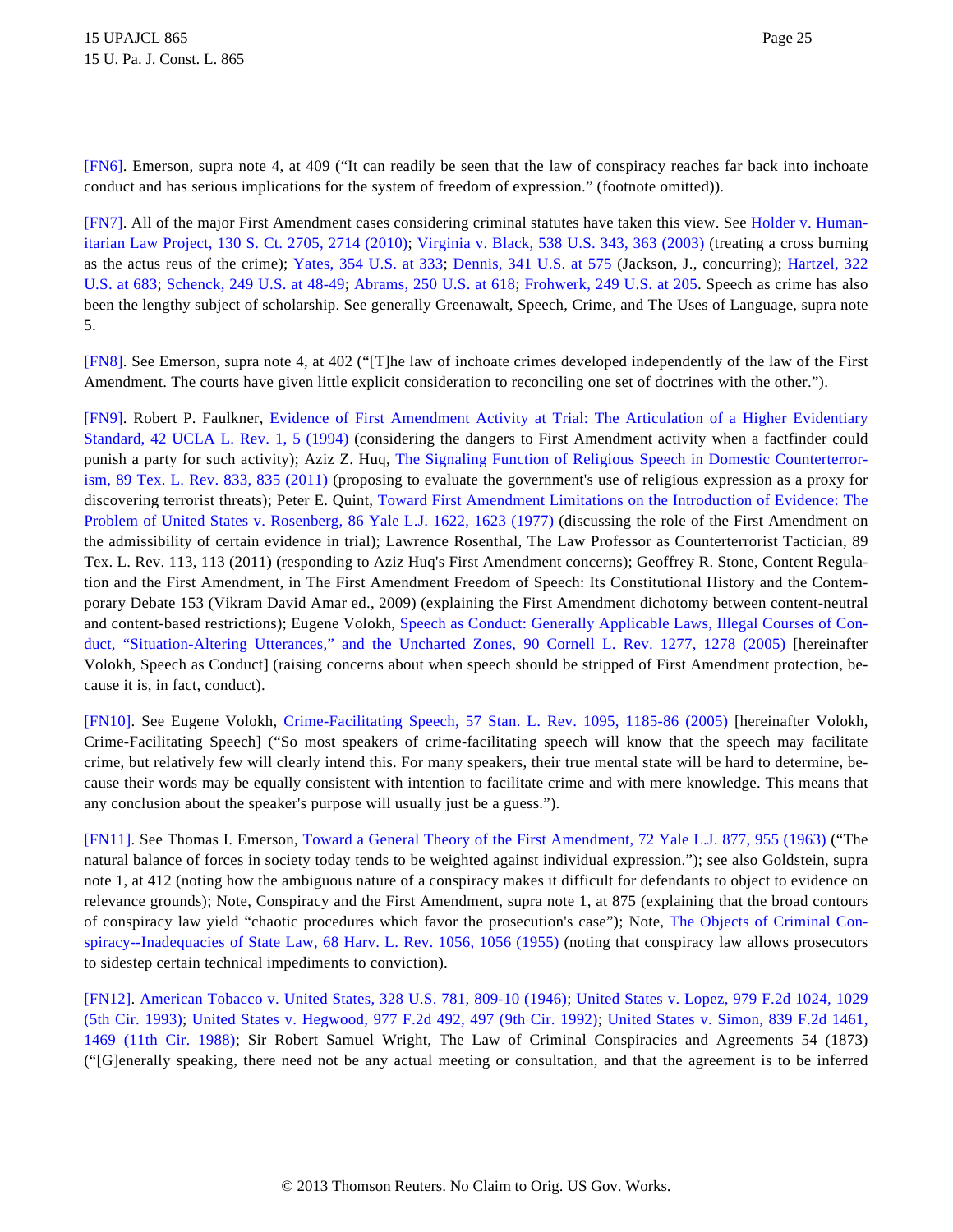[FN6]. Emerson, supra note 4, at 409 ("It can readily be seen that the law of conspiracy reaches far back into inchoate conduct and has serious implications for the system of freedom of expression." (footnote omitted)).

[FN7]. All of the major First Amendment cases considering criminal statutes have taken this view. See Holder v. Humanitarian Law Project, 130 S. Ct. 2705, 2714 (2010); Virginia v. Black, 538 U.S. 343, 363 (2003) (treating a cross burning as the actus reus of the crime); Yates, 354 U.S. at 333; Dennis, 341 U.S. at 575 (Jackson, J., concurring); Hartzel, 322 U.S. at 683; Schenck, 249 U.S. at 48-49; Abrams, 250 U.S. at 618; Frohwerk, 249 U.S. at 205. Speech as crime has also been the lengthy subject of scholarship. See generally Greenawalt, Speech, Crime, and The Uses of Language, supra note 5.

[FN8]. See Emerson, supra note 4, at 402 ("[T]he law of inchoate crimes developed independently of the law of the First Amendment. The courts have given little explicit consideration to reconciling one set of doctrines with the other.").

[FN9]. Robert P. Faulkner, Evidence of First Amendment Activity at Trial: The Articulation of a Higher Evidentiary Standard, 42 UCLA L. Rev. 1, 5 (1994) (considering the dangers to First Amendment activity when a factfinder could punish a party for such activity); Aziz Z. Huq, The Signaling Function of Religious Speech in Domestic Counterterrorism, 89 Tex. L. Rev. 833, 835 (2011) (proposing to evaluate the government's use of religious expression as a proxy for discovering terrorist threats); Peter E. Quint, Toward First Amendment Limitations on the Introduction of Evidence: The Problem of United States v. Rosenberg, 86 Yale L.J. 1622, 1623 (1977) (discussing the role of the First Amendment on the admissibility of certain evidence in trial); Lawrence Rosenthal, The Law Professor as Counterterrorist Tactician, 89 Tex. L. Rev. 113, 113 (2011) (responding to Aziz Huq's First Amendment concerns); Geoffrey R. Stone, Content Regulation and the First Amendment, in The First Amendment Freedom of Speech: Its Constitutional History and the Contemporary Debate 153 (Vikram David Amar ed., 2009) (explaining the First Amendment dichotomy between content-neutral and content-based restrictions); Eugene Volokh, Speech as Conduct: Generally Applicable Laws, Illegal Courses of Conduct, "Situation-Altering Utterances," and the Uncharted Zones, 90 Cornell L. Rev. 1277, 1278 (2005) [hereinafter Volokh, Speech as Conduct] (raising concerns about when speech should be stripped of First Amendment protection, because it is, in fact, conduct).

[FN10]. See Eugene Volokh, Crime-Facilitating Speech, 57 Stan. L. Rev. 1095, 1185-86 (2005) [hereinafter Volokh, Crime-Facilitating Speech] ("So most speakers of crime-facilitating speech will know that the speech may facilitate crime, but relatively few will clearly intend this. For many speakers, their true mental state will be hard to determine, because their words may be equally consistent with intention to facilitate crime and with mere knowledge. This means that any conclusion about the speaker's purpose will usually just be a guess.").

[FN11]. See Thomas I. Emerson, Toward a General Theory of the First Amendment, 72 Yale L.J. 877, 955 (1963) ("The natural balance of forces in society today tends to be weighted against individual expression."); see also Goldstein, supra note 1, at 412 (noting how the ambiguous nature of a conspiracy makes it difficult for defendants to object to evidence on relevance grounds); Note, Conspiracy and the First Amendment, supra note 1, at 875 (explaining that the broad contours of conspiracy law yield "chaotic procedures which favor the prosecution's case"); Note, The Objects of Criminal Conspiracy--Inadequacies of State Law, 68 Harv. L. Rev. 1056, 1056 (1955) (noting that conspiracy law allows prosecutors to sidestep certain technical impediments to conviction).

[FN12]. American Tobacco v. United States, 328 U.S. 781, 809-10 (1946); United States v. Lopez, 979 F.2d 1024, 1029 (5th Cir. 1993); United States v. Hegwood, 977 F.2d 492, 497 (9th Cir. 1992); United States v. Simon, 839 F.2d 1461, 1469 (11th Cir. 1988); Sir Robert Samuel Wright, The Law of Criminal Conspiracies and Agreements 54 (1873) ("[G]enerally speaking, there need not be any actual meeting or consultation, and that the agreement is to be inferred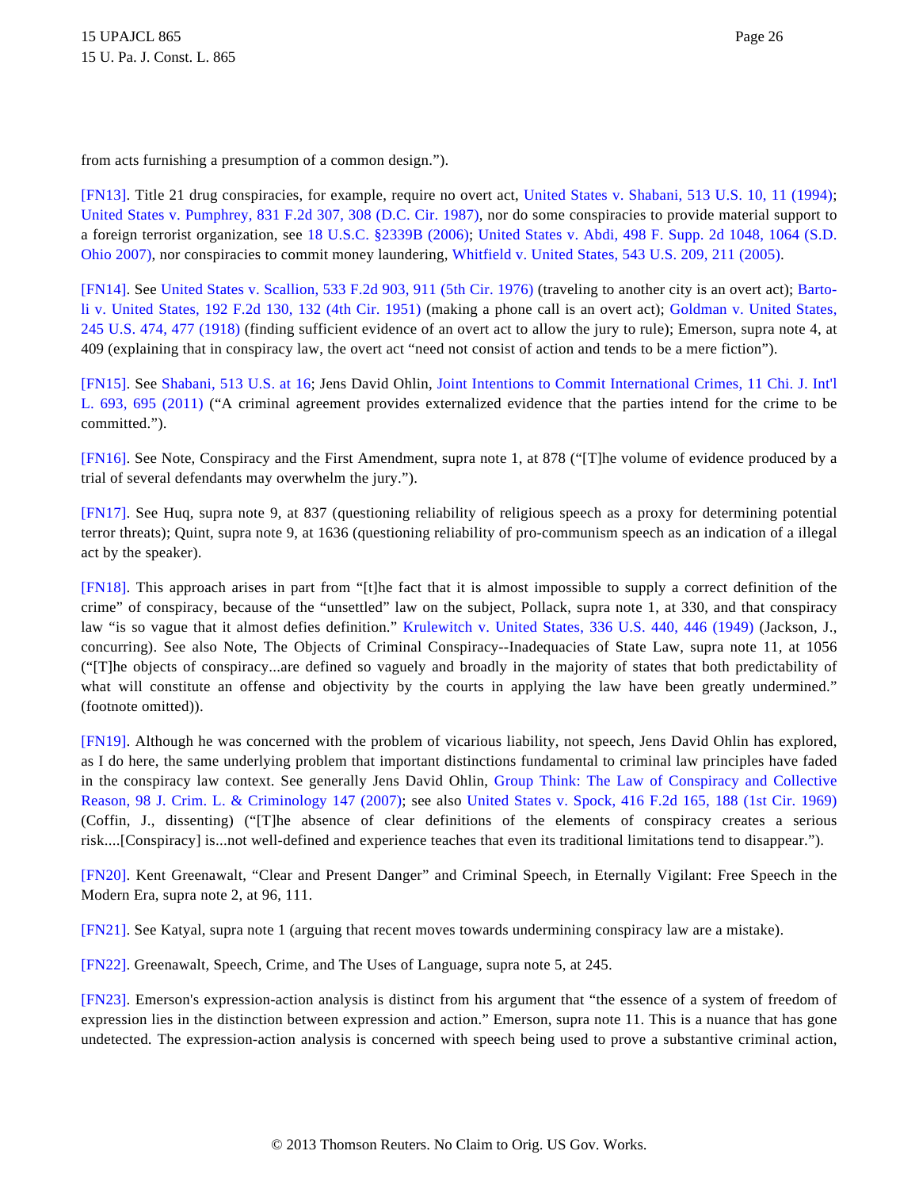from acts furnishing a presumption of a common design.").

[FN13]. Title 21 drug conspiracies, for example, require no overt act, United States v. Shabani, 513 U.S. 10, 11 (1994); United States v. Pumphrey, 831 F.2d 307, 308 (D.C. Cir. 1987), nor do some conspiracies to provide material support to a foreign terrorist organization, see 18 U.S.C. §2339B (2006); United States v. Abdi, 498 F. Supp. 2d 1048, 1064 (S.D. Ohio 2007), nor conspiracies to commit money laundering, Whitfield v. United States, 543 U.S. 209, 211 (2005).

[FN14]. See United States v. Scallion, 533 F.2d 903, 911 (5th Cir. 1976) (traveling to another city is an overt act); Bartoli v. United States, 192 F.2d 130, 132 (4th Cir. 1951) (making a phone call is an overt act); Goldman v. United States, 245 U.S. 474, 477 (1918) (finding sufficient evidence of an overt act to allow the jury to rule); Emerson, supra note 4, at 409 (explaining that in conspiracy law, the overt act "need not consist of action and tends to be a mere fiction").

[FN15]. See Shabani, 513 U.S. at 16; Jens David Ohlin, Joint Intentions to Commit International Crimes, 11 Chi. J. Int'l L. 693, 695 (2011) ("A criminal agreement provides externalized evidence that the parties intend for the crime to be committed.").

[FN16]. See Note, Conspiracy and the First Amendment, supra note 1, at 878 ("[T]he volume of evidence produced by a trial of several defendants may overwhelm the jury.").

[FN17]. See Huq, supra note 9, at 837 (questioning reliability of religious speech as a proxy for determining potential terror threats); Quint, supra note 9, at 1636 (questioning reliability of pro-communism speech as an indication of a illegal act by the speaker).

[FN18]. This approach arises in part from "[t]he fact that it is almost impossible to supply a correct definition of the crime" of conspiracy, because of the "unsettled" law on the subject, Pollack, supra note 1, at 330, and that conspiracy law "is so vague that it almost defies definition." Krulewitch v. United States, 336 U.S. 440, 446 (1949) (Jackson, J., concurring). See also Note, The Objects of Criminal Conspiracy--Inadequacies of State Law, supra note 11, at 1056 ("[T]he objects of conspiracy...are defined so vaguely and broadly in the majority of states that both predictability of what will constitute an offense and objectivity by the courts in applying the law have been greatly undermined." (footnote omitted)).

[FN19]. Although he was concerned with the problem of vicarious liability, not speech, Jens David Ohlin has explored, as I do here, the same underlying problem that important distinctions fundamental to criminal law principles have faded in the conspiracy law context. See generally Jens David Ohlin, Group Think: The Law of Conspiracy and Collective Reason, 98 J. Crim. L. & Criminology 147 (2007); see also United States v. Spock, 416 F.2d 165, 188 (1st Cir. 1969) (Coffin, J., dissenting) ("[T]he absence of clear definitions of the elements of conspiracy creates a serious risk....[Conspiracy] is...not well-defined and experience teaches that even its traditional limitations tend to disappear.").

[FN20]. Kent Greenawalt, "Clear and Present Danger" and Criminal Speech, in Eternally Vigilant: Free Speech in the Modern Era, supra note 2, at 96, 111.

[FN21]. See Katyal, supra note 1 (arguing that recent moves towards undermining conspiracy law are a mistake).

[FN22]. Greenawalt, Speech, Crime, and The Uses of Language, supra note 5, at 245.

[FN23]. Emerson's expression-action analysis is distinct from his argument that "the essence of a system of freedom of expression lies in the distinction between expression and action." Emerson, supra note 11. This is a nuance that has gone undetected. The expression-action analysis is concerned with speech being used to prove a substantive criminal action,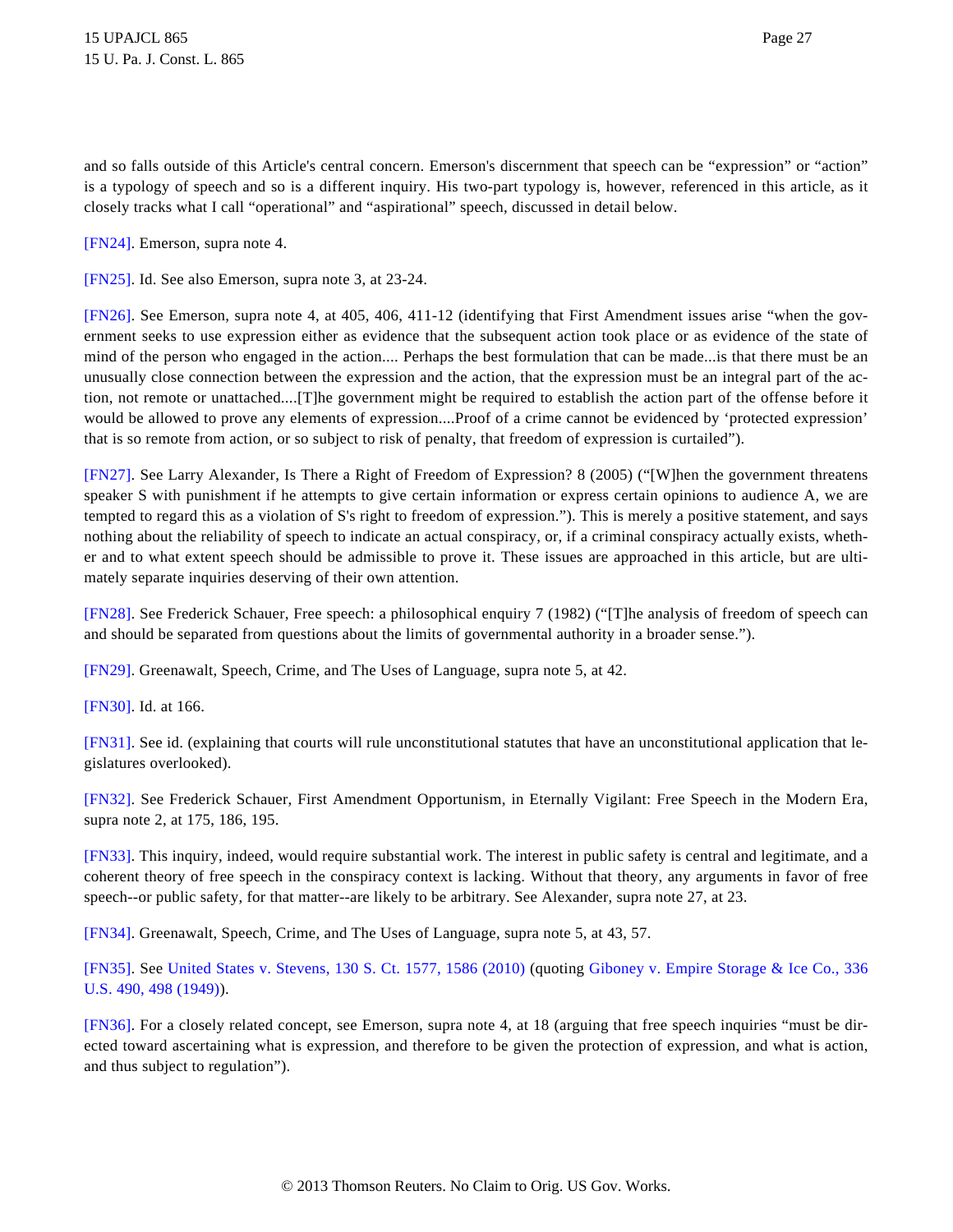and so falls outside of this Article's central concern. Emerson's discernment that speech can be "expression" or "action" is a typology of speech and so is a different inquiry. His two-part typology is, however, referenced in this article, as it closely tracks what I call "operational" and "aspirational" speech, discussed in detail below.

[FN24]. Emerson, supra note 4.

[FN25]. Id. See also Emerson, supra note 3, at 23-24.

[FN26]. See Emerson, supra note 4, at 405, 406, 411-12 (identifying that First Amendment issues arise "when the government seeks to use expression either as evidence that the subsequent action took place or as evidence of the state of mind of the person who engaged in the action.... Perhaps the best formulation that can be made...is that there must be an unusually close connection between the expression and the action, that the expression must be an integral part of the action, not remote or unattached....[T]he government might be required to establish the action part of the offense before it would be allowed to prove any elements of expression....Proof of a crime cannot be evidenced by 'protected expression' that is so remote from action, or so subject to risk of penalty, that freedom of expression is curtailed").

[FN27]. See Larry Alexander, Is There a Right of Freedom of Expression? 8 (2005) ("[W]hen the government threatens speaker S with punishment if he attempts to give certain information or express certain opinions to audience A, we are tempted to regard this as a violation of S's right to freedom of expression."). This is merely a positive statement, and says nothing about the reliability of speech to indicate an actual conspiracy, or, if a criminal conspiracy actually exists, whether and to what extent speech should be admissible to prove it. These issues are approached in this article, but are ultimately separate inquiries deserving of their own attention.

[FN28]. See Frederick Schauer, Free speech: a philosophical enquiry 7 (1982) ("[T]he analysis of freedom of speech can and should be separated from questions about the limits of governmental authority in a broader sense.").

[FN29]. Greenawalt, Speech, Crime, and The Uses of Language, supra note 5, at 42.

[FN30]. Id. at 166.

[FN31]. See id. (explaining that courts will rule unconstitutional statutes that have an unconstitutional application that legislatures overlooked).

[FN32]. See Frederick Schauer, First Amendment Opportunism, in Eternally Vigilant: Free Speech in the Modern Era, supra note 2, at 175, 186, 195.

[FN33]. This inquiry, indeed, would require substantial work. The interest in public safety is central and legitimate, and a coherent theory of free speech in the conspiracy context is lacking. Without that theory, any arguments in favor of free speech--or public safety, for that matter--are likely to be arbitrary. See Alexander, supra note 27, at 23.

[FN34]. Greenawalt, Speech, Crime, and The Uses of Language, supra note 5, at 43, 57.

[FN35]. See United States v. Stevens, 130 S. Ct. 1577, 1586 (2010) (quoting Giboney v. Empire Storage & Ice Co., 336 U.S. 490, 498 (1949)).

[FN36]. For a closely related concept, see Emerson, supra note 4, at 18 (arguing that free speech inquiries "must be directed toward ascertaining what is expression, and therefore to be given the protection of expression, and what is action, and thus subject to regulation").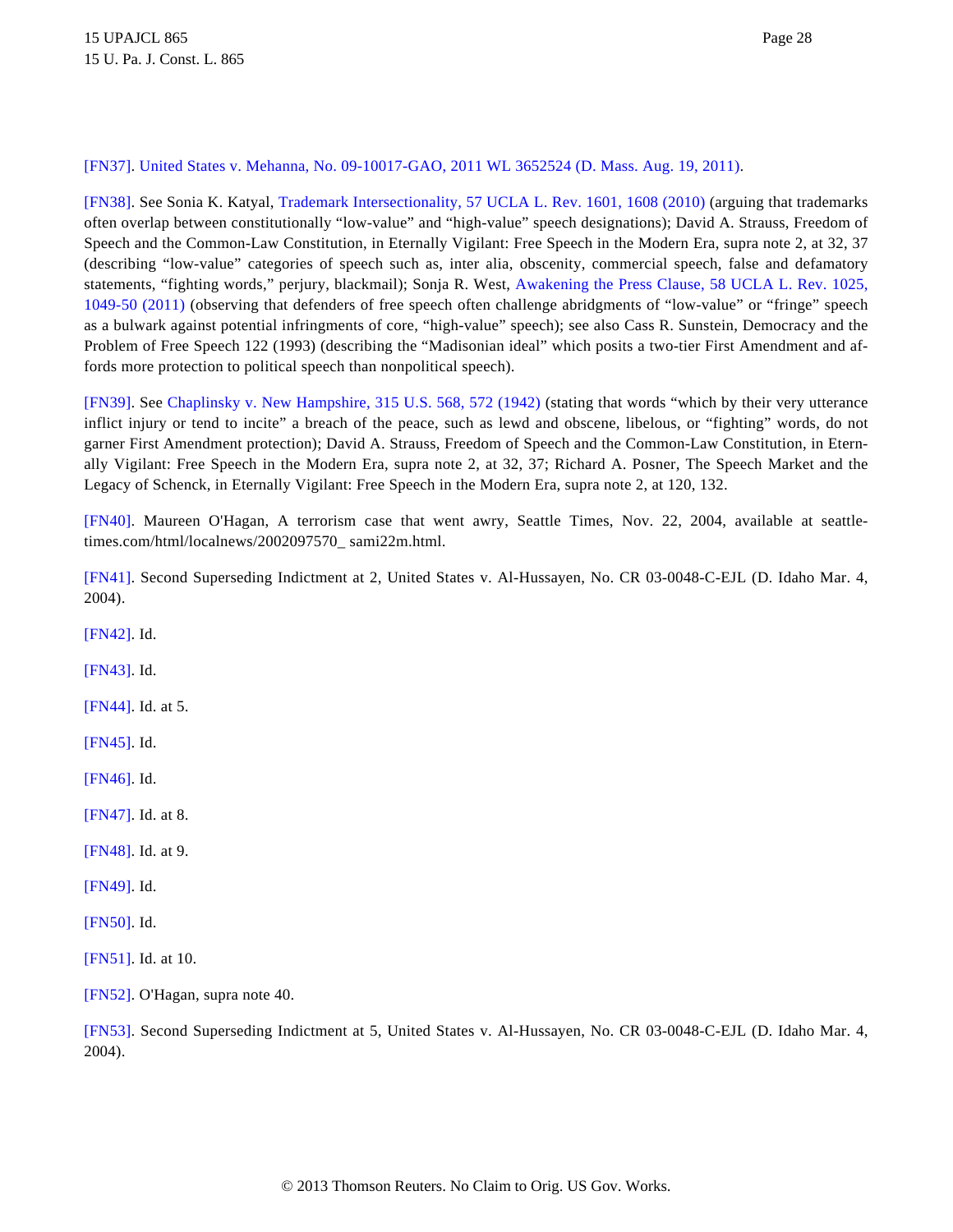[FN37]. United States v. Mehanna, No. 09-10017-GAO, 2011 WL 3652524 (D. Mass. Aug. 19, 2011).

[FN38]. See Sonia K. Katyal, Trademark Intersectionality, 57 UCLA L. Rev. 1601, 1608 (2010) (arguing that trademarks often overlap between constitutionally "low-value" and "high-value" speech designations); David A. Strauss, Freedom of Speech and the Common-Law Constitution, in Eternally Vigilant: Free Speech in the Modern Era, supra note 2, at 32, 37 (describing "low-value" categories of speech such as, inter alia, obscenity, commercial speech, false and defamatory statements, "fighting words," perjury, blackmail); Sonja R. West, Awakening the Press Clause, 58 UCLA L. Rev. 1025, 1049-50 (2011) (observing that defenders of free speech often challenge abridgments of "low-value" or "fringe" speech as a bulwark against potential infringments of core, "high-value" speech); see also Cass R. Sunstein, Democracy and the Problem of Free Speech 122 (1993) (describing the "Madisonian ideal" which posits a two-tier First Amendment and affords more protection to political speech than nonpolitical speech).

[FN39]. See Chaplinsky v. New Hampshire, 315 U.S. 568, 572 (1942) (stating that words "which by their very utterance inflict injury or tend to incite" a breach of the peace, such as lewd and obscene, libelous, or "fighting" words, do not garner First Amendment protection); David A. Strauss, Freedom of Speech and the Common-Law Constitution, in Eternally Vigilant: Free Speech in the Modern Era, supra note 2, at 32, 37; Richard A. Posner, The Speech Market and the Legacy of Schenck, in Eternally Vigilant: Free Speech in the Modern Era, supra note 2, at 120, 132.

[FN40]. Maureen O'Hagan, A terrorism case that went awry, Seattle Times, Nov. 22, 2004, available at seattletimes.com/html/localnews/2002097570_ sami22m.html.

[FN41]. Second Superseding Indictment at 2, United States v. Al-Hussayen, No. CR 03-0048-C-EJL (D. Idaho Mar. 4, 2004).

[FN42]. Id.

[FN43]. Id.

[FN44]. Id. at 5.

[FN45]. Id.

[FN46]. Id.

[FN47]. Id. at 8.

[FN48]. Id. at 9.

[FN49]. Id.

[FN50]. Id.

[FN51]. Id. at 10.

[FN52]. O'Hagan, supra note 40.

[FN53]. Second Superseding Indictment at 5, United States v. Al-Hussayen, No. CR 03-0048-C-EJL (D. Idaho Mar. 4, 2004).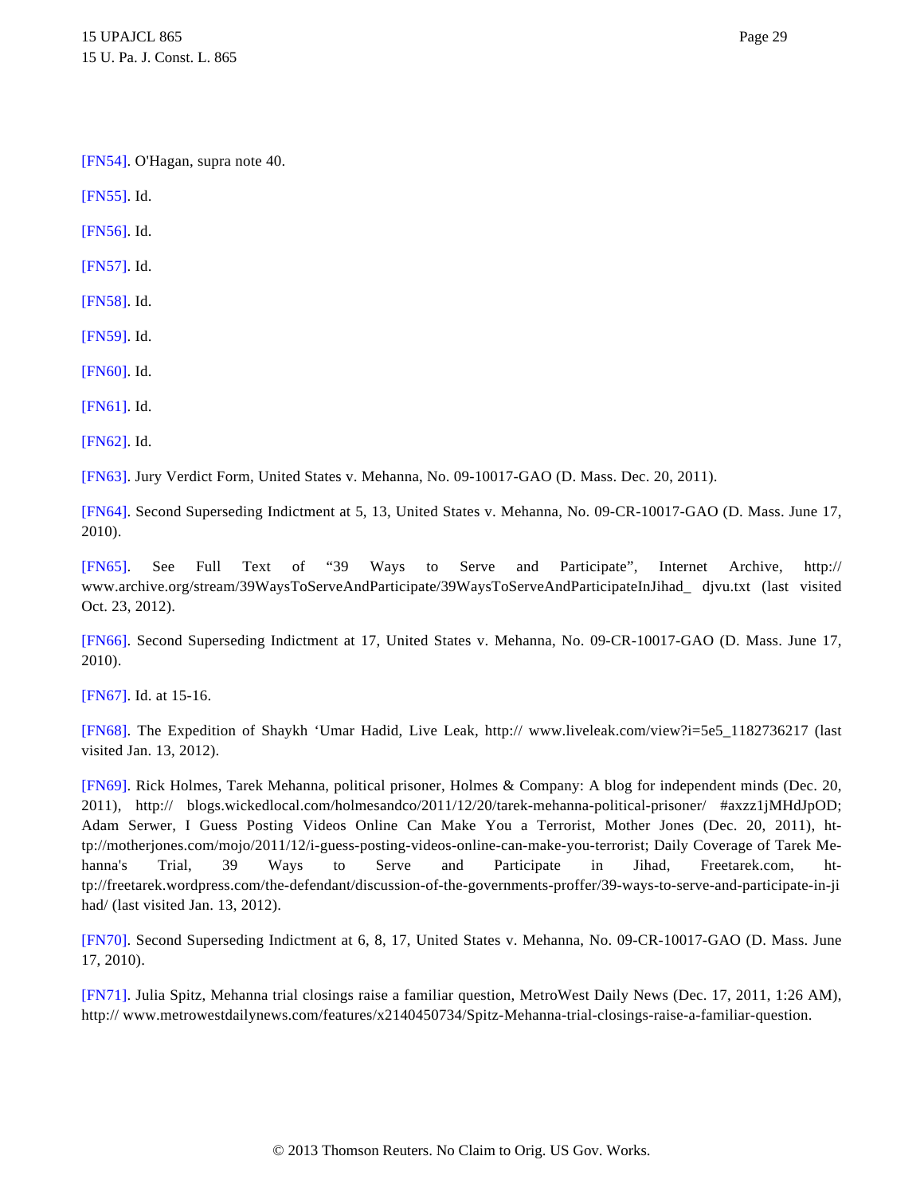[FN54]. O'Hagan, supra note 40.

[FN55]. Id.

[FN56]. Id.

[FN57]. Id.

[FN58]. Id.

[FN59]. Id.

[FN60]. Id.

[FN61]. Id.

[FN62]. Id.

[FN63]. Jury Verdict Form, United States v. Mehanna, No. 09-10017-GAO (D. Mass. Dec. 20, 2011).

[FN64]. Second Superseding Indictment at 5, 13, United States v. Mehanna, No. 09-CR-10017-GAO (D. Mass. June 17, 2010).

[FN65]. See Full Text of “39 Ways to Serve and Participate”, Internet Archive, http:// www.archive.org/stream/39WaysToServeAndParticipate/39WaysToServeAndParticipateInJihad_ djvu.txt (last visited Oct. 23, 2012).

[FN66]. Second Superseding Indictment at 17, United States v. Mehanna, No. 09-CR-10017-GAO (D. Mass. June 17, 2010).

[FN67]. Id. at 15-16.

[FN68]. The Expedition of Shaykh ‘Umar Hadid, Live Leak, http:// www.liveleak.com/view?i=5e5_1182736217 (last visited Jan. 13, 2012).

[FN69]. Rick Holmes, Tarek Mehanna, political prisoner, Holmes & Company: A blog for independent minds (Dec. 20, 2011), http:// blogs.wickedlocal.com/holmesandco/2011/12/20/tarek-mehanna-political-prisoner/ #axzz1jMHdJpOD; Adam Serwer, I Guess Posting Videos Online Can Make You a Terrorist, Mother Jones (Dec. 20, 2011), http://motherjones.com/mojo/2011/12/i-guess-posting-videos-online-can-make-you-terrorist; Daily Coverage of Tarek Mehanna's Trial, 39 Ways to Serve and Participate in Jihad, Freetarek.com, http://freetarek.wordpress.com/the-defendant/discussion-of-the-governments-proffer/39-ways-to-serve-and-participate-in-jihad/ (last visited Jan. 13, 2012).

[FN70]. Second Superseding Indictment at 6, 8, 17, United States v. Mehanna, No. 09-CR-10017-GAO (D. Mass. June 17, 2010).

[FN71]. Julia Spitz, Mehanna trial closings raise a familiar question, MetroWest Daily News (Dec. 17, 2011, 1:26 AM), http:// www.metrowestdailynews.com/features/x2140450734/Spitz-Mehanna-trial-closings-raise-a-familiar-question.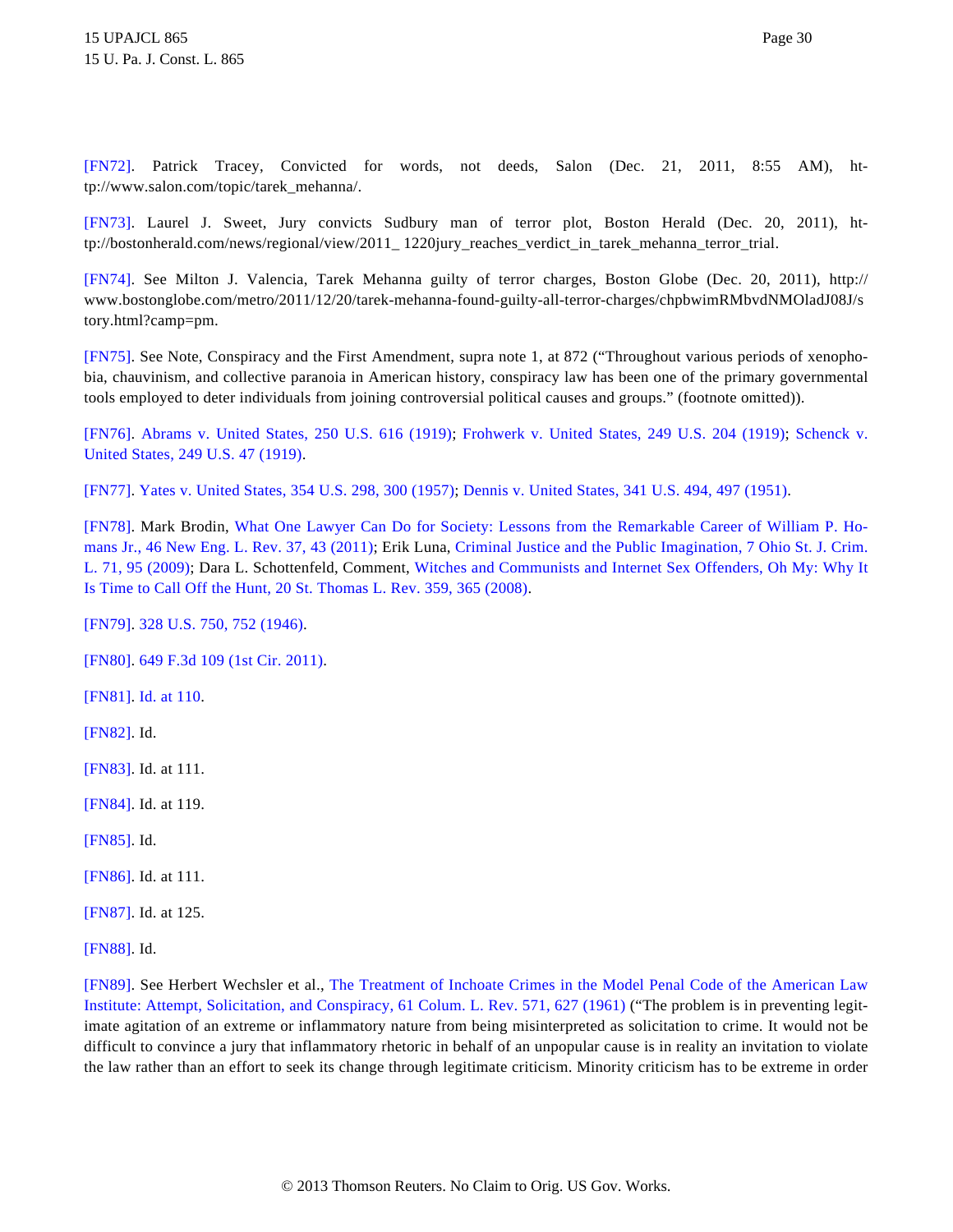[FN72]. Patrick Tracey, Convicted for words, not deeds, Salon (Dec. 21, 2011, 8:55 AM), http://www.salon.com/topic/tarek_mehanna/.

[FN73]. Laurel J. Sweet, Jury convicts Sudbury man of terror plot, Boston Herald (Dec. 20, 2011), http://bostonherald.com/news/regional/view/2011_ 1220jury_reaches_verdict_in_tarek_mehanna_terror_trial.

[FN74]. See Milton J. Valencia, Tarek Mehanna guilty of terror charges, Boston Globe (Dec. 20, 2011), http://www.bostonglobe.com/metro/2011/12/20/tarek-mehanna-found-guilty-all-terror-charges/chpbwimRMbvdNMOladJ08J/story.html?camp=pm.

[FN75]. See Note, Conspiracy and the First Amendment, supra note 1, at 872 ("Throughout various periods of xenophobia, chauvinism, and collective paranoia in American history, conspiracy law has been one of the primary governmental tools employed to deter individuals from joining controversial political causes and groups." (footnote omitted)).

[FN76]. Abrams v. United States, 250 U.S. 616 (1919); Frohwerk v. United States, 249 U.S. 204 (1919); Schenck v. United States, 249 U.S. 47 (1919).

[FN77]. Yates v. United States, 354 U.S. 298, 300 (1957); Dennis v. United States, 341 U.S. 494, 497 (1951).

[FN78]. Mark Brodin, What One Lawyer Can Do for Society: Lessons from the Remarkable Career of William P. Homans Jr., 46 New Eng. L. Rev. 37, 43 (2011); Erik Luna, Criminal Justice and the Public Imagination, 7 Ohio St. J. Crim. L. 71, 95 (2009); Dara L. Schottenfeld, Comment, Witches and Communists and Internet Sex Offenders, Oh My: Why It Is Time to Call Off the Hunt, 20 St. Thomas L. Rev. 359, 365 (2008).

[FN79]. 328 U.S. 750, 752 (1946).

[FN80]. 649 F.3d 109 (1st Cir. 2011).

[FN81]. Id. at 110.

[FN82]. Id.

[FN83]. Id. at 111.

[FN84]. Id. at 119.

[FN85]. Id.

[FN86]. Id. at 111.

[FN87]. Id. at 125.

[FN88]. Id.

[FN89]. See Herbert Wechsler et al., The Treatment of Inchoate Crimes in the Model Penal Code of the American Law Institute: Attempt, Solicitation, and Conspiracy, 61 Colum. L. Rev. 571, 627 (1961) ("The problem is in preventing legitimate agitation of an extreme or inflammatory nature from being misinterpreted as solicitation to crime. It would not be difficult to convince a jury that inflammatory rhetoric in behalf of an unpopular cause is in reality an invitation to violate the law rather than an effort to seek its change through legitimate criticism. Minority criticism has to be extreme in order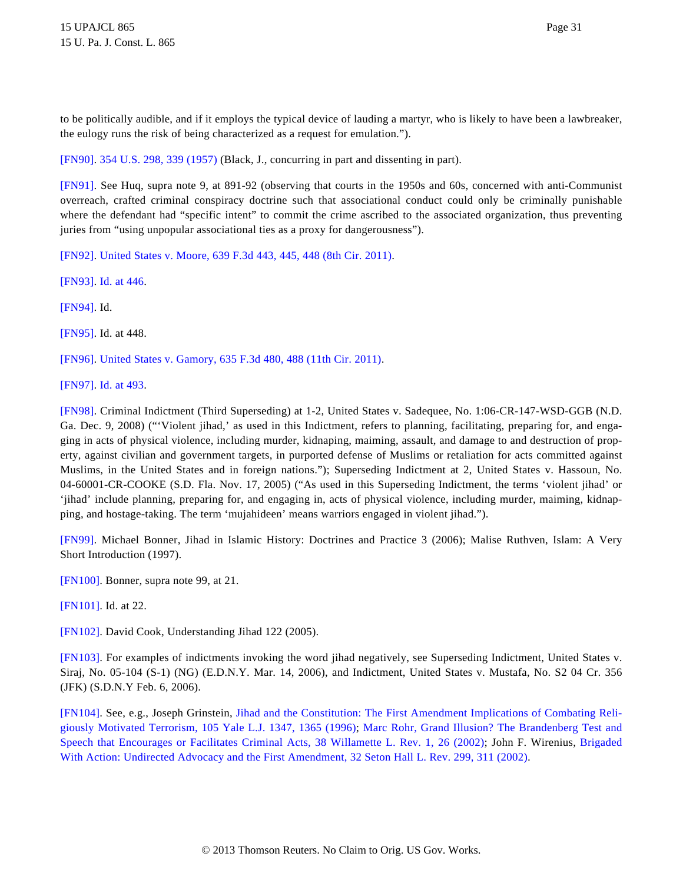to be politically audible, and if it employs the typical device of lauding a martyr, who is likely to have been a lawbreaker, the eulogy runs the risk of being characterized as a request for emulation.").

[FN90]. 354 U.S. 298, 339 (1957) (Black, J., concurring in part and dissenting in part).

[FN91]. See Huq, supra note 9, at 891-92 (observing that courts in the 1950s and 60s, concerned with anti-Communist overreach, crafted criminal conspiracy doctrine such that associational conduct could only be criminally punishable where the defendant had "specific intent" to commit the crime ascribed to the associated organization, thus preventing juries from "using unpopular associational ties as a proxy for dangerousness").

[FN92]. United States v. Moore, 639 F.3d 443, 445, 448 (8th Cir. 2011).

[FN93]. Id. at 446.

[FN94]. Id.

[FN95]. Id. at 448.

[FN96]. United States v. Gamory, 635 F.3d 480, 488 (11th Cir. 2011).

[FN97]. Id. at 493.

[FN98]. Criminal Indictment (Third Superseding) at 1-2, United States v. Sadequee, No. 1:06-CR-147-WSD-GGB (N.D. Ga. Dec. 9, 2008) ("'Violent jihad,' as used in this Indictment, refers to planning, facilitating, preparing for, and engaging in acts of physical violence, including murder, kidnaping, maiming, assault, and damage to and destruction of property, against civilian and government targets, in purported defense of Muslims or retaliation for acts committed against Muslims, in the United States and in foreign nations."); Superseding Indictment at 2, United States v. Hassoun, No. 04-60001-CR-COOKE (S.D. Fla. Nov. 17, 2005) ("As used in this Superseding Indictment, the terms 'violent jihad' or 'jihad' include planning, preparing for, and engaging in, acts of physical violence, including murder, maiming, kidnapping, and hostage-taking. The term 'mujahideen' means warriors engaged in violent jihad.").

[FN99]. Michael Bonner, Jihad in Islamic History: Doctrines and Practice 3 (2006); Malise Ruthven, Islam: A Very Short Introduction (1997).

[FN100]. Bonner, supra note 99, at 21.

[FN101]. Id. at 22.

[FN102]. David Cook, Understanding Jihad 122 (2005).

[FN103]. For examples of indictments invoking the word jihad negatively, see Superseding Indictment, United States v. Siraj, No. 05-104 (S-1) (NG) (E.D.N.Y. Mar. 14, 2006), and Indictment, United States v. Mustafa, No. S2 04 Cr. 356 (JFK) (S.D.N.Y Feb. 6, 2006).

[FN104]. See, e.g., Joseph Grinstein, Jihad and the Constitution: The First Amendment Implications of Combating Religiously Motivated Terrorism, 105 Yale L.J. 1347, 1365 (1996); Marc Rohr, Grand Illusion? The Brandenberg Test and Speech that Encourages or Facilitates Criminal Acts, 38 Willamette L. Rev. 1, 26 (2002); John F. Wirenius, Brigaded With Action: Undirected Advocacy and the First Amendment, 32 Seton Hall L. Rev. 299, 311 (2002).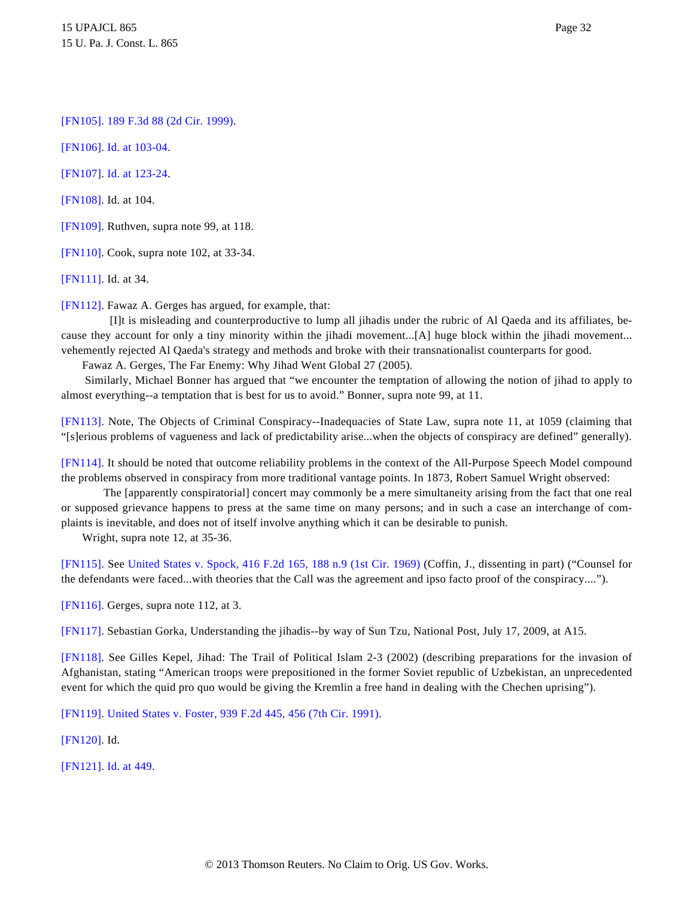[FN105]. 189 F.3d 88 (2d Cir. 1999).

[FN106]. Id. at 103-04.

[FN107]. Id. at 123-24.

[FN108]. Id. at 104.

[FN109]. Ruthven, supra note 99, at 118.

[FN110]. Cook, supra note 102, at 33-34.

[FN111]. Id. at 34.

[FN112]. Fawaz A. Gerges has argued, for example, that:

> [I]t is misleading and counterproductive to lump all jihadis under the rubric of Al Qaeda and its affiliates, because they account for only a tiny minority within the jihadi movement...[A] huge block within the jihadi movement... vehemently rejected Al Qaeda's strategy and methods and broke with their transnationalist counterparts for good.

Fawaz A. Gerges, The Far Enemy: Why Jihad Went Global 27 (2005).

Similarly, Michael Bonner has argued that "we encounter the temptation of allowing the notion of jihad to apply to almost everything--a temptation that is best for us to avoid." Bonner, supra note 99, at 11.

[FN113]. Note, The Objects of Criminal Conspiracy--Inadequacies of State Law, supra note 11, at 1059 (claiming that "[s]erious problems of vagueness and lack of predictability arise...when the objects of conspiracy are defined" generally).

[FN114]. It should be noted that outcome reliability problems in the context of the All-Purpose Speech Model compound the problems observed in conspiracy from more traditional vantage points. In 1873, Robert Samuel Wright observed:

> The [apparently conspiratorial] concert may commonly be a mere simultaneity arising from the fact that one real or supposed grievance happens to press at the same time on many persons; and in such a case an interchange of complaints is inevitable, and does not of itself involve anything which it can be desirable to punish.

Wright, supra note 12, at 35-36.

[FN115]. See United States v. Spock, 416 F.2d 165, 188 n.9 (1st Cir. 1969) (Coffin, J., dissenting in part) ("Counsel for the defendants were faced...with theories that the Call was the agreement and ipso facto proof of the conspiracy....").

[FN116]. Gerges, supra note 112, at 3.

[FN117]. Sebastian Gorka, Understanding the jihadis--by way of Sun Tzu, National Post, July 17, 2009, at A15.

[FN118]. See Gilles Kepel, Jihad: The Trail of Political Islam 2-3 (2002) (describing preparations for the invasion of Afghanistan, stating "American troops were prepositioned in the former Soviet republic of Uzbekistan, an unprecedented event for which the quid pro quo would be giving the Kremlin a free hand in dealing with the Chechen uprising").

[FN119]. United States v. Foster, 939 F.2d 445, 456 (7th Cir. 1991).

[FN120]. Id.

[FN121]. Id. at 449.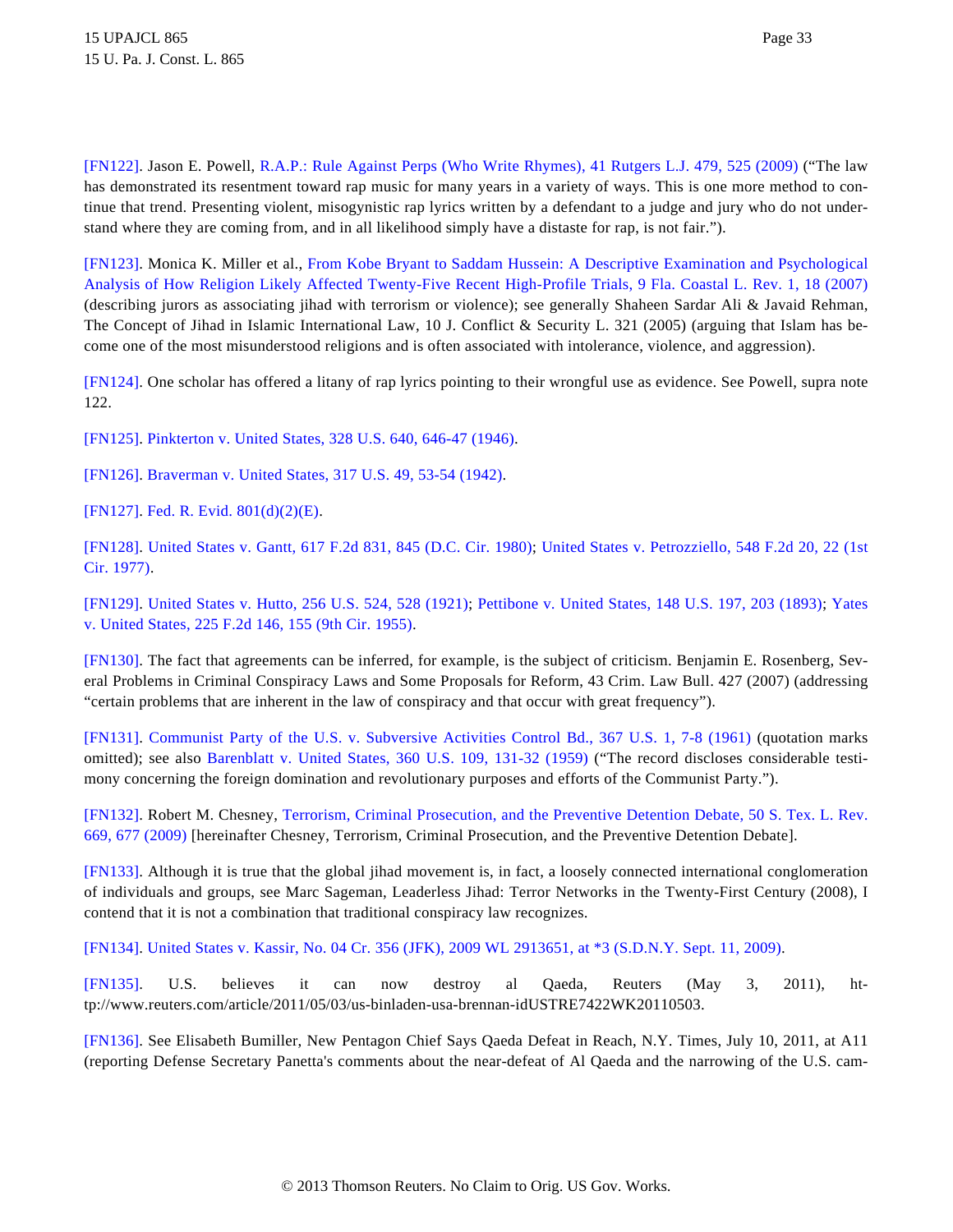[FN122]. Jason E. Powell, R.A.P.: Rule Against Perps (Who Write Rhymes), 41 Rutgers L.J. 479, 525 (2009) ("The law has demonstrated its resentment toward rap music for many years in a variety of ways. This is one more method to continue that trend. Presenting violent, misogynistic rap lyrics written by a defendant to a judge and jury who do not understand where they are coming from, and in all likelihood simply have a distaste for rap, is not fair.").

[FN123]. Monica K. Miller et al., From Kobe Bryant to Saddam Hussein: A Descriptive Examination and Psychological Analysis of How Religion Likely Affected Twenty-Five Recent High-Profile Trials, 9 Fla. Coastal L. Rev. 1, 18 (2007) (describing jurors as associating jihad with terrorism or violence); see generally Shaheen Sardar Ali & Javaid Rehman, The Concept of Jihad in Islamic International Law, 10 J. Conflict & Security L. 321 (2005) (arguing that Islam has become one of the most misunderstood religions and is often associated with intolerance, violence, and aggression).

[FN124]. One scholar has offered a litany of rap lyrics pointing to their wrongful use as evidence. See Powell, supra note 122.

[FN125]. Pinkterton v. United States, 328 U.S. 640, 646-47 (1946).

[FN126]. Braverman v. United States, 317 U.S. 49, 53-54 (1942).

[FN127]. Fed. R. Evid. 801(d)(2)(E).

[FN128]. United States v. Gantt, 617 F.2d 831, 845 (D.C. Cir. 1980); United States v. Petrozziello, 548 F.2d 20, 22 (1st Cir. 1977).

[FN129]. United States v. Hutto, 256 U.S. 524, 528 (1921); Pettibone v. United States, 148 U.S. 197, 203 (1893); Yates v. United States, 225 F.2d 146, 155 (9th Cir. 1955).

[FN130]. The fact that agreements can be inferred, for example, is the subject of criticism. Benjamin E. Rosenberg, Several Problems in Criminal Conspiracy Laws and Some Proposals for Reform, 43 Crim. Law Bull. 427 (2007) (addressing "certain problems that are inherent in the law of conspiracy and that occur with great frequency").

[FN131]. Communist Party of the U.S. v. Subversive Activities Control Bd., 367 U.S. 1, 7-8 (1961) (quotation marks omitted); see also Barenblatt v. United States, 360 U.S. 109, 131-32 (1959) ("The record discloses considerable testimony concerning the foreign domination and revolutionary purposes and efforts of the Communist Party.").

[FN132]. Robert M. Chesney, Terrorism, Criminal Prosecution, and the Preventive Detention Debate, 50 S. Tex. L. Rev. 669, 677 (2009) [hereinafter Chesney, Terrorism, Criminal Prosecution, and the Preventive Detention Debate].

[FN133]. Although it is true that the global jihad movement is, in fact, a loosely connected international conglomeration of individuals and groups, see Marc Sageman, Leaderless Jihad: Terror Networks in the Twenty-First Century (2008), I contend that it is not a combination that traditional conspiracy law recognizes.

[FN134]. United States v. Kassir, No. 04 Cr. 356 (JFK), 2009 WL 2913651, at *3 (S.D.N.Y. Sept. 11, 2009).

[FN135]. U.S. believes it can now destroy al Qaeda, Reuters (May 3, 2011), http://www.reuters.com/article/2011/05/03/us-binladen-usa-brennan-idUSTRE7422WK20110503.

[FN136]. See Elisabeth Bumiller, New Pentagon Chief Says Qaeda Defeat in Reach, N.Y. Times, July 10, 2011, at A11 (reporting Defense Secretary Panetta's comments about the near-defeat of Al Qaeda and the narrowing of the U.S. cam-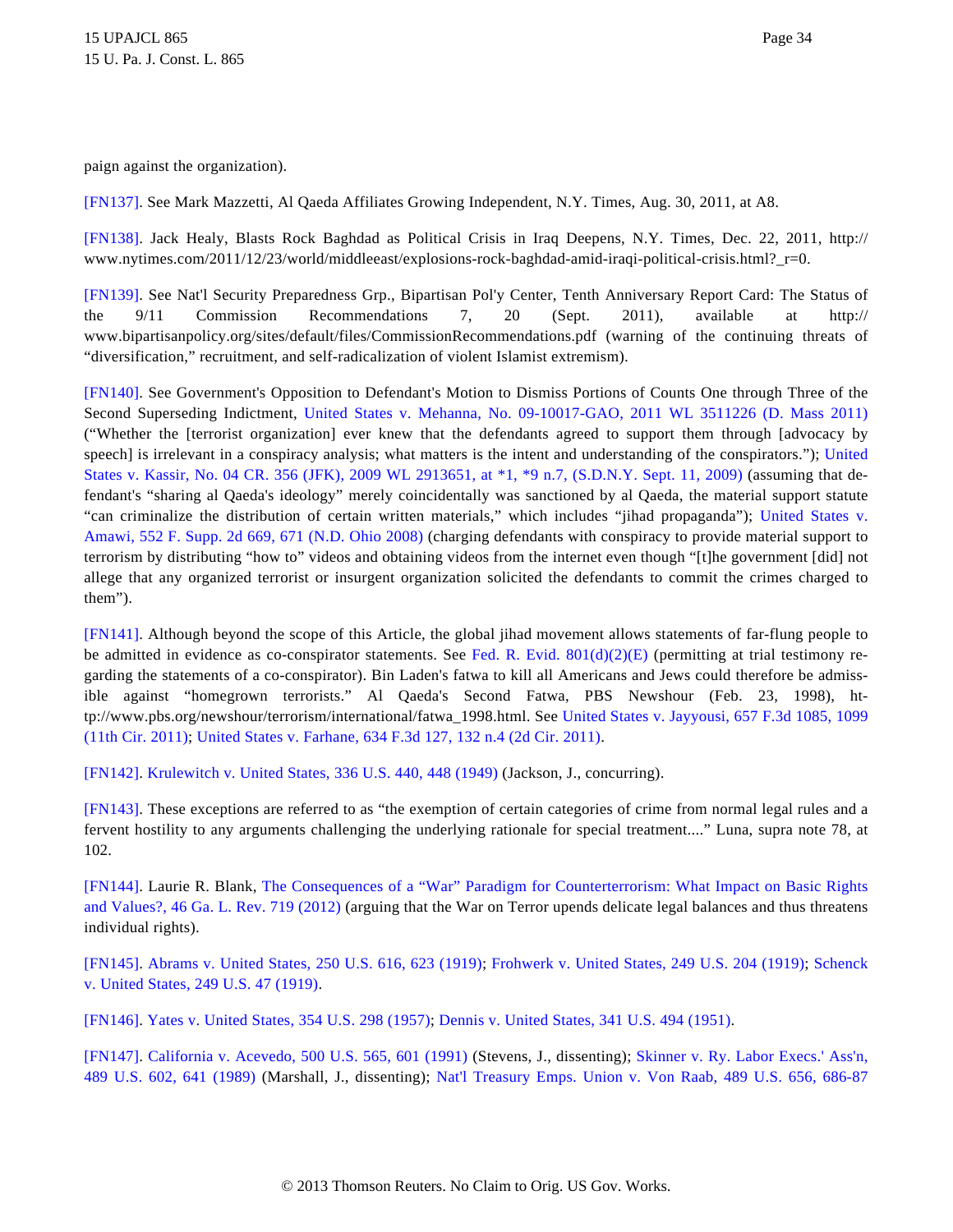paign against the organization).

[FN137]. See Mark Mazzetti, Al Qaeda Affiliates Growing Independent, N.Y. Times, Aug. 30, 2011, at A8.

[FN138]. Jack Healy, Blasts Rock Baghdad as Political Crisis in Iraq Deepens, N.Y. Times, Dec. 22, 2011, http:// www.nytimes.com/2011/12/23/world/middleeast/explosions-rock-baghdad-amid-iraqi-political-crisis.html?_r=0.

[FN139]. See Nat'l Security Preparedness Grp., Bipartisan Pol'y Center, Tenth Anniversary Report Card: The Status of the 9/11 Commission Recommendations 7, 20 (Sept. 2011), available at http:// www.bipartisanpolicy.org/sites/default/files/CommissionRecommendations.pdf (warning of the continuing threats of "diversification," recruitment, and self-radicalization of violent Islamist extremism).

[FN140]. See Government's Opposition to Defendant's Motion to Dismiss Portions of Counts One through Three of the Second Superseding Indictment, United States v. Mehanna, No. 09-10017-GAO, 2011 WL 3511226 (D. Mass 2011) ("Whether the [terrorist organization] ever knew that the defendants agreed to support them through [advocacy by speech] is irrelevant in a conspiracy analysis; what matters is the intent and understanding of the conspirators."); United States v. Kassir, No. 04 CR. 356 (JFK), 2009 WL 2913651, at *1, *9 n.7, (S.D.N.Y. Sept. 11, 2009) (assuming that defendant's "sharing al Qaeda's ideology" merely coincidentally was sanctioned by al Qaeda, the material support statute "can criminalize the distribution of certain written materials," which includes "jihad propaganda"); United States v. Amawi, 552 F. Supp. 2d 669, 671 (N.D. Ohio 2008) (charging defendants with conspiracy to provide material support to terrorism by distributing "how to" videos and obtaining videos from the internet even though "[t]he government [did] not allege that any organized terrorist or insurgent organization solicited the defendants to commit the crimes charged to them").

[FN141]. Although beyond the scope of this Article, the global jihad movement allows statements of far-flung people to be admitted in evidence as co-conspirator statements. See Fed. R. Evid. 801(d)(2)(E) (permitting at trial testimony regarding the statements of a co-conspirator). Bin Laden's fatwa to kill all Americans and Jews could therefore be admissible against "homegrown terrorists." Al Qaeda's Second Fatwa, PBS Newshour (Feb. 23, 1998), http://www.pbs.org/newshour/terrorism/international/fatwa_1998.html. See United States v. Jayyousi, 657 F.3d 1085, 1099 (11th Cir. 2011); United States v. Farhane, 634 F.3d 127, 132 n.4 (2d Cir. 2011).

[FN142]. Krulewitch v. United States, 336 U.S. 440, 448 (1949) (Jackson, J., concurring).

[FN143]. These exceptions are referred to as "the exemption of certain categories of crime from normal legal rules and a fervent hostility to any arguments challenging the underlying rationale for special treatment...." Luna, supra note 78, at 102.

[FN144]. Laurie R. Blank, The Consequences of a "War" Paradigm for Counterterrorism: What Impact on Basic Rights and Values?, 46 Ga. L. Rev. 719 (2012) (arguing that the War on Terror upends delicate legal balances and thus threatens individual rights).

[FN145]. Abrams v. United States, 250 U.S. 616, 623 (1919); Frohwerk v. United States, 249 U.S. 204 (1919); Schenck v. United States, 249 U.S. 47 (1919).

[FN146]. Yates v. United States, 354 U.S. 298 (1957); Dennis v. United States, 341 U.S. 494 (1951).

[FN147]. California v. Acevedo, 500 U.S. 565, 601 (1991) (Stevens, J., dissenting); Skinner v. Ry. Labor Execs.' Ass'n, 489 U.S. 602, 641 (1989) (Marshall, J., dissenting); Nat'l Treasury Emps. Union v. Von Raab, 489 U.S. 656, 686-87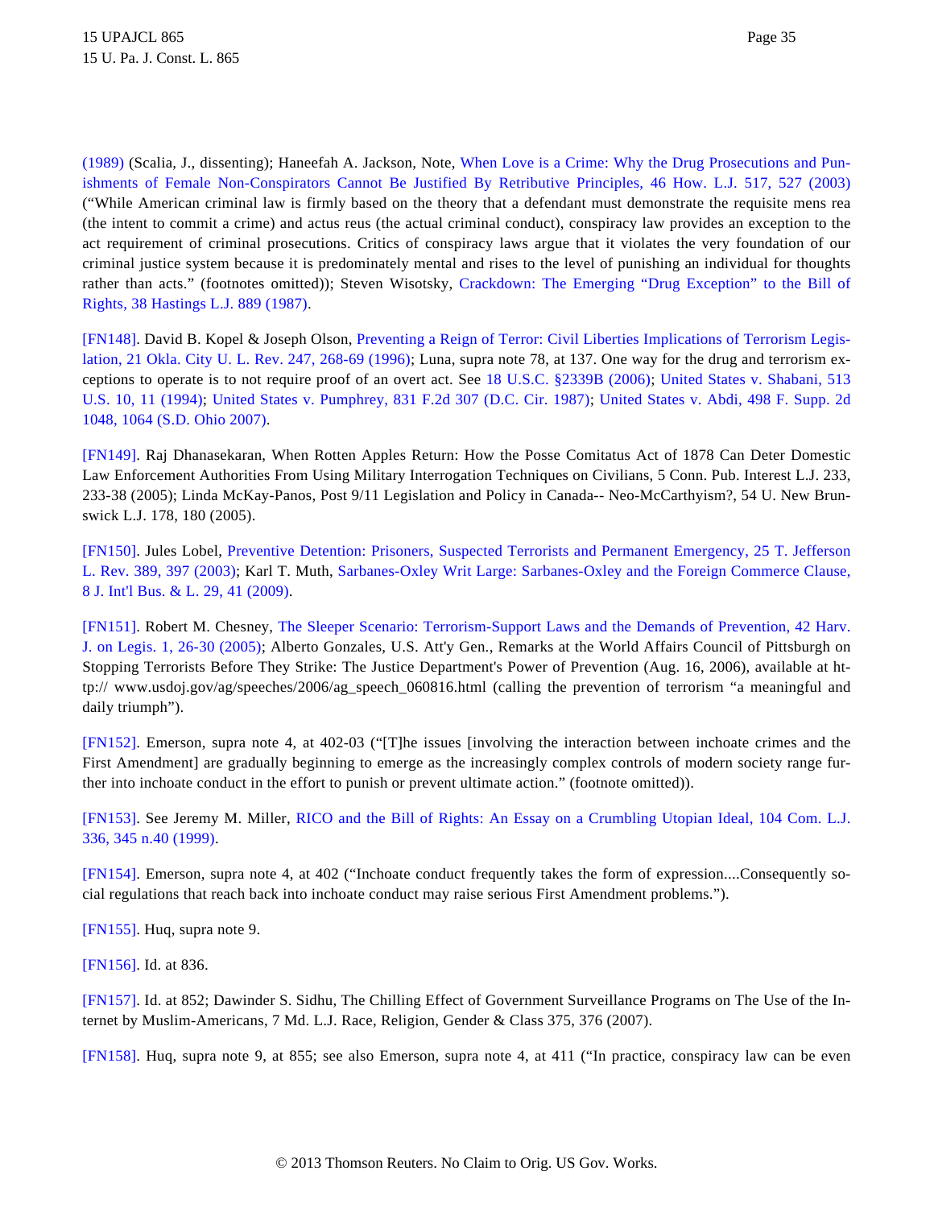(1989) (Scalia, J., dissenting); Haneefah A. Jackson, Note, When Love is a Crime: Why the Drug Prosecutions and Punishments of Female Non-Conspirators Cannot Be Justified By Retributive Principles, 46 How. L.J. 517, 527 (2003) ("While American criminal law is firmly based on the theory that a defendant must demonstrate the requisite mens rea (the intent to commit a crime) and actus reus (the actual criminal conduct), conspiracy law provides an exception to the act requirement of criminal prosecutions. Critics of conspiracy laws argue that it violates the very foundation of our criminal justice system because it is predominately mental and rises to the level of punishing an individual for thoughts rather than acts." (footnotes omitted)); Steven Wisotsky, Crackdown: The Emerging "Drug Exception" to the Bill of Rights, 38 Hastings L.J. 889 (1987).

[FN148]. David B. Kopel & Joseph Olson, Preventing a Reign of Terror: Civil Liberties Implications of Terrorism Legislation, 21 Okla. City U. L. Rev. 247, 268-69 (1996); Luna, supra note 78, at 137. One way for the drug and terrorism exceptions to operate is to not require proof of an overt act. See 18 U.S.C. §2339B (2006); United States v. Shabani, 513 U.S. 10, 11 (1994); United States v. Pumphrey, 831 F.2d 307 (D.C. Cir. 1987); United States v. Abdi, 498 F. Supp. 2d 1048, 1064 (S.D. Ohio 2007).

[FN149]. Raj Dhanasekaran, When Rotten Apples Return: How the Posse Comitatus Act of 1878 Can Deter Domestic Law Enforcement Authorities From Using Military Interrogation Techniques on Civilians, 5 Conn. Pub. Interest L.J. 233, 233-38 (2005); Linda McKay-Panos, Post 9/11 Legislation and Policy in Canada-- Neo-McCarthyism?, 54 U. New Brunswick L.J. 178, 180 (2005).

[FN150]. Jules Lobel, Preventive Detention: Prisoners, Suspected Terrorists and Permanent Emergency, 25 T. Jefferson L. Rev. 389, 397 (2003); Karl T. Muth, Sarbanes-Oxley Writ Large: Sarbanes-Oxley and the Foreign Commerce Clause, 8 J. Int'l Bus. & L. 29, 41 (2009).

[FN151]. Robert M. Chesney, The Sleeper Scenario: Terrorism-Support Laws and the Demands of Prevention, 42 Harv. J. on Legis. 1, 26-30 (2005); Alberto Gonzales, U.S. Att'y Gen., Remarks at the World Affairs Council of Pittsburgh on Stopping Terrorists Before They Strike: The Justice Department's Power of Prevention (Aug. 16, 2006), available at http:// www.usdoj.gov/ag/speeches/2006/ag_speech_060816.html (calling the prevention of terrorism "a meaningful and daily triumph").

[FN152]. Emerson, supra note 4, at 402-03 ("[T]he issues [involving the interaction between inchoate crimes and the First Amendment] are gradually beginning to emerge as the increasingly complex controls of modern society range further into inchoate conduct in the effort to punish or prevent ultimate action." (footnote omitted)).

[FN153]. See Jeremy M. Miller, RICO and the Bill of Rights: An Essay on a Crumbling Utopian Ideal, 104 Com. L.J. 336, 345 n.40 (1999).

[FN154]. Emerson, supra note 4, at 402 ("Inchoate conduct frequently takes the form of expression....Consequently social regulations that reach back into inchoate conduct may raise serious First Amendment problems.").

[FN155]. Huq, supra note 9.

[FN156]. Id. at 836.

[FN157]. Id. at 852; Dawinder S. Sidhu, The Chilling Effect of Government Surveillance Programs on The Use of the Internet by Muslim-Americans, 7 Md. L.J. Race, Religion, Gender & Class 375, 376 (2007).

[FN158]. Huq, supra note 9, at 855; see also Emerson, supra note 4, at 411 ("In practice, conspiracy law can be even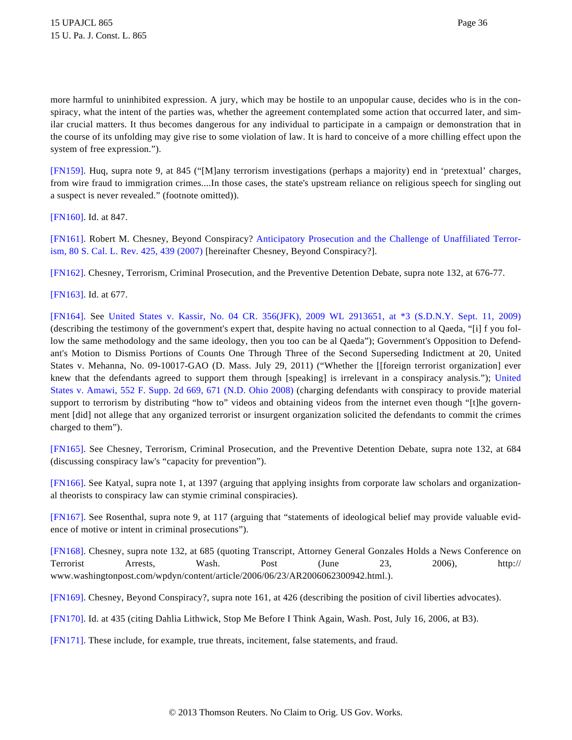more harmful to uninhibited expression. A jury, which may be hostile to an unpopular cause, decides who is in the conspiracy, what the intent of the parties was, whether the agreement contemplated some action that occurred later, and similar crucial matters. It thus becomes dangerous for any individual to participate in a campaign or demonstration that in the course of its unfolding may give rise to some violation of law. It is hard to conceive of a more chilling effect upon the system of free expression.").

[FN159]. Huq, supra note 9, at 845 ("[M]any terrorism investigations (perhaps a majority) end in 'pretextual' charges, from wire fraud to immigration crimes....In those cases, the state's upstream reliance on religious speech for singling out a suspect is never revealed." (footnote omitted)).

[FN160]. Id. at 847.

[FN161]. Robert M. Chesney, Beyond Conspiracy? Anticipatory Prosecution and the Challenge of Unaffiliated Terrorism, 80 S. Cal. L. Rev. 425, 439 (2007) [hereinafter Chesney, Beyond Conspiracy?].

[FN162]. Chesney, Terrorism, Criminal Prosecution, and the Preventive Detention Debate, supra note 132, at 676-77.

[FN163]. Id. at 677.

[FN164]. See United States v. Kassir, No. 04 CR. 356(JFK), 2009 WL 2913651, at *3 (S.D.N.Y. Sept. 11, 2009) (describing the testimony of the government's expert that, despite having no actual connection to al Qaeda, "[i] f you follow the same methodology and the same ideology, then you too can be al Qaeda"); Government's Opposition to Defendant's Motion to Dismiss Portions of Counts One Through Three of the Second Superseding Indictment at 20, United States v. Mehanna, No. 09-10017-GAO (D. Mass. July 29, 2011) ("Whether the [[foreign terrorist organization] ever knew that the defendants agreed to support them through [speaking] is irrelevant in a conspiracy analysis."); United States v. Amawi, 552 F. Supp. 2d 669, 671 (N.D. Ohio 2008) (charging defendants with conspiracy to provide material support to terrorism by distributing "how to" videos and obtaining videos from the internet even though "[t]he government [did] not allege that any organized terrorist or insurgent organization solicited the defendants to commit the crimes charged to them").

[FN165]. See Chesney, Terrorism, Criminal Prosecution, and the Preventive Detention Debate, supra note 132, at 684 (discussing conspiracy law's "capacity for prevention").

[FN166]. See Katyal, supra note 1, at 1397 (arguing that applying insights from corporate law scholars and organizational theorists to conspiracy law can stymie criminal conspiracies).

[FN167]. See Rosenthal, supra note 9, at 117 (arguing that "statements of ideological belief may provide valuable evidence of motive or intent in criminal prosecutions").

[FN168]. Chesney, supra note 132, at 685 (quoting Transcript, Attorney General Gonzales Holds a News Conference on Terrorist Arrests, Wash. Post (June 23, 2006), http:// www.washingtonpost.com/wpdyn/content/article/2006/06/23/AR2006062300942.html.).

[FN169]. Chesney, Beyond Conspiracy?, supra note 161, at 426 (describing the position of civil liberties advocates).

[FN170]. Id. at 435 (citing Dahlia Lithwick, Stop Me Before I Think Again, Wash. Post, July 16, 2006, at B3).

[FN171]. These include, for example, true threats, incitement, false statements, and fraud.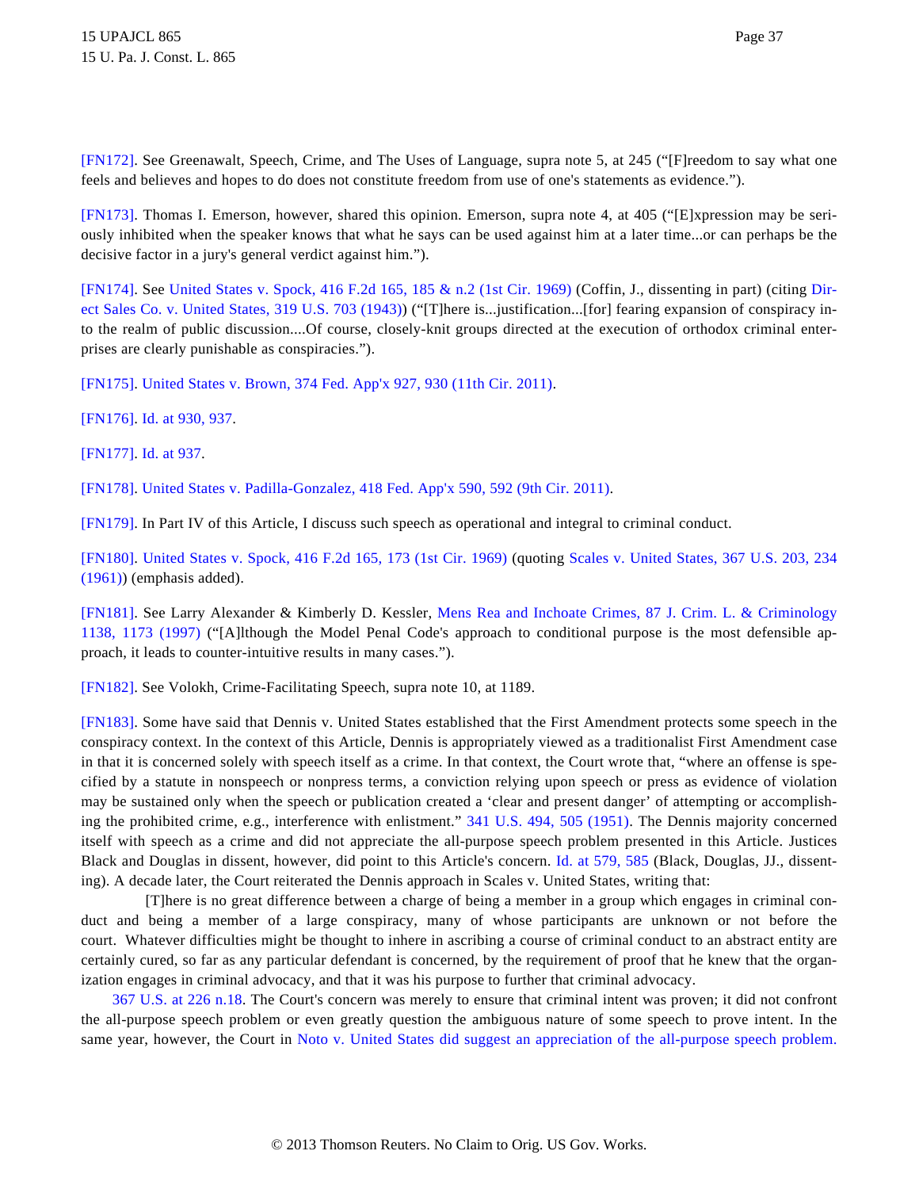[FN172]. See Greenawalt, Speech, Crime, and The Uses of Language, supra note 5, at 245 ("[F]reedom to say what one feels and believes and hopes to do does not constitute freedom from use of one's statements as evidence.").

[FN173]. Thomas I. Emerson, however, shared this opinion. Emerson, supra note 4, at 405 ("[E]xpression may be seriously inhibited when the speaker knows that what he says can be used against him at a later time...or can perhaps be the decisive factor in a jury's general verdict against him.").

[FN174]. See United States v. Spock, 416 F.2d 165, 185 & n.2 (1st Cir. 1969) (Coffin, J., dissenting in part) (citing Direct Sales Co. v. United States, 319 U.S. 703 (1943)) ("[T]here is...justification...[for] fearing expansion of conspiracy into the realm of public discussion....Of course, closely-knit groups directed at the execution of orthodox criminal enterprises are clearly punishable as conspiracies.").

[FN175]. United States v. Brown, 374 Fed. App'x 927, 930 (11th Cir. 2011).

[FN176]. Id. at 930, 937.

[FN177]. Id. at 937.

[FN178]. United States v. Padilla-Gonzalez, 418 Fed. App'x 590, 592 (9th Cir. 2011).

[FN179]. In Part IV of this Article, I discuss such speech as operational and integral to criminal conduct.

[FN180]. United States v. Spock, 416 F.2d 165, 173 (1st Cir. 1969) (quoting Scales v. United States, 367 U.S. 203, 234 (1961)) (emphasis added).

[FN181]. See Larry Alexander & Kimberly D. Kessler, Mens Rea and Inchoate Crimes, 87 J. Crim. L. & Criminology 1138, 1173 (1997) ("[A]lthough the Model Penal Code's approach to conditional purpose is the most defensible approach, it leads to counter-intuitive results in many cases.").

[FN182]. See Volokh, Crime-Facilitating Speech, supra note 10, at 1189.

[FN183]. Some have said that Dennis v. United States established that the First Amendment protects some speech in the conspiracy context. In the context of this Article, Dennis is appropriately viewed as a traditionalist First Amendment case in that it is concerned solely with speech itself as a crime. In that context, the Court wrote that, "where an offense is specified by a statute in nonspeech or nonpress terms, a conviction relying upon speech or press as evidence of violation may be sustained only when the speech or publication created a 'clear and present danger' of attempting or accomplishing the prohibited crime, e.g., interference with enlistment." 341 U.S. 494, 505 (1951). The Dennis majority concerned itself with speech as a crime and did not appreciate the all-purpose speech problem presented in this Article. Justices Black and Douglas in dissent, however, did point to this Article's concern. Id. at 579, 585 (Black, Douglas, JJ., dissenting). A decade later, the Court reiterated the Dennis approach in Scales v. United States, writing that:

> [T]here is no great difference between a charge of being a member in a group which engages in criminal conduct and being a member of a large conspiracy, many of whose participants are unknown or not before the court. Whatever difficulties might be thought to inhere in ascribing a course of criminal conduct to an abstract entity are certainly cured, so far as any particular defendant is concerned, by the requirement of proof that he knew that the organization engages in criminal advocacy, and that it was his purpose to further that criminal advocacy.

367 U.S. at 226 n.18. The Court's concern was merely to ensure that criminal intent was proven; it did not confront the all-purpose speech problem or even greatly question the ambiguous nature of some speech to prove intent. In the same year, however, the Court in Noto v. United States did suggest an appreciation of the all-purpose speech problem.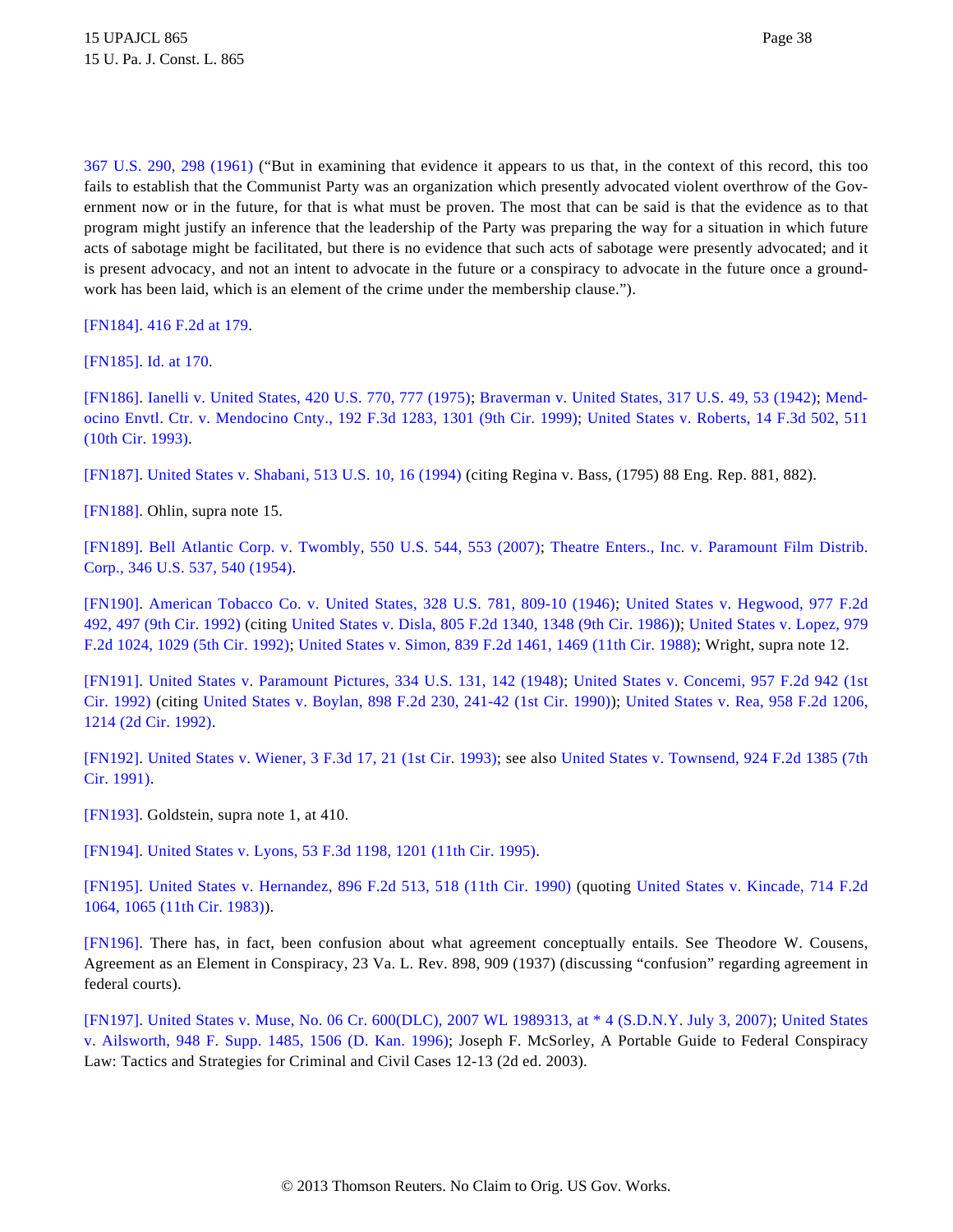367 U.S. 290, 298 (1961) ("But in examining that evidence it appears to us that, in the context of this record, this too fails to establish that the Communist Party was an organization which presently advocated violent overthrow of the Government now or in the future, for that is what must be proven. The most that can be said is that the evidence as to that program might justify an inference that the leadership of the Party was preparing the way for a situation in which future acts of sabotage might be facilitated, but there is no evidence that such acts of sabotage were presently advocated; and it is present advocacy, and not an intent to advocate in the future or a conspiracy to advocate in the future once a groundwork has been laid, which is an element of the crime under the membership clause.").

[FN184]. 416 F.2d at 179.

[FN185]. Id. at 170.

[FN186]. Ianelli v. United States, 420 U.S. 770, 777 (1975); Braverman v. United States, 317 U.S. 49, 53 (1942); Mendocino Envtl. Ctr. v. Mendocino Cnty., 192 F.3d 1283, 1301 (9th Cir. 1999); United States v. Roberts, 14 F.3d 502, 511 (10th Cir. 1993).

[FN187]. United States v. Shabani, 513 U.S. 10, 16 (1994) (citing Regina v. Bass, (1795) 88 Eng. Rep. 881, 882).

[FN188]. Ohlin, supra note 15.

[FN189]. Bell Atlantic Corp. v. Twombly, 550 U.S. 544, 553 (2007); Theatre Enters., Inc. v. Paramount Film Distrib. Corp., 346 U.S. 537, 540 (1954).

[FN190]. American Tobacco Co. v. United States, 328 U.S. 781, 809-10 (1946); United States v. Hegwood, 977 F.2d 492, 497 (9th Cir. 1992) (citing United States v. Disla, 805 F.2d 1340, 1348 (9th Cir. 1986)); United States v. Lopez, 979 F.2d 1024, 1029 (5th Cir. 1992); United States v. Simon, 839 F.2d 1461, 1469 (11th Cir. 1988); Wright, supra note 12.

[FN191]. United States v. Paramount Pictures, 334 U.S. 131, 142 (1948); United States v. Concemi, 957 F.2d 942 (1st Cir. 1992) (citing United States v. Boylan, 898 F.2d 230, 241-42 (1st Cir. 1990)); United States v. Rea, 958 F.2d 1206, 1214 (2d Cir. 1992).

[FN192]. United States v. Wiener, 3 F.3d 17, 21 (1st Cir. 1993); see also United States v. Townsend, 924 F.2d 1385 (7th Cir. 1991).

[FN193]. Goldstein, supra note 1, at 410.

[FN194]. United States v. Lyons, 53 F.3d 1198, 1201 (11th Cir. 1995).

[FN195]. United States v. Hernandez, 896 F.2d 513, 518 (11th Cir. 1990) (quoting United States v. Kincade, 714 F.2d 1064, 1065 (11th Cir. 1983)).

[FN196]. There has, in fact, been confusion about what agreement conceptually entails. See Theodore W. Cousens, Agreement as an Element in Conspiracy, 23 Va. L. Rev. 898, 909 (1937) (discussing "confusion" regarding agreement in federal courts).

[FN197]. United States v. Muse, No. 06 Cr. 600(DLC), 2007 WL 1989313, at * 4 (S.D.N.Y. July 3, 2007); United States v. Ailsworth, 948 F. Supp. 1485, 1506 (D. Kan. 1996); Joseph F. McSorley, A Portable Guide to Federal Conspiracy Law: Tactics and Strategies for Criminal and Civil Cases 12-13 (2d ed. 2003).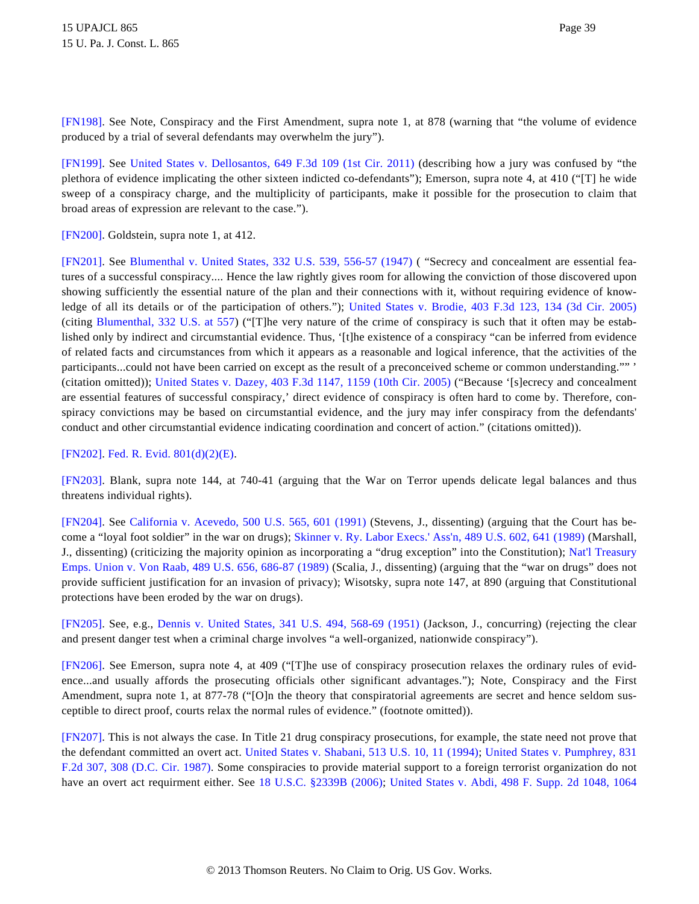[FN198]. See Note, Conspiracy and the First Amendment, supra note 1, at 878 (warning that "the volume of evidence produced by a trial of several defendants may overwhelm the jury").

[FN199]. See United States v. Dellosantos, 649 F.3d 109 (1st Cir. 2011) (describing how a jury was confused by "the plethora of evidence implicating the other sixteen indicted co-defendants"); Emerson, supra note 4, at 410 ("[T] he wide sweep of a conspiracy charge, and the multiplicity of participants, make it possible for the prosecution to claim that broad areas of expression are relevant to the case.").

[FN200]. Goldstein, supra note 1, at 412.

[FN201]. See Blumenthal v. United States, 332 U.S. 539, 556-57 (1947) ( "Secrecy and concealment are essential features of a successful conspiracy.... Hence the law rightly gives room for allowing the conviction of those discovered upon showing sufficiently the essential nature of the plan and their connections with it, without requiring evidence of knowledge of all its details or of the participation of others."); United States v. Brodie, 403 F.3d 123, 134 (3d Cir. 2005) (citing Blumenthal, 332 U.S. at 557) ("[T]he very nature of the crime of conspiracy is such that it often may be established only by indirect and circumstantial evidence. Thus, '[t]he existence of a conspiracy "can be inferred from evidence of related facts and circumstances from which it appears as a reasonable and logical inference, that the activities of the participants...could not have been carried on except as the result of a preconceived scheme or common understanding."" ' (citation omitted)); United States v. Dazey, 403 F.3d 1147, 1159 (10th Cir. 2005) ("Because '[s]ecrecy and concealment are essential features of successful conspiracy,' direct evidence of conspiracy is often hard to come by. Therefore, conspiracy convictions may be based on circumstantial evidence, and the jury may infer conspiracy from the defendants' conduct and other circumstantial evidence indicating coordination and concert of action." (citations omitted)).

[FN202]. Fed. R. Evid. 801(d)(2)(E).

[FN203]. Blank, supra note 144, at 740-41 (arguing that the War on Terror upends delicate legal balances and thus threatens individual rights).

[FN204]. See California v. Acevedo, 500 U.S. 565, 601 (1991) (Stevens, J., dissenting) (arguing that the Court has become a "loyal foot soldier" in the war on drugs); Skinner v. Ry. Labor Execs.' Ass'n, 489 U.S. 602, 641 (1989) (Marshall, J., dissenting) (criticizing the majority opinion as incorporating a "drug exception" into the Constitution); Nat'l Treasury Emps. Union v. Von Raab, 489 U.S. 656, 686-87 (1989) (Scalia, J., dissenting) (arguing that the "war on drugs" does not provide sufficient justification for an invasion of privacy); Wisotsky, supra note 147, at 890 (arguing that Constitutional protections have been eroded by the war on drugs).

[FN205]. See, e.g., Dennis v. United States, 341 U.S. 494, 568-69 (1951) (Jackson, J., concurring) (rejecting the clear and present danger test when a criminal charge involves "a well-organized, nationwide conspiracy").

[FN206]. See Emerson, supra note 4, at 409 ("[T]he use of conspiracy prosecution relaxes the ordinary rules of evidence...and usually affords the prosecuting officials other significant advantages."); Note, Conspiracy and the First Amendment, supra note 1, at 877-78 ("[O]n the theory that conspiratorial agreements are secret and hence seldom susceptible to direct proof, courts relax the normal rules of evidence." (footnote omitted)).

[FN207]. This is not always the case. In Title 21 drug conspiracy prosecutions, for example, the state need not prove that the defendant committed an overt act. United States v. Shabani, 513 U.S. 10, 11 (1994); United States v. Pumphrey, 831 F.2d 307, 308 (D.C. Cir. 1987). Some conspiracies to provide material support to a foreign terrorist organization do not have an overt act requirment either. See 18 U.S.C. §2339B (2006); United States v. Abdi, 498 F. Supp. 2d 1048, 1064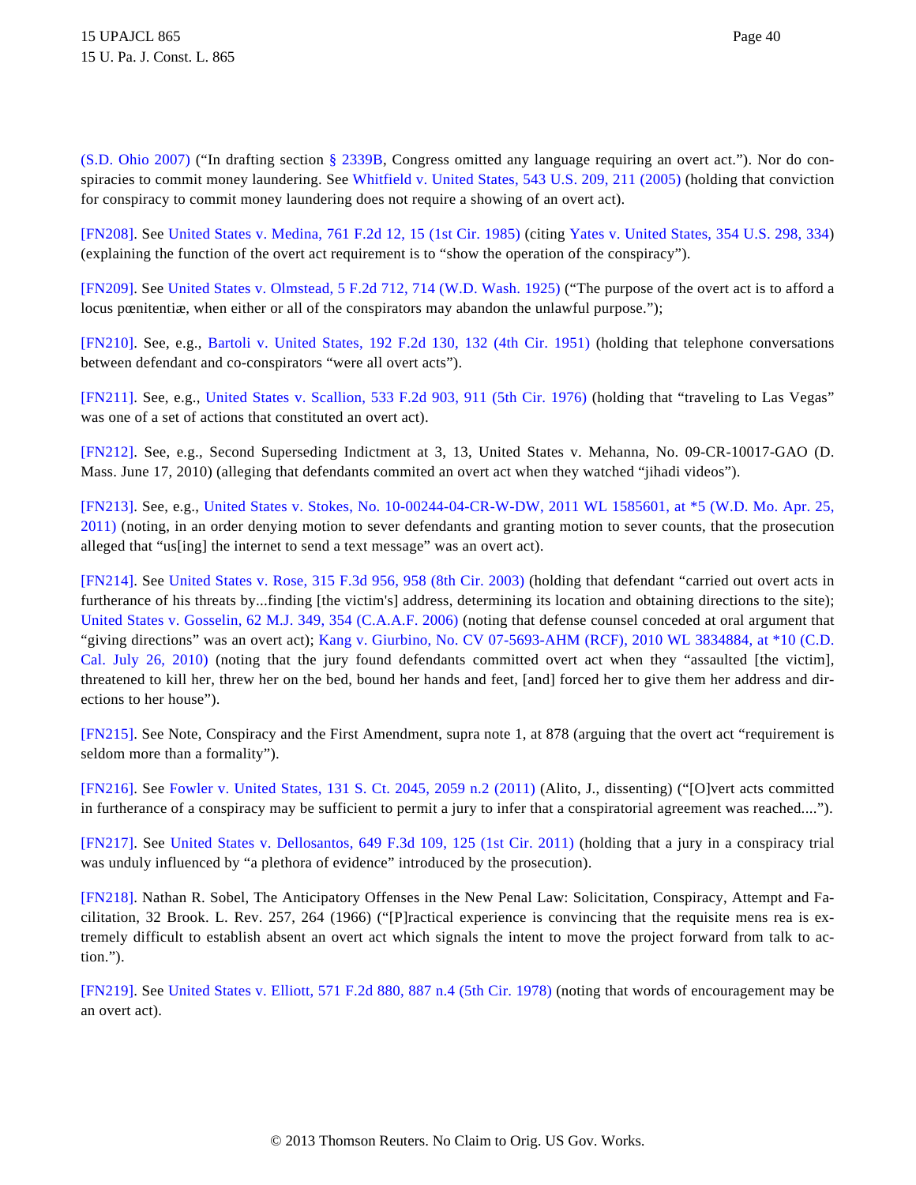(S.D. Ohio 2007) ("In drafting section § 2339B, Congress omitted any language requiring an overt act."). Nor do conspiracies to commit money laundering. See Whitfield v. United States, 543 U.S. 209, 211 (2005) (holding that conviction for conspiracy to commit money laundering does not require a showing of an overt act).

[FN208]. See United States v. Medina, 761 F.2d 12, 15 (1st Cir. 1985) (citing Yates v. United States, 354 U.S. 298, 334) (explaining the function of the overt act requirement is to "show the operation of the conspiracy").

[FN209]. See United States v. Olmstead, 5 F.2d 712, 714 (W.D. Wash. 1925) ("The purpose of the overt act is to afford a locus pœnitentiæ, when either or all of the conspirators may abandon the unlawful purpose.");

[FN210]. See, e.g., Bartoli v. United States, 192 F.2d 130, 132 (4th Cir. 1951) (holding that telephone conversations between defendant and co-conspirators "were all overt acts").

[FN211]. See, e.g., United States v. Scallion, 533 F.2d 903, 911 (5th Cir. 1976) (holding that "traveling to Las Vegas" was one of a set of actions that constituted an overt act).

[FN212]. See, e.g., Second Superseding Indictment at 3, 13, United States v. Mehanna, No. 09-CR-10017-GAO (D. Mass. June 17, 2010) (alleging that defendants commited an overt act when they watched "jihadi videos").

[FN213]. See, e.g., United States v. Stokes, No. 10-00244-04-CR-W-DW, 2011 WL 1585601, at *5 (W.D. Mo. Apr. 25, 2011) (noting, in an order denying motion to sever defendants and granting motion to sever counts, that the prosecution alleged that "us[ing] the internet to send a text message" was an overt act).

[FN214]. See United States v. Rose, 315 F.3d 956, 958 (8th Cir. 2003) (holding that defendant "carried out overt acts in furtherance of his threats by...finding [the victim's] address, determining its location and obtaining directions to the site); United States v. Gosselin, 62 M.J. 349, 354 (C.A.A.F. 2006) (noting that defense counsel conceded at oral argument that "giving directions" was an overt act); Kang v. Giurbino, No. CV 07-5693-AHM (RCF), 2010 WL 3834884, at *10 (C.D. Cal. July 26, 2010) (noting that the jury found defendants committed overt act when they "assaulted [the victim], threatened to kill her, threw her on the bed, bound her hands and feet, [and] forced her to give them her address and directions to her house").

[FN215]. See Note, Conspiracy and the First Amendment, supra note 1, at 878 (arguing that the overt act "requirement is seldom more than a formality").

[FN216]. See Fowler v. United States, 131 S. Ct. 2045, 2059 n.2 (2011) (Alito, J., dissenting) ("[O]vert acts committed in furtherance of a conspiracy may be sufficient to permit a jury to infer that a conspiratorial agreement was reached....").

[FN217]. See United States v. Dellosantos, 649 F.3d 109, 125 (1st Cir. 2011) (holding that a jury in a conspiracy trial was unduly influenced by "a plethora of evidence" introduced by the prosecution).

[FN218]. Nathan R. Sobel, The Anticipatory Offenses in the New Penal Law: Solicitation, Conspiracy, Attempt and Facilitation, 32 Brook. L. Rev. 257, 264 (1966) ("[P]ractical experience is convincing that the requisite mens rea is extremely difficult to establish absent an overt act which signals the intent to move the project forward from talk to action.").

[FN219]. See United States v. Elliott, 571 F.2d 880, 887 n.4 (5th Cir. 1978) (noting that words of encouragement may be an overt act).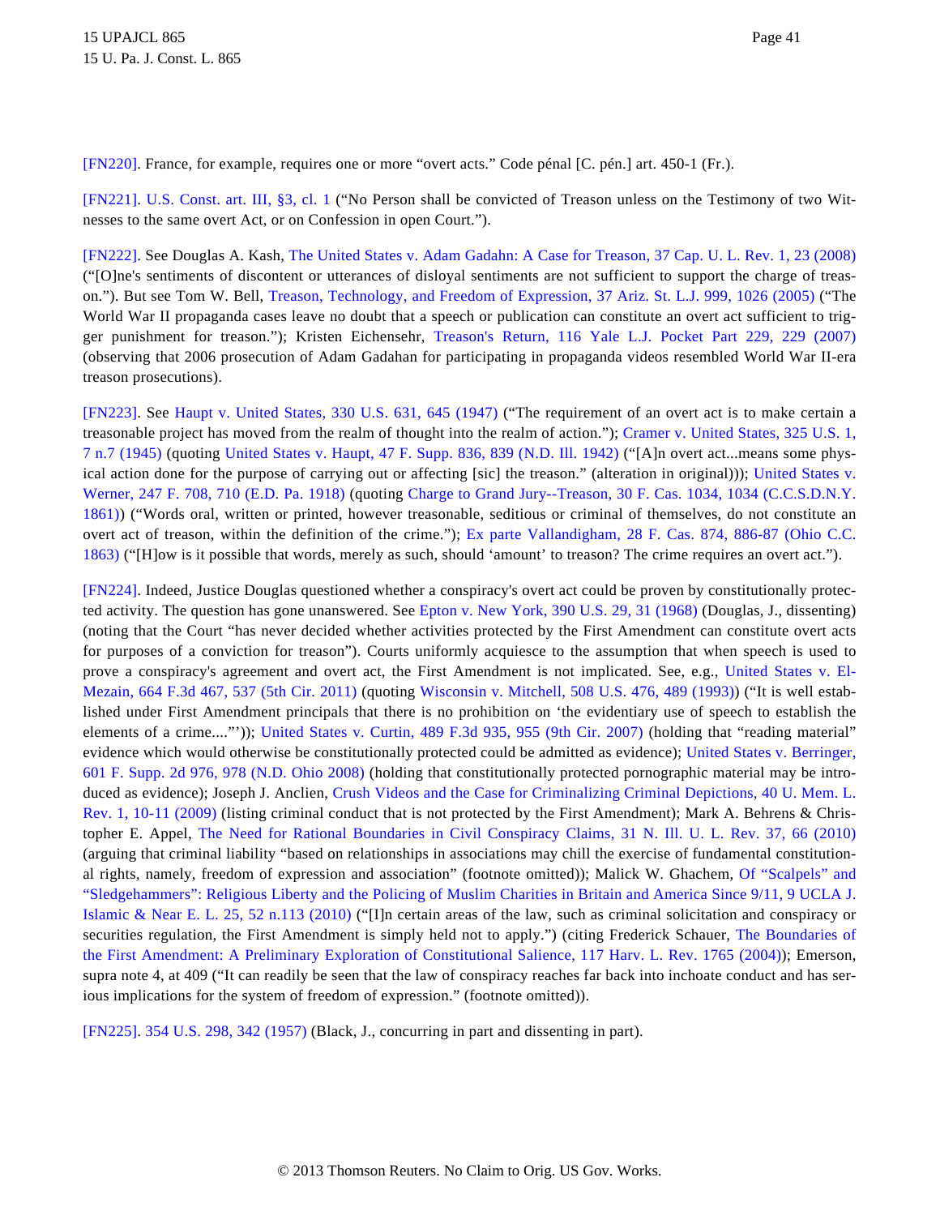[FN220]. France, for example, requires one or more "overt acts." Code pénal [C. pén.] art. 450-1 (Fr.).

[FN221]. U.S. Const. art. III, §3, cl. 1 ("No Person shall be convicted of Treason unless on the Testimony of two Witnesses to the same overt Act, or on Confession in open Court.").

[FN222]. See Douglas A. Kash, The United States v. Adam Gadahn: A Case for Treason, 37 Cap. U. L. Rev. 1, 23 (2008) ("[O]ne's sentiments of discontent or utterances of disloyal sentiments are not sufficient to support the charge of treason."). But see Tom W. Bell, Treason, Technology, and Freedom of Expression, 37 Ariz. St. L.J. 999, 1026 (2005) ("The World War II propaganda cases leave no doubt that a speech or publication can constitute an overt act sufficient to trigger punishment for treason."); Kristen Eichensehr, Treason's Return, 116 Yale L.J. Pocket Part 229, 229 (2007) (observing that 2006 prosecution of Adam Gadahan for participating in propaganda videos resembled World War II-era treason prosecutions).

[FN223]. See Haupt v. United States, 330 U.S. 631, 645 (1947) ("The requirement of an overt act is to make certain a treasonable project has moved from the realm of thought into the realm of action."); Cramer v. United States, 325 U.S. 1, 7 n.7 (1945) (quoting United States v. Haupt, 47 F. Supp. 836, 839 (N.D. Ill. 1942) ("[A]n overt act...means some physical action done for the purpose of carrying out or affecting [sic] the treason." (alteration in original))); United States v. Werner, 247 F. 708, 710 (E.D. Pa. 1918) (quoting Charge to Grand Jury--Treason, 30 F. Cas. 1034, 1034 (C.C.S.D.N.Y. 1861)) ("Words oral, written or printed, however treasonable, seditious or criminal of themselves, do not constitute an overt act of treason, within the definition of the crime."); Ex parte Vallandigham, 28 F. Cas. 874, 886-87 (Ohio C.C. 1863) ("[H]ow is it possible that words, merely as such, should 'amount' to treason? The crime requires an overt act.").

[FN224]. Indeed, Justice Douglas questioned whether a conspiracy's overt act could be proven by constitutionally protected activity. The question has gone unanswered. See Epton v. New York, 390 U.S. 29, 31 (1968) (Douglas, J., dissenting) (noting that the Court "has never decided whether activities protected by the First Amendment can constitute overt acts for purposes of a conviction for treason"). Courts uniformly acquiesce to the assumption that when speech is used to prove a conspiracy's agreement and overt act, the First Amendment is not implicated. See, e.g., United States v. El-Mezain, 664 F.3d 467, 537 (5th Cir. 2011) (quoting Wisconsin v. Mitchell, 508 U.S. 476, 489 (1993)) ("It is well established under First Amendment principals that there is no prohibition on 'the evidentiary use of speech to establish the elements of a crime....'")); United States v. Curtin, 489 F.3d 935, 955 (9th Cir. 2007) (holding that "reading material" evidence which would otherwise be constitutionally protected could be admitted as evidence); United States v. Berringer, 601 F. Supp. 2d 976, 978 (N.D. Ohio 2008) (holding that constitutionally protected pornographic material may be introduced as evidence); Joseph J. Anclien, Crush Videos and the Case for Criminalizing Criminal Depictions, 40 U. Mem. L. Rev. 1, 10-11 (2009) (listing criminal conduct that is not protected by the First Amendment); Mark A. Behrens & Christopher E. Appel, The Need for Rational Boundaries in Civil Conspiracy Claims, 31 N. Ill. U. L. Rev. 37, 66 (2010) (arguing that criminal liability "based on relationships in associations may chill the exercise of fundamental constitutional rights, namely, freedom of expression and association" (footnote omitted)); Malick W. Ghachem, Of "Scalpels" and "Sledgehammers": Religious Liberty and the Policing of Muslim Charities in Britain and America Since 9/11, 9 UCLA J. Islamic & Near E. L. 25, 52 n.113 (2010) ("[I]n certain areas of the law, such as criminal solicitation and conspiracy or securities regulation, the First Amendment is simply held not to apply.") (citing Frederick Schauer, The Boundaries of the First Amendment: A Preliminary Exploration of Constitutional Salience, 117 Harv. L. Rev. 1765 (2004)); Emerson, supra note 4, at 409 ("It can readily be seen that the law of conspiracy reaches far back into inchoate conduct and has serious implications for the system of freedom of expression." (footnote omitted)).

[FN225]. 354 U.S. 298, 342 (1957) (Black, J., concurring in part and dissenting in part).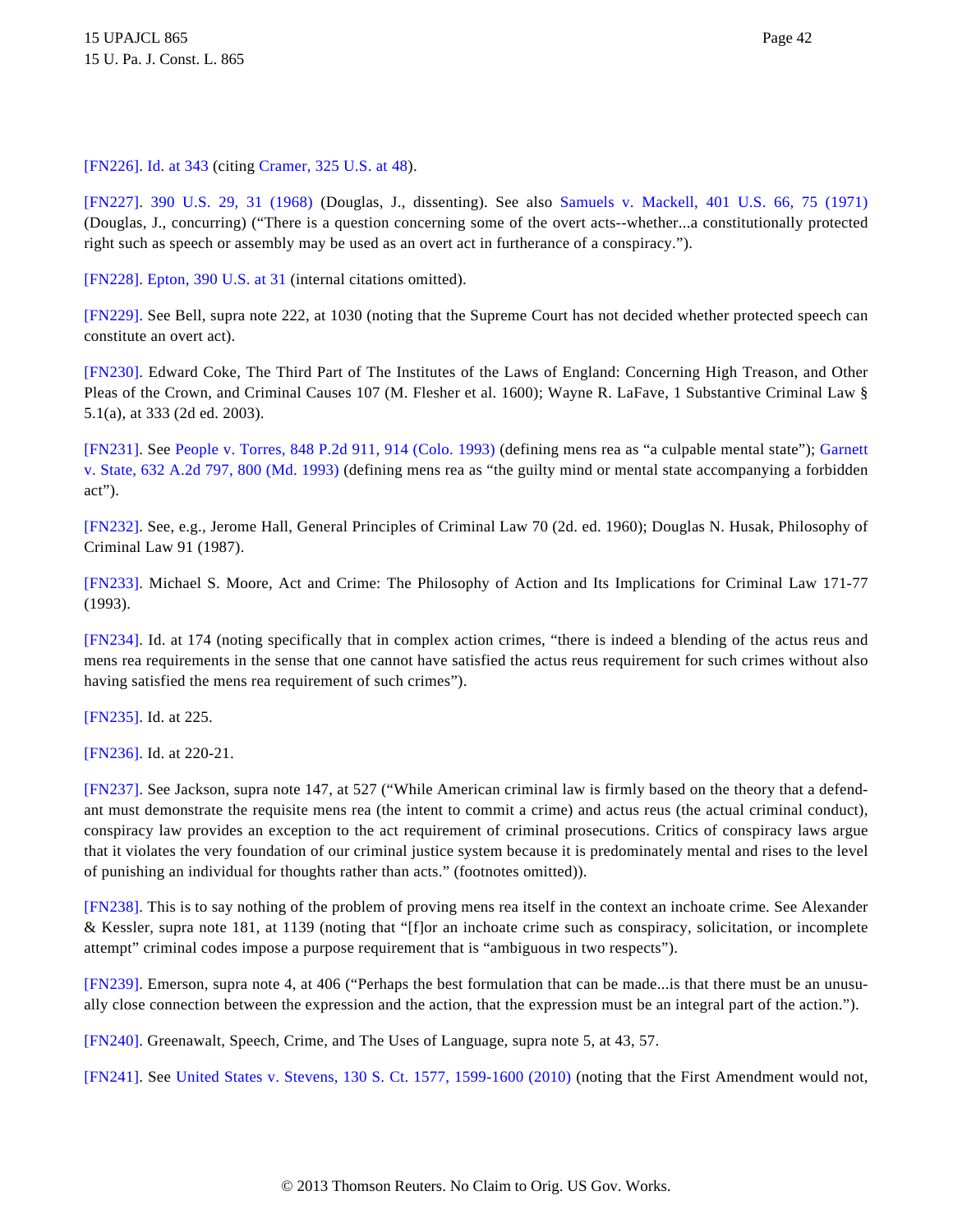[FN226]. Id. at 343 (citing Cramer, 325 U.S. at 48).

[FN227]. 390 U.S. 29, 31 (1968) (Douglas, J., dissenting). See also Samuels v. Mackell, 401 U.S. 66, 75 (1971) (Douglas, J., concurring) ("There is a question concerning some of the overt acts--whether...a constitutionally protected right such as speech or assembly may be used as an overt act in furtherance of a conspiracy.").

[FN228]. Epton, 390 U.S. at 31 (internal citations omitted).

[FN229]. See Bell, supra note 222, at 1030 (noting that the Supreme Court has not decided whether protected speech can constitute an overt act).

[FN230]. Edward Coke, The Third Part of The Institutes of the Laws of England: Concerning High Treason, and Other Pleas of the Crown, and Criminal Causes 107 (M. Flesher et al. 1600); Wayne R. LaFave, 1 Substantive Criminal Law § 5.1(a), at 333 (2d ed. 2003).

[FN231]. See People v. Torres, 848 P.2d 911, 914 (Colo. 1993) (defining mens rea as "a culpable mental state"); Garnett v. State, 632 A.2d 797, 800 (Md. 1993) (defining mens rea as "the guilty mind or mental state accompanying a forbidden act").

[FN232]. See, e.g., Jerome Hall, General Principles of Criminal Law 70 (2d. ed. 1960); Douglas N. Husak, Philosophy of Criminal Law 91 (1987).

[FN233]. Michael S. Moore, Act and Crime: The Philosophy of Action and Its Implications for Criminal Law 171-77 (1993).

[FN234]. Id. at 174 (noting specifically that in complex action crimes, "there is indeed a blending of the actus reus and mens rea requirements in the sense that one cannot have satisfied the actus reus requirement for such crimes without also having satisfied the mens rea requirement of such crimes").

[FN235]. Id. at 225.

[FN236]. Id. at 220-21.

[FN237]. See Jackson, supra note 147, at 527 ("While American criminal law is firmly based on the theory that a defendant must demonstrate the requisite mens rea (the intent to commit a crime) and actus reus (the actual criminal conduct), conspiracy law provides an exception to the act requirement of criminal prosecutions. Critics of conspiracy laws argue that it violates the very foundation of our criminal justice system because it is predominately mental and rises to the level of punishing an individual for thoughts rather than acts." (footnotes omitted)).

[FN238]. This is to say nothing of the problem of proving mens rea itself in the context an inchoate crime. See Alexander & Kessler, supra note 181, at 1139 (noting that "[f]or an inchoate crime such as conspiracy, solicitation, or incomplete attempt" criminal codes impose a purpose requirement that is "ambiguous in two respects").

[FN239]. Emerson, supra note 4, at 406 ("Perhaps the best formulation that can be made...is that there must be an unusually close connection between the expression and the action, that the expression must be an integral part of the action.").

[FN240]. Greenawalt, Speech, Crime, and The Uses of Language, supra note 5, at 43, 57.

[FN241]. See United States v. Stevens, 130 S. Ct. 1577, 1599-1600 (2010) (noting that the First Amendment would not,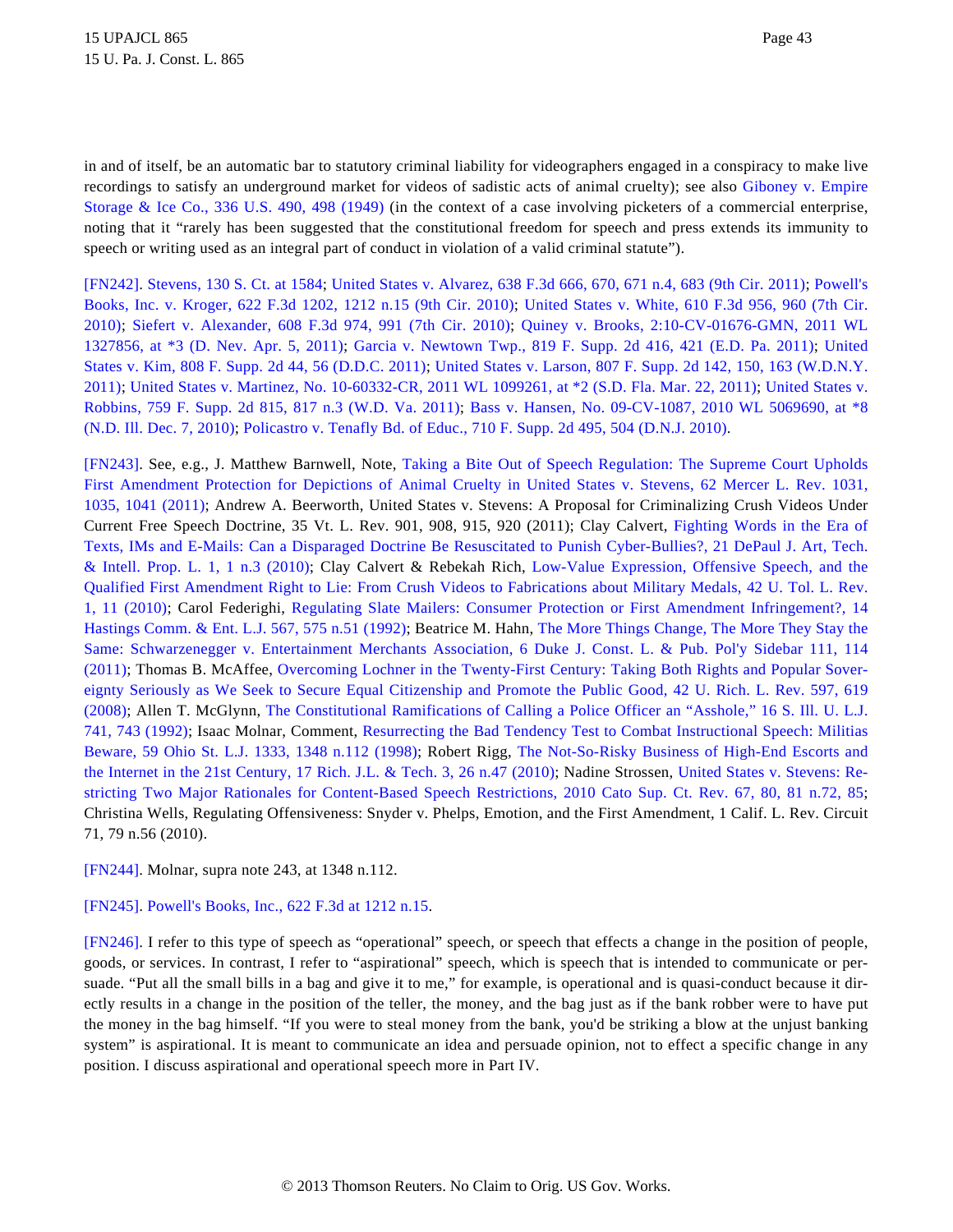in and of itself, be an automatic bar to statutory criminal liability for videographers engaged in a conspiracy to make live recordings to satisfy an underground market for videos of sadistic acts of animal cruelty); see also Giboney v. Empire Storage & Ice Co., 336 U.S. 490, 498 (1949) (in the context of a case involving picketers of a commercial enterprise, noting that it "rarely has been suggested that the constitutional freedom for speech and press extends its immunity to speech or writing used as an integral part of conduct in violation of a valid criminal statute").

[FN242]. Stevens, 130 S. Ct. at 1584; United States v. Alvarez, 638 F.3d 666, 670, 671 n.4, 683 (9th Cir. 2011); Powell's Books, Inc. v. Kroger, 622 F.3d 1202, 1212 n.15 (9th Cir. 2010); United States v. White, 610 F.3d 956, 960 (7th Cir. 2010); Siefert v. Alexander, 608 F.3d 974, 991 (7th Cir. 2010); Quiney v. Brooks, 2:10-CV-01676-GMN, 2011 WL 1327856, at *3 (D. Nev. Apr. 5, 2011); Garcia v. Newtown Twp., 819 F. Supp. 2d 416, 421 (E.D. Pa. 2011); United States v. Kim, 808 F. Supp. 2d 44, 56 (D.D.C. 2011); United States v. Larson, 807 F. Supp. 2d 142, 150, 163 (W.D.N.Y. 2011); United States v. Martinez, No. 10-60332-CR, 2011 WL 1099261, at *2 (S.D. Fla. Mar. 22, 2011); United States v. Robbins, 759 F. Supp. 2d 815, 817 n.3 (W.D. Va. 2011); Bass v. Hansen, No. 09-CV-1087, 2010 WL 5069690, at *8 (N.D. Ill. Dec. 7, 2010); Policastro v. Tenafly Bd. of Educ., 710 F. Supp. 2d 495, 504 (D.N.J. 2010).

[FN243]. See, e.g., J. Matthew Barnwell, Note, Taking a Bite Out of Speech Regulation: The Supreme Court Upholds First Amendment Protection for Depictions of Animal Cruelty in United States v. Stevens, 62 Mercer L. Rev. 1031, 1035, 1041 (2011); Andrew A. Beerworth, United States v. Stevens: A Proposal for Criminalizing Crush Videos Under Current Free Speech Doctrine, 35 Vt. L. Rev. 901, 908, 915, 920 (2011); Clay Calvert, Fighting Words in the Era of Texts, IMs and E-Mails: Can a Disparaged Doctrine Be Resuscitated to Punish Cyber-Bullies?, 21 DePaul J. Art, Tech. & Intell. Prop. L. 1, 1 n.3 (2010); Clay Calvert & Rebekah Rich, Low-Value Expression, Offensive Speech, and the Qualified First Amendment Right to Lie: From Crush Videos to Fabrications about Military Medals, 42 U. Tol. L. Rev. 1, 11 (2010); Carol Federighi, Regulating Slate Mailers: Consumer Protection or First Amendment Infringement?, 14 Hastings Comm. & Ent. L.J. 567, 575 n.51 (1992); Beatrice M. Hahn, The More Things Change, The More They Stay the Same: Schwarzenegger v. Entertainment Merchants Association, 6 Duke J. Const. L. & Pub. Pol'y Sidebar 111, 114 (2011); Thomas B. McAffee, Overcoming Lochner in the Twenty-First Century: Taking Both Rights and Popular Sovereignty Seriously as We Seek to Secure Equal Citizenship and Promote the Public Good, 42 U. Rich. L. Rev. 597, 619 (2008); Allen T. McGlynn, The Constitutional Ramifications of Calling a Police Officer an "Asshole," 16 S. Ill. U. L.J. 741, 743 (1992); Isaac Molnar, Comment, Resurrecting the Bad Tendency Test to Combat Instructional Speech: Militias Beware, 59 Ohio St. L.J. 1333, 1348 n.112 (1998); Robert Rigg, The Not-So-Risky Business of High-End Escorts and the Internet in the 21st Century, 17 Rich. J.L. & Tech. 3, 26 n.47 (2010); Nadine Strossen, United States v. Stevens: Restricting Two Major Rationales for Content-Based Speech Restrictions, 2010 Cato Sup. Ct. Rev. 67, 80, 81 n.72, 85; Christina Wells, Regulating Offensiveness: Snyder v. Phelps, Emotion, and the First Amendment, 1 Calif. L. Rev. Circuit 71, 79 n.56 (2010).

[FN244]. Molnar, supra note 243, at 1348 n.112.

[FN245]. Powell's Books, Inc., 622 F.3d at 1212 n.15.

[FN246]. I refer to this type of speech as "operational" speech, or speech that effects a change in the position of people, goods, or services. In contrast, I refer to "aspirational" speech, which is speech that is intended to communicate or persuade. "Put all the small bills in a bag and give it to me," for example, is operational and is quasi-conduct because it directly results in a change in the position of the teller, the money, and the bag just as if the bank robber were to have put the money in the bag himself. "If you were to steal money from the bank, you'd be striking a blow at the unjust banking system" is aspirational. It is meant to communicate an idea and persuade opinion, not to effect a specific change in any position. I discuss aspirational and operational speech more in Part IV.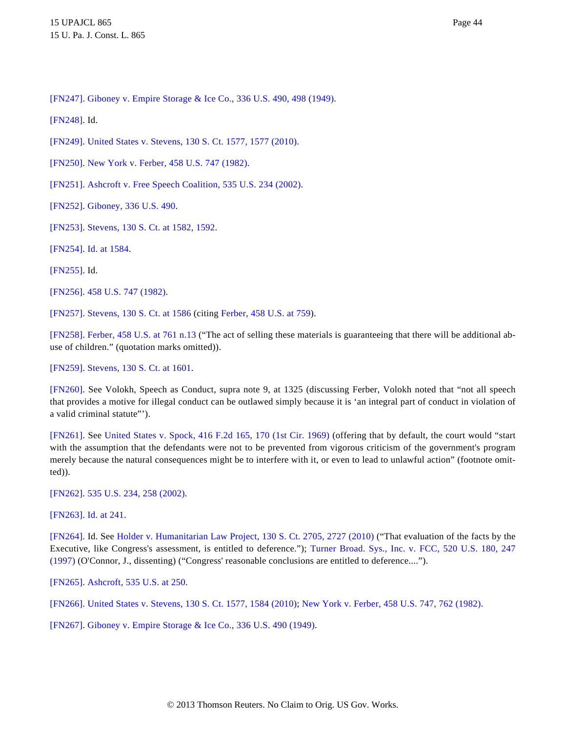[FN247]. Giboney v. Empire Storage & Ice Co., 336 U.S. 490, 498 (1949).

[FN248]. Id.

[FN249]. United States v. Stevens, 130 S. Ct. 1577, 1577 (2010).

[FN250]. New York v. Ferber, 458 U.S. 747 (1982).

[FN251]. Ashcroft v. Free Speech Coalition, 535 U.S. 234 (2002).

[FN252]. Giboney, 336 U.S. 490.

[FN253]. Stevens, 130 S. Ct. at 1582, 1592.

[FN254]. Id. at 1584.

[FN255]. Id.

[FN256]. 458 U.S. 747 (1982).

[FN257]. Stevens, 130 S. Ct. at 1586 (citing Ferber, 458 U.S. at 759).

[FN258]. Ferber, 458 U.S. at 761 n.13 ("The act of selling these materials is guaranteeing that there will be additional abuse of children." (quotation marks omitted)).

[FN259]. Stevens, 130 S. Ct. at 1601.

[FN260]. See Volokh, Speech as Conduct, supra note 9, at 1325 (discussing Ferber, Volokh noted that "not all speech that provides a motive for illegal conduct can be outlawed simply because it is 'an integral part of conduct in violation of a valid criminal statute"').

[FN261]. See United States v. Spock, 416 F.2d 165, 170 (1st Cir. 1969) (offering that by default, the court would "start with the assumption that the defendants were not to be prevented from vigorous criticism of the government's program merely because the natural consequences might be to interfere with it, or even to lead to unlawful action" (footnote omitted)).

[FN262]. 535 U.S. 234, 258 (2002).

[FN263]. Id. at 241.

[FN264]. Id. See Holder v. Humanitarian Law Project, 130 S. Ct. 2705, 2727 (2010) ("That evaluation of the facts by the Executive, like Congress's assessment, is entitled to deference."); Turner Broad. Sys., Inc. v. FCC, 520 U.S. 180, 247 (1997) (O'Connor, J., dissenting) ("Congress' reasonable conclusions are entitled to deference....").

[FN265]. Ashcroft, 535 U.S. at 250.

[FN266]. United States v. Stevens, 130 S. Ct. 1577, 1584 (2010); New York v. Ferber, 458 U.S. 747, 762 (1982).

[FN267]. Giboney v. Empire Storage & Ice Co., 336 U.S. 490 (1949).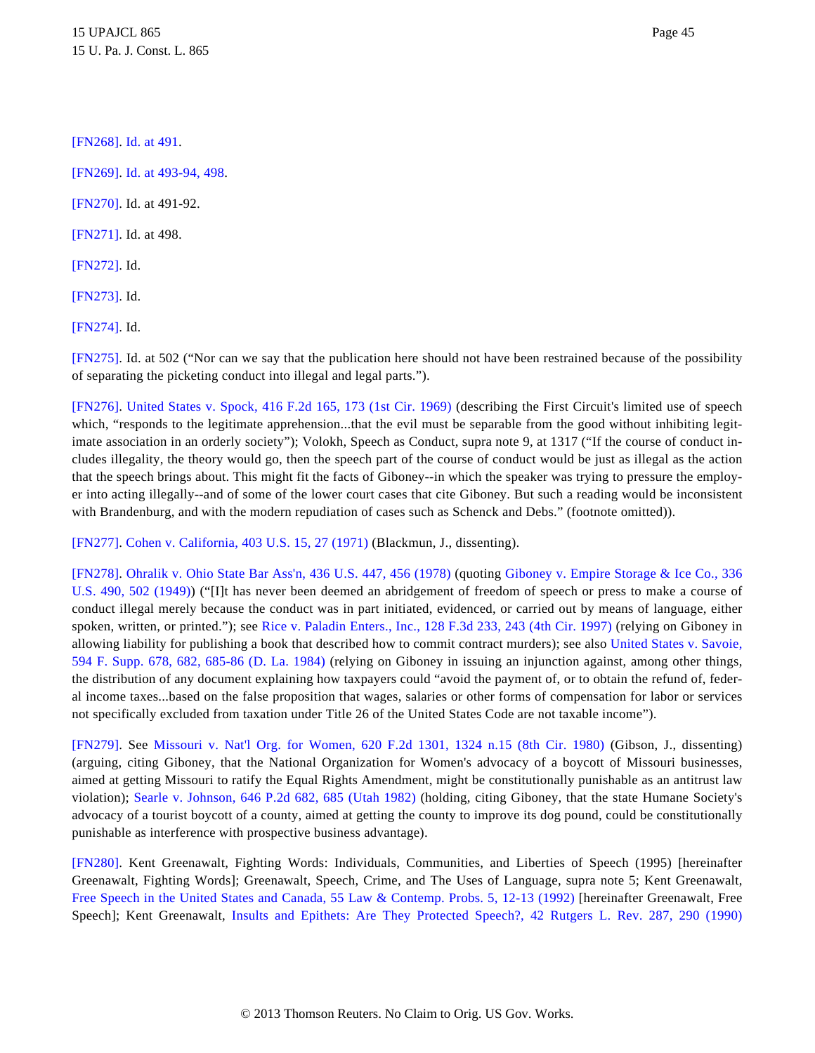[FN268]. Id. at 491.

[FN269]. Id. at 493-94, 498.

[FN270]. Id. at 491-92.

[FN271]. Id. at 498.

[FN272]. Id.

[FN273]. Id.

[FN274]. Id.

[FN275]. Id. at 502 ("Nor can we say that the publication here should not have been restrained because of the possibility of separating the picketing conduct into illegal and legal parts.").

[FN276]. United States v. Spock, 416 F.2d 165, 173 (1st Cir. 1969) (describing the First Circuit's limited use of speech which, "responds to the legitimate apprehension...that the evil must be separable from the good without inhibiting legitimate association in an orderly society"); Volokh, Speech as Conduct, supra note 9, at 1317 ("If the course of conduct includes illegality, the theory would go, then the speech part of the course of conduct would be just as illegal as the action that the speech brings about. This might fit the facts of Giboney--in which the speaker was trying to pressure the employer into acting illegally--and of some of the lower court cases that cite Giboney. But such a reading would be inconsistent with Brandenburg, and with the modern repudiation of cases such as Schenck and Debs." (footnote omitted)).

[FN277]. Cohen v. California, 403 U.S. 15, 27 (1971) (Blackmun, J., dissenting).

[FN278]. Ohralik v. Ohio State Bar Ass'n, 436 U.S. 447, 456 (1978) (quoting Giboney v. Empire Storage & Ice Co., 336 U.S. 490, 502 (1949)) ("[I]t has never been deemed an abridgement of freedom of speech or press to make a course of conduct illegal merely because the conduct was in part initiated, evidenced, or carried out by means of language, either spoken, written, or printed."); see Rice v. Paladin Enters., Inc., 128 F.3d 233, 243 (4th Cir. 1997) (relying on Giboney in allowing liability for publishing a book that described how to commit contract murders); see also United States v. Savoie, 594 F. Supp. 678, 682, 685-86 (D. La. 1984) (relying on Giboney in issuing an injunction against, among other things, the distribution of any document explaining how taxpayers could "avoid the payment of, or to obtain the refund of, federal income taxes...based on the false proposition that wages, salaries or other forms of compensation for labor or services not specifically excluded from taxation under Title 26 of the United States Code are not taxable income").

[FN279]. See Missouri v. Nat'l Org. for Women, 620 F.2d 1301, 1324 n.15 (8th Cir. 1980) (Gibson, J., dissenting) (arguing, citing Giboney, that the National Organization for Women's advocacy of a boycott of Missouri businesses, aimed at getting Missouri to ratify the Equal Rights Amendment, might be constitutionally punishable as an antitrust law violation); Searle v. Johnson, 646 P.2d 682, 685 (Utah 1982) (holding, citing Giboney, that the state Humane Society's advocacy of a tourist boycott of a county, aimed at getting the county to improve its dog pound, could be constitutionally punishable as interference with prospective business advantage).

[FN280]. Kent Greenawalt, Fighting Words: Individuals, Communities, and Liberties of Speech (1995) [hereinafter Greenawalt, Fighting Words]; Greenawalt, Speech, Crime, and The Uses of Language, supra note 5; Kent Greenawalt, Free Speech in the United States and Canada, 55 Law & Contemp. Probs. 5, 12-13 (1992) [hereinafter Greenawalt, Free Speech]; Kent Greenawalt, Insults and Epithets: Are They Protected Speech?, 42 Rutgers L. Rev. 287, 290 (1990)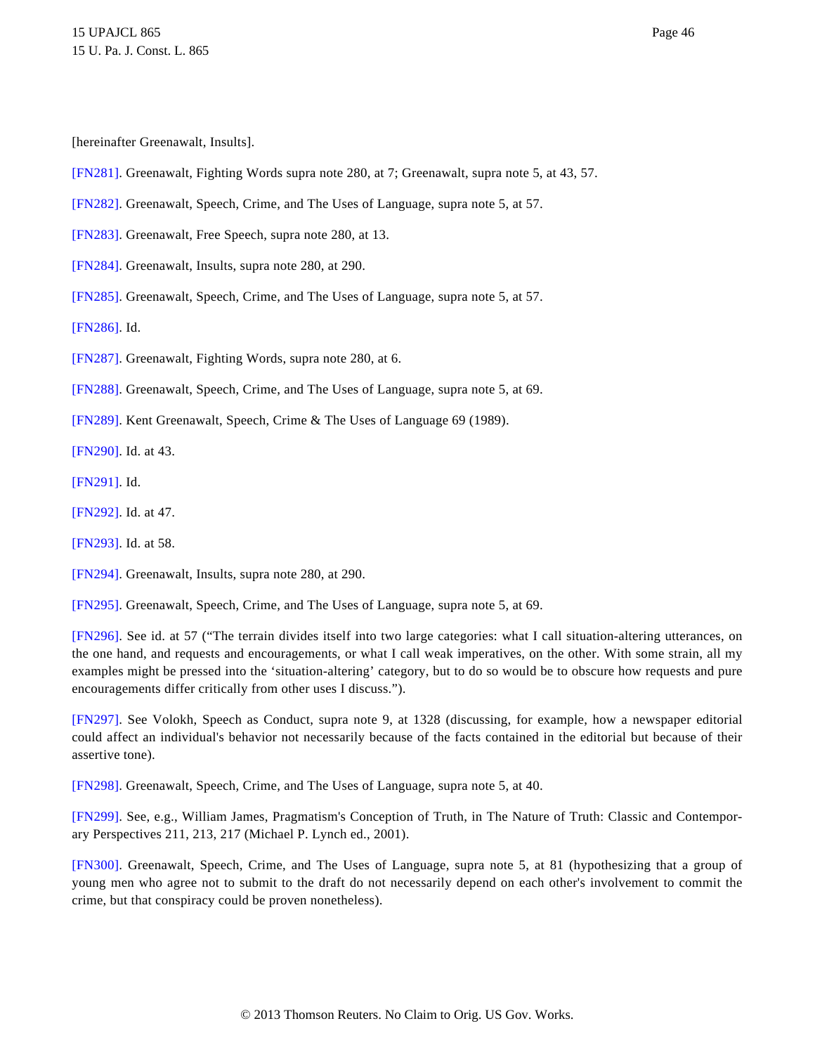[hereinafter Greenawalt, Insults].

[FN281]. Greenawalt, Fighting Words supra note 280, at 7; Greenawalt, supra note 5, at 43, 57.

[FN282]. Greenawalt, Speech, Crime, and The Uses of Language, supra note 5, at 57.

[FN283]. Greenawalt, Free Speech, supra note 280, at 13.

[FN284]. Greenawalt, Insults, supra note 280, at 290.

[FN285]. Greenawalt, Speech, Crime, and The Uses of Language, supra note 5, at 57.

[FN286]. Id.

[FN287]. Greenawalt, Fighting Words, supra note 280, at 6.

[FN288]. Greenawalt, Speech, Crime, and The Uses of Language, supra note 5, at 69.

[FN289]. Kent Greenawalt, Speech, Crime & The Uses of Language 69 (1989).

[FN290]. Id. at 43.

[FN291]. Id.

[FN292]. Id. at 47.

[FN293]. Id. at 58.

[FN294]. Greenawalt, Insults, supra note 280, at 290.

[FN295]. Greenawalt, Speech, Crime, and The Uses of Language, supra note 5, at 69.

[FN296]. See id. at 57 ("The terrain divides itself into two large categories: what I call situation-altering utterances, on the one hand, and requests and encouragements, or what I call weak imperatives, on the other. With some strain, all my examples might be pressed into the 'situation-altering' category, but to do so would be to obscure how requests and pure encouragements differ critically from other uses I discuss.").

[FN297]. See Volokh, Speech as Conduct, supra note 9, at 1328 (discussing, for example, how a newspaper editorial could affect an individual's behavior not necessarily because of the facts contained in the editorial but because of their assertive tone).

[FN298]. Greenawalt, Speech, Crime, and The Uses of Language, supra note 5, at 40.

[FN299]. See, e.g., William James, Pragmatism's Conception of Truth, in The Nature of Truth: Classic and Contemporary Perspectives 211, 213, 217 (Michael P. Lynch ed., 2001).

[FN300]. Greenawalt, Speech, Crime, and The Uses of Language, supra note 5, at 81 (hypothesizing that a group of young men who agree not to submit to the draft do not necessarily depend on each other's involvement to commit the crime, but that conspiracy could be proven nonetheless).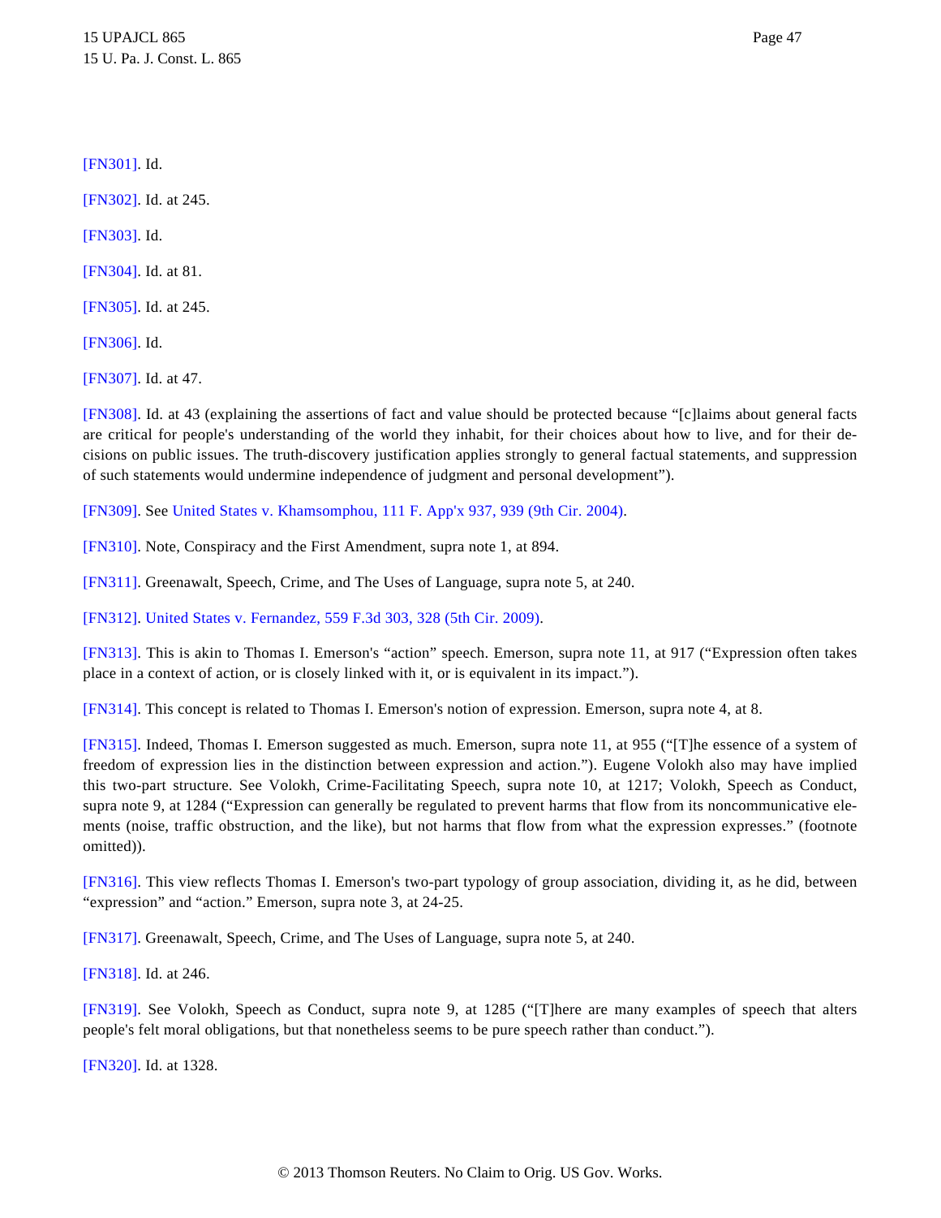[FN301]. Id.

[FN302]. Id. at 245.

[FN303]. Id.

[FN304]. Id. at 81.

[FN305]. Id. at 245.

[FN306]. Id.

[FN307]. Id. at 47.

[FN308]. Id. at 43 (explaining the assertions of fact and value should be protected because "[c]laims about general facts are critical for people's understanding of the world they inhabit, for their choices about how to live, and for their decisions on public issues. The truth-discovery justification applies strongly to general factual statements, and suppression of such statements would undermine independence of judgment and personal development").

[FN309]. See United States v. Khamsomphou, 111 F. App'x 937, 939 (9th Cir. 2004).

[FN310]. Note, Conspiracy and the First Amendment, supra note 1, at 894.

[FN311]. Greenawalt, Speech, Crime, and The Uses of Language, supra note 5, at 240.

[FN312]. United States v. Fernandez, 559 F.3d 303, 328 (5th Cir. 2009).

[FN313]. This is akin to Thomas I. Emerson's "action" speech. Emerson, supra note 11, at 917 ("Expression often takes place in a context of action, or is closely linked with it, or is equivalent in its impact.").

[FN314]. This concept is related to Thomas I. Emerson's notion of expression. Emerson, supra note 4, at 8.

[FN315]. Indeed, Thomas I. Emerson suggested as much. Emerson, supra note 11, at 955 ("[T]he essence of a system of freedom of expression lies in the distinction between expression and action."). Eugene Volokh also may have implied this two-part structure. See Volokh, Crime-Facilitating Speech, supra note 10, at 1217; Volokh, Speech as Conduct, supra note 9, at 1284 ("Expression can generally be regulated to prevent harms that flow from its noncommunicative elements (noise, traffic obstruction, and the like), but not harms that flow from what the expression expresses." (footnote omitted)).

[FN316]. This view reflects Thomas I. Emerson's two-part typology of group association, dividing it, as he did, between "expression" and "action." Emerson, supra note 3, at 24-25.

[FN317]. Greenawalt, Speech, Crime, and The Uses of Language, supra note 5, at 240.

[FN318]. Id. at 246.

[FN319]. See Volokh, Speech as Conduct, supra note 9, at 1285 ("[T]here are many examples of speech that alters people's felt moral obligations, but that nonetheless seems to be pure speech rather than conduct.").

[FN320]. Id. at 1328.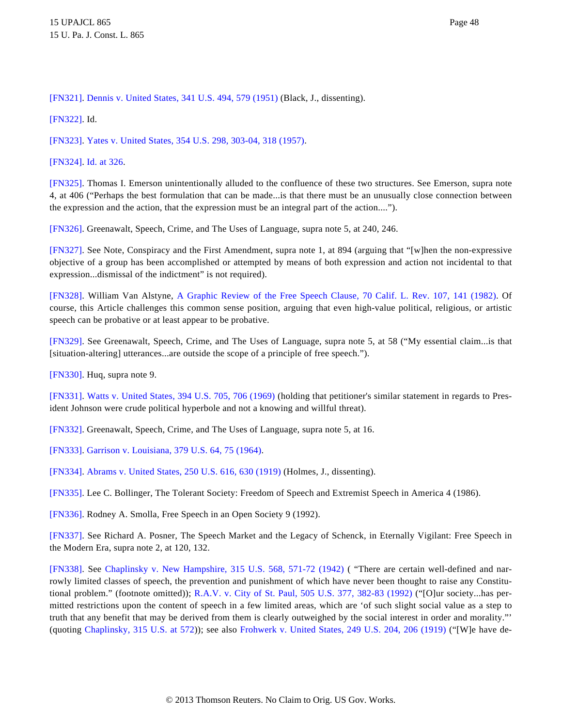[FN321]. Dennis v. United States, 341 U.S. 494, 579 (1951) (Black, J., dissenting).

[FN322]. Id.

[FN323]. Yates v. United States, 354 U.S. 298, 303-04, 318 (1957).

[FN324]. Id. at 326.

[FN325]. Thomas I. Emerson unintentionally alluded to the confluence of these two structures. See Emerson, supra note 4, at 406 ("Perhaps the best formulation that can be made...is that there must be an unusually close connection between the expression and the action, that the expression must be an integral part of the action....").

[FN326]. Greenawalt, Speech, Crime, and The Uses of Language, supra note 5, at 240, 246.

[FN327]. See Note, Conspiracy and the First Amendment, supra note 1, at 894 (arguing that "[w]hen the non-expressive objective of a group has been accomplished or attempted by means of both expression and action not incidental to that expression...dismissal of the indictment" is not required).

[FN328]. William Van Alstyne, A Graphic Review of the Free Speech Clause, 70 Calif. L. Rev. 107, 141 (1982). Of course, this Article challenges this common sense position, arguing that even high-value political, religious, or artistic speech can be probative or at least appear to be probative.

[FN329]. See Greenawalt, Speech, Crime, and The Uses of Language, supra note 5, at 58 ("My essential claim...is that [situation-altering] utterances...are outside the scope of a principle of free speech.").

[FN330]. Huq, supra note 9.

[FN331]. Watts v. United States, 394 U.S. 705, 706 (1969) (holding that petitioner's similar statement in regards to President Johnson were crude political hyperbole and not a knowing and willful threat).

[FN332]. Greenawalt, Speech, Crime, and The Uses of Language, supra note 5, at 16.

[FN333]. Garrison v. Louisiana, 379 U.S. 64, 75 (1964).

[FN334]. Abrams v. United States, 250 U.S. 616, 630 (1919) (Holmes, J., dissenting).

[FN335]. Lee C. Bollinger, The Tolerant Society: Freedom of Speech and Extremist Speech in America 4 (1986).

[FN336]. Rodney A. Smolla, Free Speech in an Open Society 9 (1992).

[FN337]. See Richard A. Posner, The Speech Market and the Legacy of Schenck, in Eternally Vigilant: Free Speech in the Modern Era, supra note 2, at 120, 132.

[FN338]. See Chaplinsky v. New Hampshire, 315 U.S. 568, 571-72 (1942) ( "There are certain well-defined and narrowly limited classes of speech, the prevention and punishment of which have never been thought to raise any Constitutional problem." (footnote omitted)); R.A.V. v. City of St. Paul, 505 U.S. 377, 382-83 (1992) ("[O]ur society...has permitted restrictions upon the content of speech in a few limited areas, which are 'of such slight social value as a step to truth that any benefit that may be derived from them is clearly outweighed by the social interest in order and morality."' (quoting Chaplinsky, 315 U.S. at 572)); see also Frohwerk v. United States, 249 U.S. 204, 206 (1919) ("[W]e have de-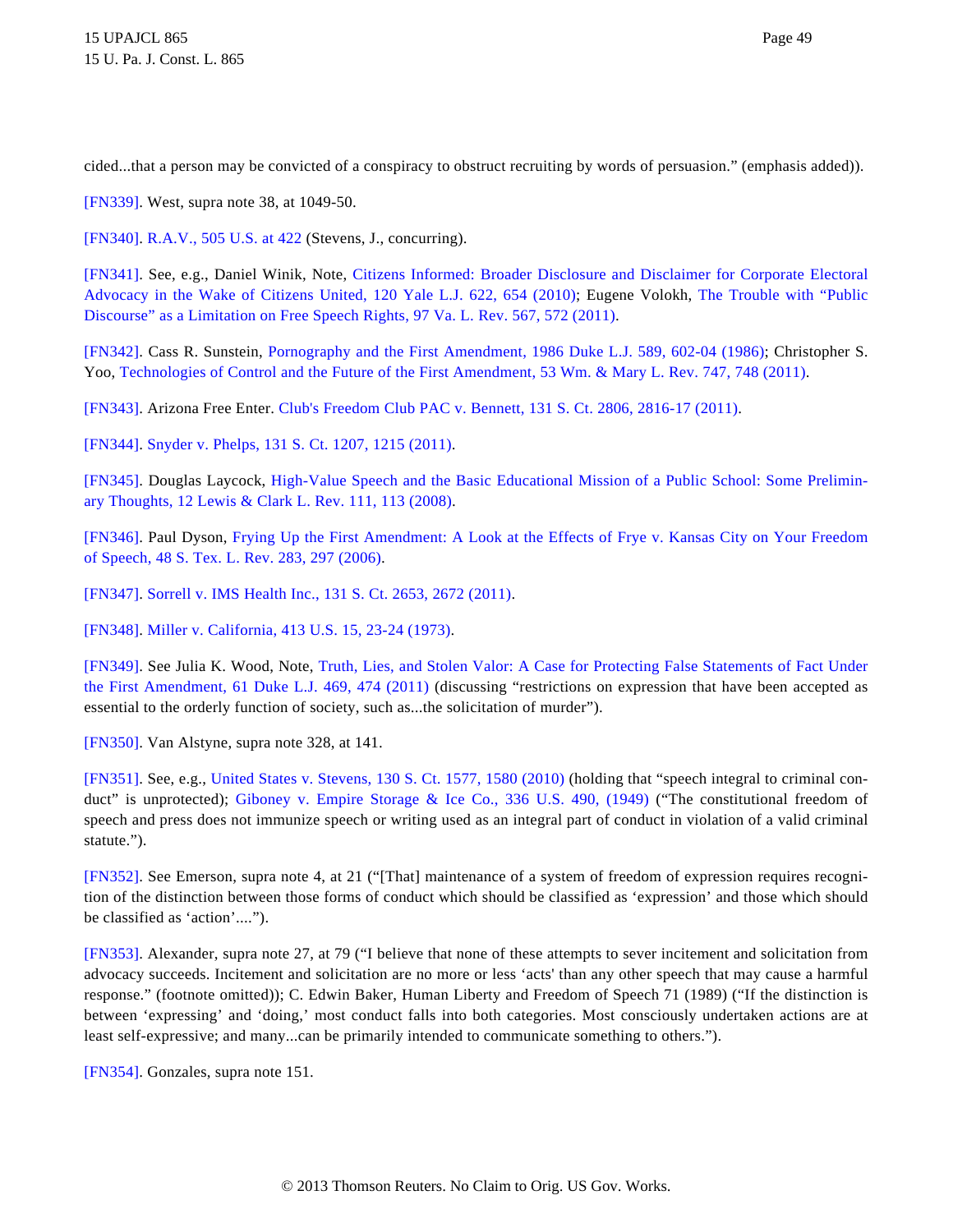cided...that a person may be convicted of a conspiracy to obstruct recruiting by words of persuasion." (emphasis added)).

[FN339]. West, supra note 38, at 1049-50.

[FN340]. R.A.V., 505 U.S. at 422 (Stevens, J., concurring).

[FN341]. See, e.g., Daniel Winik, Note, Citizens Informed: Broader Disclosure and Disclaimer for Corporate Electoral Advocacy in the Wake of Citizens United, 120 Yale L.J. 622, 654 (2010); Eugene Volokh, The Trouble with "Public Discourse" as a Limitation on Free Speech Rights, 97 Va. L. Rev. 567, 572 (2011).

[FN342]. Cass R. Sunstein, Pornography and the First Amendment, 1986 Duke L.J. 589, 602-04 (1986); Christopher S. Yoo, Technologies of Control and the Future of the First Amendment, 53 Wm. & Mary L. Rev. 747, 748 (2011).

[FN343]. Arizona Free Enter. Club's Freedom Club PAC v. Bennett, 131 S. Ct. 2806, 2816-17 (2011).

[FN344]. Snyder v. Phelps, 131 S. Ct. 1207, 1215 (2011).

[FN345]. Douglas Laycock, High-Value Speech and the Basic Educational Mission of a Public School: Some Preliminary Thoughts, 12 Lewis & Clark L. Rev. 111, 113 (2008).

[FN346]. Paul Dyson, Frying Up the First Amendment: A Look at the Effects of Frye v. Kansas City on Your Freedom of Speech, 48 S. Tex. L. Rev. 283, 297 (2006).

[FN347]. Sorrell v. IMS Health Inc., 131 S. Ct. 2653, 2672 (2011).

[FN348]. Miller v. California, 413 U.S. 15, 23-24 (1973).

[FN349]. See Julia K. Wood, Note, Truth, Lies, and Stolen Valor: A Case for Protecting False Statements of Fact Under the First Amendment, 61 Duke L.J. 469, 474 (2011) (discussing "restrictions on expression that have been accepted as essential to the orderly function of society, such as...the solicitation of murder").

[FN350]. Van Alstyne, supra note 328, at 141.

[FN351]. See, e.g., United States v. Stevens, 130 S. Ct. 1577, 1580 (2010) (holding that "speech integral to criminal conduct" is unprotected); Giboney v. Empire Storage & Ice Co., 336 U.S. 490, (1949) ("The constitutional freedom of speech and press does not immunize speech or writing used as an integral part of conduct in violation of a valid criminal statute.").

[FN352]. See Emerson, supra note 4, at 21 ("[That] maintenance of a system of freedom of expression requires recognition of the distinction between those forms of conduct which should be classified as 'expression' and those which should be classified as 'action'....").

[FN353]. Alexander, supra note 27, at 79 ("I believe that none of these attempts to sever incitement and solicitation from advocacy succeeds. Incitement and solicitation are no more or less 'acts' than any other speech that may cause a harmful response." (footnote omitted)); C. Edwin Baker, Human Liberty and Freedom of Speech 71 (1989) ("If the distinction is between 'expressing' and 'doing,' most conduct falls into both categories. Most consciously undertaken actions are at least self-expressive; and many...can be primarily intended to communicate something to others.").

[FN354]. Gonzales, supra note 151.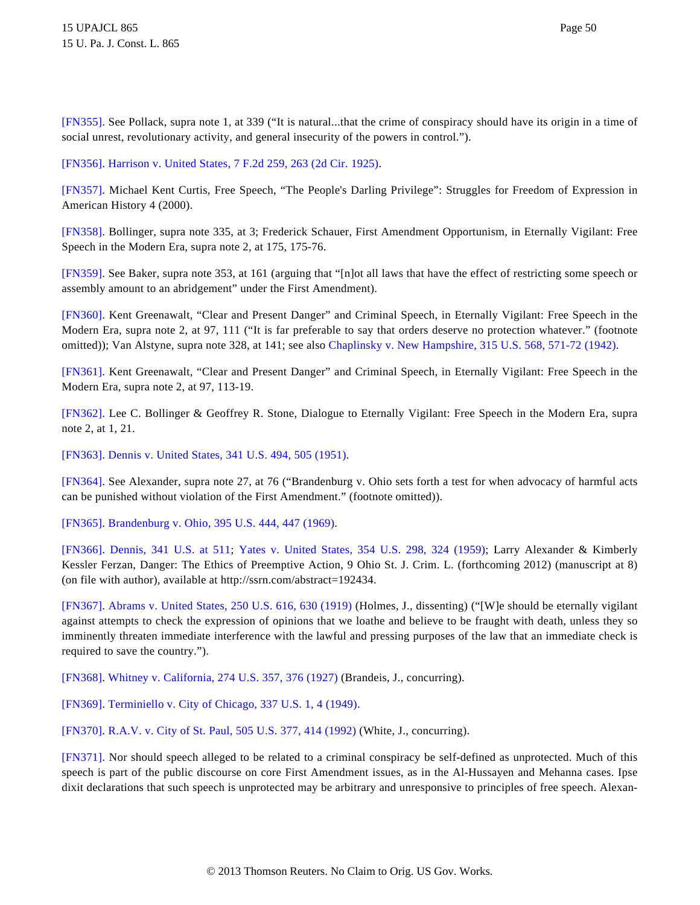[FN355]. See Pollack, supra note 1, at 339 ("It is natural...that the crime of conspiracy should have its origin in a time of social unrest, revolutionary activity, and general insecurity of the powers in control.").

[FN356]. Harrison v. United States, 7 F.2d 259, 263 (2d Cir. 1925).

[FN357]. Michael Kent Curtis, Free Speech, "The People's Darling Privilege": Struggles for Freedom of Expression in American History 4 (2000).

[FN358]. Bollinger, supra note 335, at 3; Frederick Schauer, First Amendment Opportunism, in Eternally Vigilant: Free Speech in the Modern Era, supra note 2, at 175, 175-76.

[FN359]. See Baker, supra note 353, at 161 (arguing that "[n]ot all laws that have the effect of restricting some speech or assembly amount to an abridgement" under the First Amendment).

[FN360]. Kent Greenawalt, "Clear and Present Danger" and Criminal Speech, in Eternally Vigilant: Free Speech in the Modern Era, supra note 2, at 97, 111 ("It is far preferable to say that orders deserve no protection whatever." (footnote omitted)); Van Alstyne, supra note 328, at 141; see also Chaplinsky v. New Hampshire, 315 U.S. 568, 571-72 (1942).

[FN361]. Kent Greenawalt, "Clear and Present Danger" and Criminal Speech, in Eternally Vigilant: Free Speech in the Modern Era, supra note 2, at 97, 113-19.

[FN362]. Lee C. Bollinger & Geoffrey R. Stone, Dialogue to Eternally Vigilant: Free Speech in the Modern Era, supra note 2, at 1, 21.

[FN363]. Dennis v. United States, 341 U.S. 494, 505 (1951).

[FN364]. See Alexander, supra note 27, at 76 ("Brandenburg v. Ohio sets forth a test for when advocacy of harmful acts can be punished without violation of the First Amendment." (footnote omitted)).

[FN365]. Brandenburg v. Ohio, 395 U.S. 444, 447 (1969).

[FN366]. Dennis, 341 U.S. at 511; Yates v. United States, 354 U.S. 298, 324 (1959); Larry Alexander & Kimberly Kessler Ferzan, Danger: The Ethics of Preemptive Action, 9 Ohio St. J. Crim. L. (forthcoming 2012) (manuscript at 8) (on file with author), available at http://ssrn.com/abstract=192434.

[FN367]. Abrams v. United States, 250 U.S. 616, 630 (1919) (Holmes, J., dissenting) ("[W]e should be eternally vigilant against attempts to check the expression of opinions that we loathe and believe to be fraught with death, unless they so imminently threaten immediate interference with the lawful and pressing purposes of the law that an immediate check is required to save the country.").

[FN368]. Whitney v. California, 274 U.S. 357, 376 (1927) (Brandeis, J., concurring).

[FN369]. Terminiello v. City of Chicago, 337 U.S. 1, 4 (1949).

[FN370]. R.A.V. v. City of St. Paul, 505 U.S. 377, 414 (1992) (White, J., concurring).

[FN371]. Nor should speech alleged to be related to a criminal conspiracy be self-defined as unprotected. Much of this speech is part of the public discourse on core First Amendment issues, as in the Al-Hussayen and Mehanna cases. Ipse dixit declarations that such speech is unprotected may be arbitrary and unresponsive to principles of free speech. Alexan-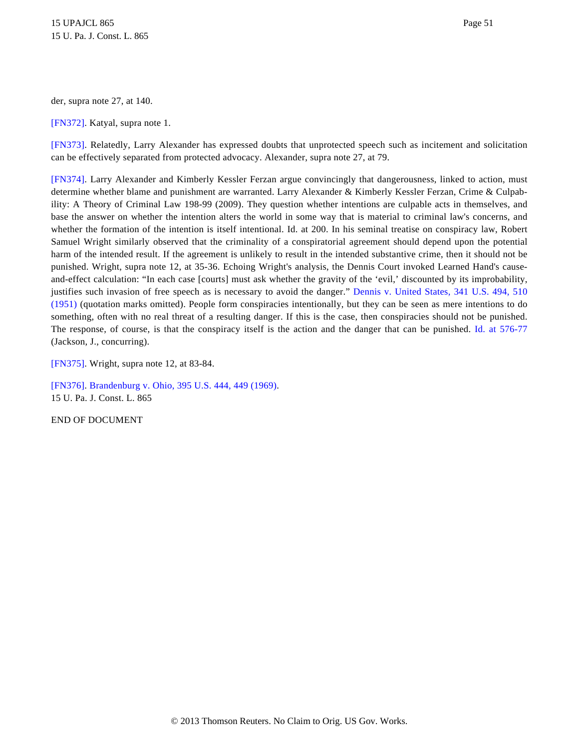der, supra note 27, at 140.

[FN372]. Katyal, supra note 1.

[FN373]. Relatedly, Larry Alexander has expressed doubts that unprotected speech such as incitement and solicitation can be effectively separated from protected advocacy. Alexander, supra note 27, at 79.

[FN374]. Larry Alexander and Kimberly Kessler Ferzan argue convincingly that dangerousness, linked to action, must determine whether blame and punishment are warranted. Larry Alexander & Kimberly Kessler Ferzan, Crime & Culpability: A Theory of Criminal Law 198-99 (2009). They question whether intentions are culpable acts in themselves, and base the answer on whether the intention alters the world in some way that is material to criminal law's concerns, and whether the formation of the intention is itself intentional. Id. at 200. In his seminal treatise on conspiracy law, Robert Samuel Wright similarly observed that the criminality of a conspiratorial agreement should depend upon the potential harm of the intended result. If the agreement is unlikely to result in the intended substantive crime, then it should not be punished. Wright, supra note 12, at 35-36. Echoing Wright's analysis, the Dennis Court invoked Learned Hand's cause-and-effect calculation: "In each case [courts] must ask whether the gravity of the 'evil,' discounted by its improbability, justifies such invasion of free speech as is necessary to avoid the danger." Dennis v. United States, 341 U.S. 494, 510 (1951) (quotation marks omitted). People form conspiracies intentionally, but they can be seen as mere intentions to do something, often with no real threat of a resulting danger. If this is the case, then conspiracies should not be punished. The response, of course, is that the conspiracy itself is the action and the danger that can be punished. Id. at 576-77 (Jackson, J., concurring).

[FN375]. Wright, supra note 12, at 83-84.

[FN376]. Brandenburg v. Ohio, 395 U.S. 444, 449 (1969).
15 U. Pa. J. Const. L. 865

END OF DOCUMENT